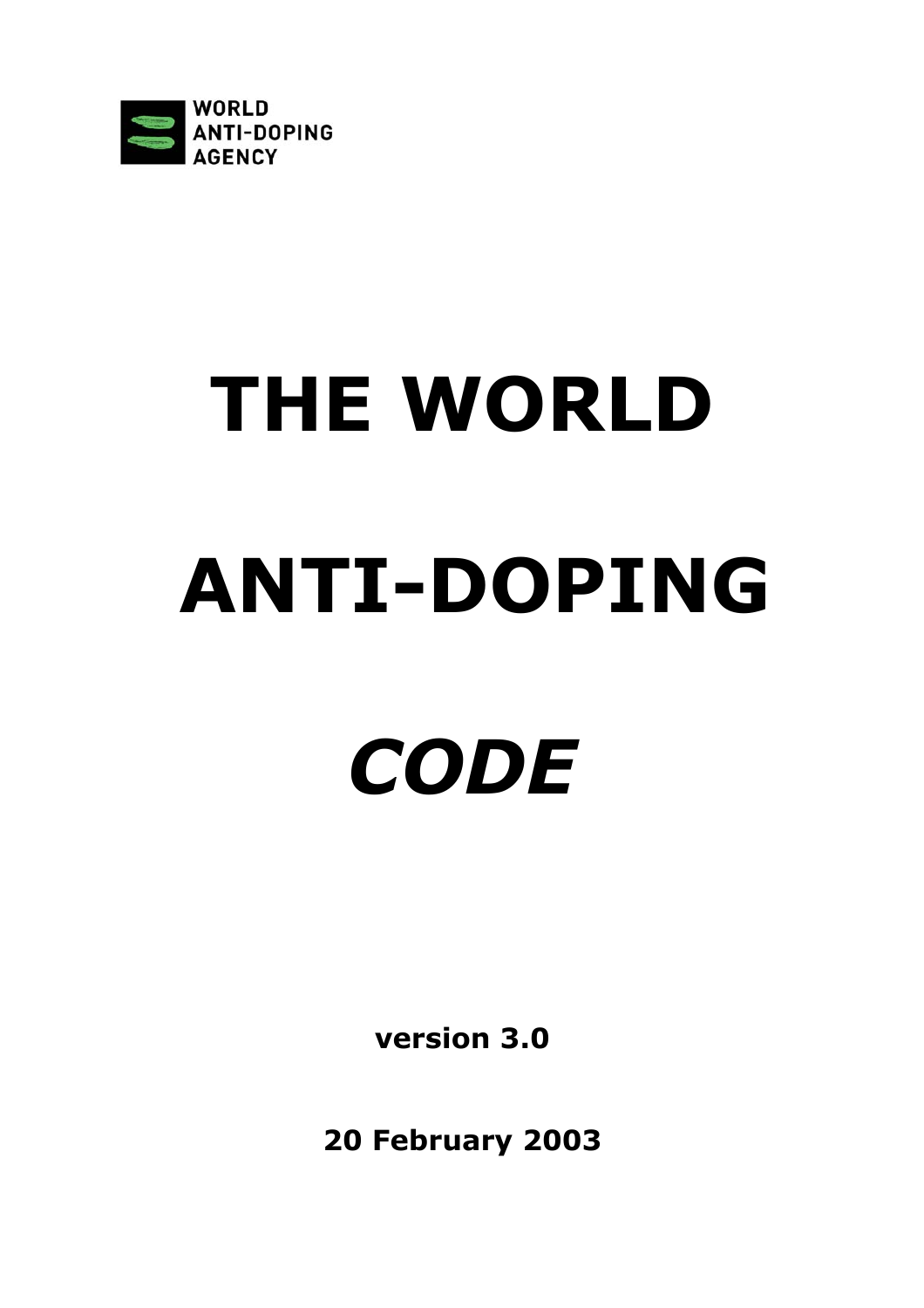WORLD ANTI-DOPING AGENCY

# THE WORLD ANTI-DOPING *CODE*

**version 3.0**

**20 February 2003**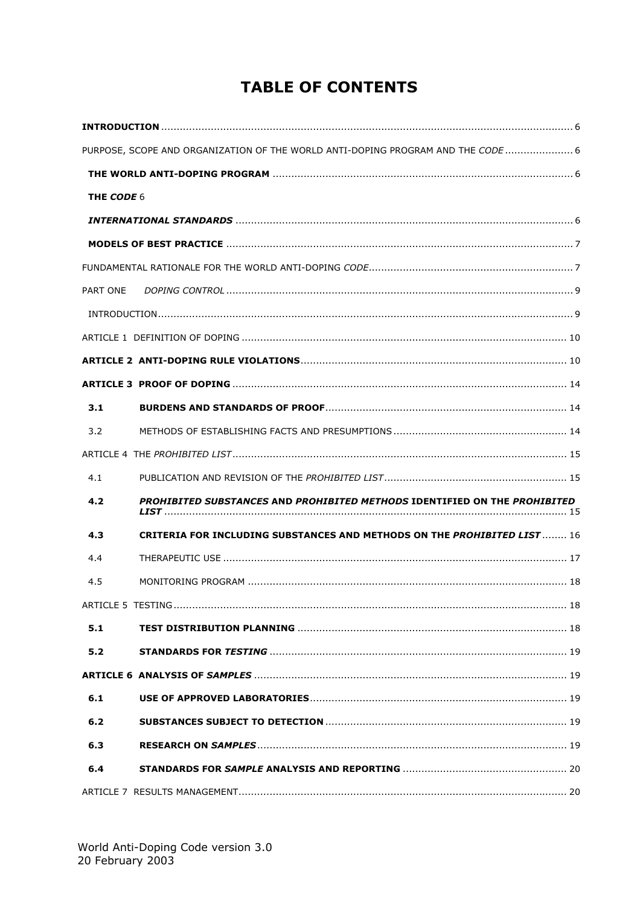# TABLE OF CONTENTS

**INTRODUCTION** .................................................................................................................................... 6

PURPOSE, SCOPE AND ORGANIZATION OF THE WORLD ANTI-DOPING PROGRAM AND THE *CODE* ...................... 6

**THE WORLD ANTI-DOPING PROGRAM** ................................................................................................ 6

**THE *CODE*** 6

***INTERNATIONAL STANDARDS*** ............................................................................................................ 6

**MODELS OF BEST PRACTICE** ............................................................................................................... 7

FUNDAMENTAL RATIONALE FOR THE WORLD ANTI-DOPING *CODE*.................................................................. 7

PART ONE *DOPING CONTROL* ............................................................................................................... 9

INTRODUCTION...................................................................................................................................... 9

ARTICLE 1 DEFINITION OF DOPING ........................................................................................................ 10

**ARTICLE 2 ANTI-DOPING RULE VIOLATIONS**..................................................................................... 10

**ARTICLE 3 PROOF OF DOPING** ........................................................................................................... 14

**3.1 BURDENS AND STANDARDS OF PROOF**............................................................................. 14

3.2 METHODS OF ESTABLISHING FACTS AND PRESUMPTIONS ........................................................ 14

ARTICLE 4 THE *PROHIBITED LIST* ........................................................................................................... 15

4.1 PUBLICATION AND REVISION OF THE *PROHIBITED LIST* ........................................................... 15

**4.2 *PROHIBITED SUBSTANCES* AND *PROHIBITED METHODS* IDENTIFIED ON THE *PROHIBITED LIST*** ................................................................................................................................. 15

**4.3 CRITERIA FOR INCLUDING SUBSTANCES AND METHODS ON THE *PROHIBITED LIST*** ........ 16

4.4 THERAPEUTIC USE ............................................................................................................... 17

4.5 MONITORING PROGRAM ....................................................................................................... 18

ARTICLE 5 TESTING............................................................................................................................... 18

**5.1 TEST DISTRIBUTION PLANNING** ...................................................................................... 18

**5.2 STANDARDS FOR *TESTING*** ............................................................................................... 19

**ARTICLE 6 ANALYSIS OF *SAMPLES*** .................................................................................................... 19

**6.1 USE OF APPROVED LABORATORIES**.................................................................................. 19

**6.2 SUBSTANCES SUBJECT TO DETECTION** ............................................................................. 19

**6.3 RESEARCH ON *SAMPLES*** ................................................................................................... 19

**6.4 STANDARDS FOR *SAMPLE* ANALYSIS AND REPORTING** ..................................................... 20

ARTICLE 7 RESULTS MANAGEMENT.......................................................................................................... 20

World Anti-Doping Code version 3.0
20 February 2003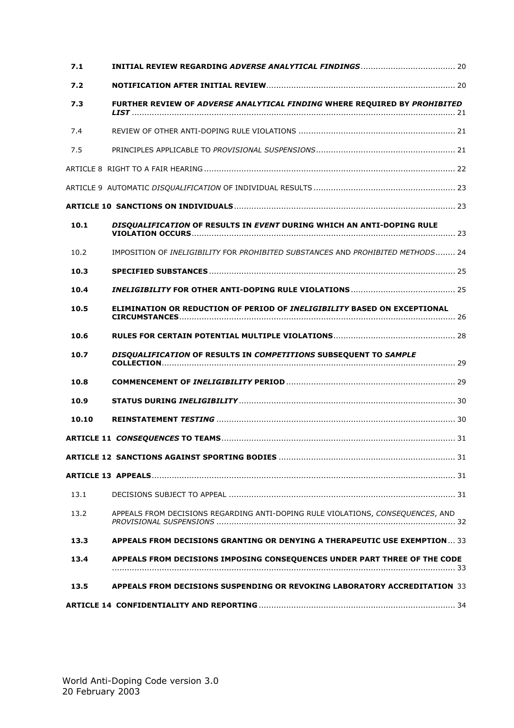| | | |
|---|---|---|
| **7.1** | **INITIAL REVIEW REGARDING *ADVERSE ANALYTICAL FINDINGS*** | 20 |
| **7.2** | **NOTIFICATION AFTER INITIAL REVIEW** | 20 |
| **7.3** | **FURTHER REVIEW OF *ADVERSE ANALYTICAL FINDING* WHERE REQUIRED BY *PROHIBITED LIST*** | 21 |
| 7.4 | REVIEW OF OTHER ANTI-DOPING RULE VIOLATIONS | 21 |
| 7.5 | PRINCIPLES APPLICABLE TO *PROVISIONAL SUSPENSIONS* | 21 |
| ARTICLE 8 RIGHT TO A FAIR HEARING | | 22 |
| ARTICLE 9 AUTOMATIC *DISQUALIFICATION* OF INDIVIDUAL RESULTS | | 23 |
| **ARTICLE 10 SANCTIONS ON INDIVIDUALS** | | 23 |
| **10.1** | ***DISQUALIFICATION* OF RESULTS IN *EVENT* DURING WHICH AN ANTI-DOPING RULE VIOLATION OCCURS** | 23 |
| 10.2 | IMPOSITION OF *INELIGIBILITY* FOR *PROHIBITED SUBSTANCES* AND *PROHIBITED METHODS* | 24 |
| **10.3** | **SPECIFIED SUBSTANCES** | 25 |
| **10.4** | ***INELIGIBILITY* FOR OTHER ANTI-DOPING RULE VIOLATIONS** | 25 |
| **10.5** | **ELIMINATION OR REDUCTION OF PERIOD OF *INELIGIBILITY* BASED ON EXCEPTIONAL CIRCUMSTANCES** | 26 |
| **10.6** | **RULES FOR CERTAIN POTENTIAL MULTIPLE VIOLATIONS** | 28 |
| **10.7** | ***DISQUALIFICATION* OF RESULTS IN *COMPETITIONS* SUBSEQUENT TO *SAMPLE* COLLECTION** | 29 |
| **10.8** | **COMMENCEMENT OF *INELIGIBILITY* PERIOD** | 29 |
| **10.9** | **STATUS DURING *INELIGIBILITY*** | 30 |
| **10.10** | **REINSTATEMENT *TESTING*** | 30 |
| **ARTICLE 11 *CONSEQUENCES* TO TEAMS** | | 31 |
| **ARTICLE 12 SANCTIONS AGAINST SPORTING BODIES** | | 31 |
| **ARTICLE 13 APPEALS** | | 31 |
| 13.1 | DECISIONS SUBJECT TO APPEAL | 31 |
| 13.2 | APPEALS FROM DECISIONS REGARDING ANTI-DOPING RULE VIOLATIONS, *CONSEQUENCES*, AND *PROVISIONAL SUSPENSIONS* | 32 |
| **13.3** | **APPEALS FROM DECISIONS GRANTING OR DENYING A THERAPEUTIC USE EXEMPTION** | 33 |
| **13.4** | **APPEALS FROM DECISIONS IMPOSING CONSEQUENCES UNDER PART THREE OF THE CODE** | 33 |
| **13.5** | **APPEALS FROM DECISIONS SUSPENDING OR REVOKING LABORATORY ACCREDITATION** | 33 |
| **ARTICLE 14 CONFIDENTIALITY AND REPORTING** | | 34 |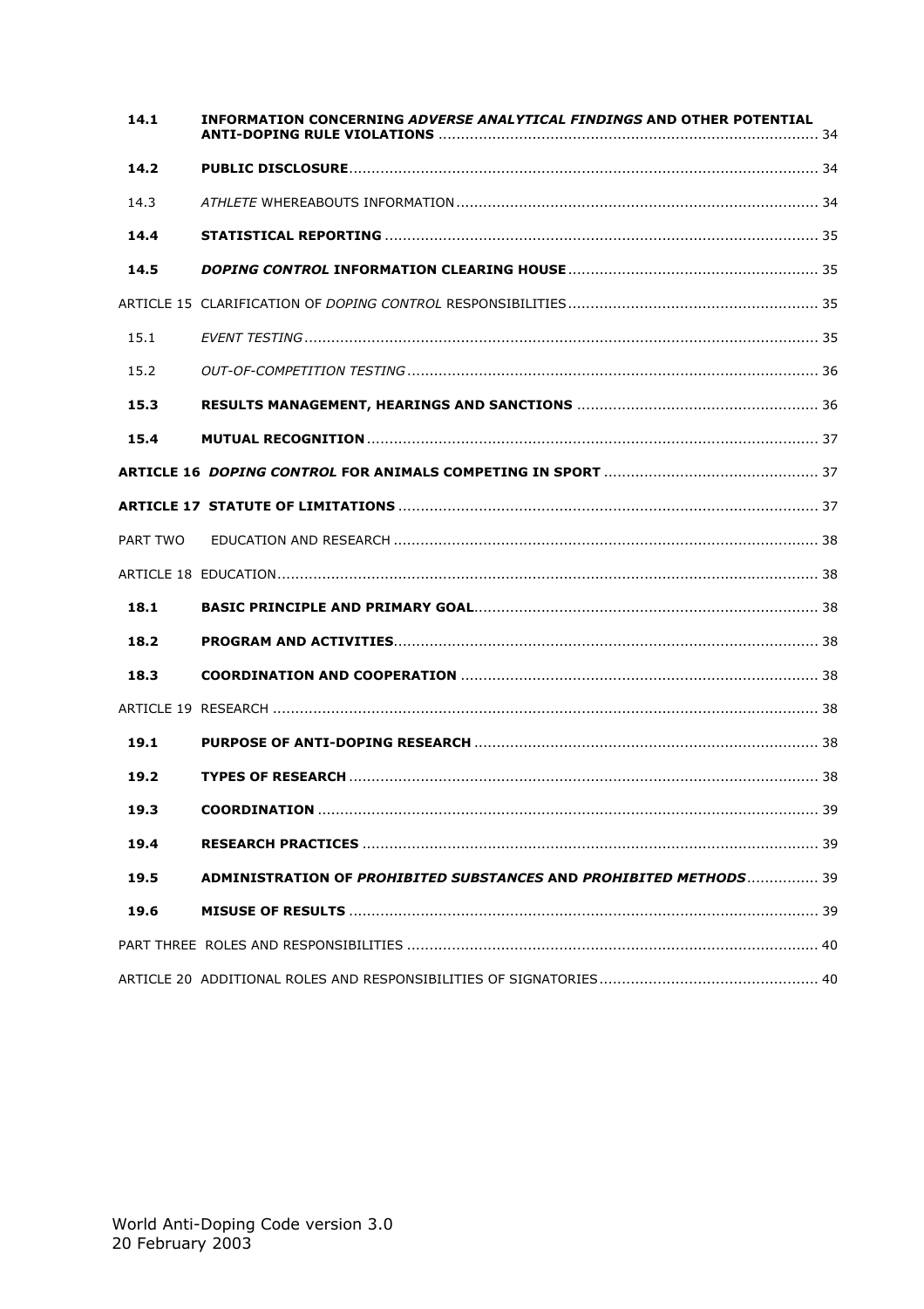| | | |
|---|---|---|
| **14.1** | **INFORMATION CONCERNING *ADVERSE ANALYTICAL FINDINGS* AND OTHER POTENTIAL ANTI-DOPING RULE VIOLATIONS** | 34 |
| **14.2** | **PUBLIC DISCLOSURE** | 34 |
| 14.3 | *ATHLETE* WHEREABOUTS INFORMATION | 34 |
| **14.4** | **STATISTICAL REPORTING** | 35 |
| **14.5** | ***DOPING CONTROL* INFORMATION CLEARING HOUSE** | 35 |
| ARTICLE 15 | CLARIFICATION OF *DOPING CONTROL* RESPONSIBILITIES | 35 |
| 15.1 | *EVENT TESTING* | 35 |
| 15.2 | *OUT-OF-COMPETITION TESTING* | 36 |
| **15.3** | **RESULTS MANAGEMENT, HEARINGS AND SANCTIONS** | 36 |
| **15.4** | **MUTUAL RECOGNITION** | 37 |
| **ARTICLE 16** | ***DOPING CONTROL* FOR ANIMALS COMPETING IN SPORT** | 37 |
| **ARTICLE 17** | **STATUTE OF LIMITATIONS** | 37 |
| PART TWO | EDUCATION AND RESEARCH | 38 |
| ARTICLE 18 | EDUCATION | 38 |
| **18.1** | **BASIC PRINCIPLE AND PRIMARY GOAL** | 38 |
| **18.2** | **PROGRAM AND ACTIVITIES** | 38 |
| **18.3** | **COORDINATION AND COOPERATION** | 38 |
| ARTICLE 19 | RESEARCH | 38 |
| **19.1** | **PURPOSE OF ANTI-DOPING RESEARCH** | 38 |
| **19.2** | **TYPES OF RESEARCH** | 38 |
| **19.3** | **COORDINATION** | 39 |
| **19.4** | **RESEARCH PRACTICES** | 39 |
| **19.5** | **ADMINISTRATION OF *PROHIBITED SUBSTANCES* AND *PROHIBITED METHODS*** | 39 |
| **19.6** | **MISUSE OF RESULTS** | 39 |
| PART THREE | ROLES AND RESPONSIBILITIES | 40 |
| ARTICLE 20 | ADDITIONAL ROLES AND RESPONSIBILITIES OF SIGNATORIES | 40 |

World Anti-Doping Code version 3.0
20 February 2003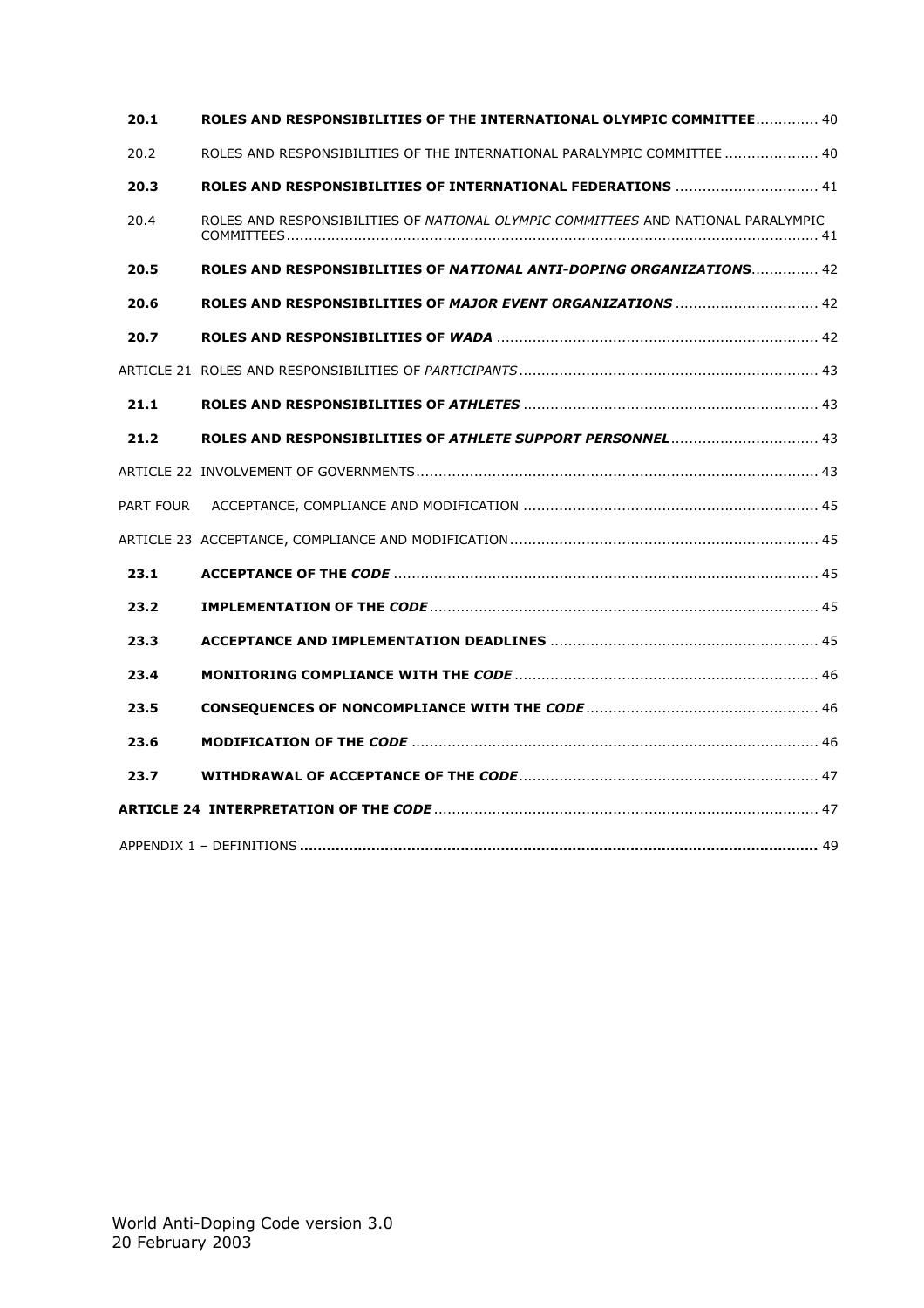| | | |
|---|---|---|
| **20.1** | **ROLES AND RESPONSIBILITIES OF THE INTERNATIONAL OLYMPIC COMMITTEE** | 40 |
| 20.2 | ROLES AND RESPONSIBILITIES OF THE INTERNATIONAL PARALYMPIC COMMITTEE | 40 |
| **20.3** | **ROLES AND RESPONSIBILITIES OF INTERNATIONAL FEDERATIONS** | 41 |
| 20.4 | ROLES AND RESPONSIBILITIES OF *NATIONAL OLYMPIC COMMITTEES* AND NATIONAL PARALYMPIC COMMITTEES | 41 |
| **20.5** | **ROLES AND RESPONSIBILITIES OF *NATIONAL ANTI-DOPING ORGANIZATIONS*** | 42 |
| **20.6** | **ROLES AND RESPONSIBILITIES OF *MAJOR EVENT ORGANIZATIONS*** | 42 |
| **20.7** | **ROLES AND RESPONSIBILITIES OF *WADA*** | 42 |
| ARTICLE 21 | ROLES AND RESPONSIBILITIES OF *PARTICIPANTS* | 43 |
| **21.1** | **ROLES AND RESPONSIBILITIES OF *ATHLETES*** | 43 |
| **21.2** | **ROLES AND RESPONSIBILITIES OF *ATHLETE SUPPORT PERSONNEL*** | 43 |
| ARTICLE 22 | INVOLVEMENT OF GOVERNMENTS | 43 |
| PART FOUR | ACCEPTANCE, COMPLIANCE AND MODIFICATION | 45 |
| ARTICLE 23 | ACCEPTANCE, COMPLIANCE AND MODIFICATION | 45 |
| **23.1** | **ACCEPTANCE OF THE *CODE*** | 45 |
| **23.2** | **IMPLEMENTATION OF THE *CODE*** | 45 |
| **23.3** | **ACCEPTANCE AND IMPLEMENTATION DEADLINES** | 45 |
| **23.4** | **MONITORING COMPLIANCE WITH THE *CODE*** | 46 |
| **23.5** | **CONSEQUENCES OF NONCOMPLIANCE WITH THE *CODE*** | 46 |
| **23.6** | **MODIFICATION OF THE *CODE*** | 46 |
| **23.7** | **WITHDRAWAL OF ACCEPTANCE OF THE *CODE*** | 47 |
| **ARTICLE 24** | **INTERPRETATION OF THE *CODE*** | 47 |
| APPENDIX 1 – DEFINITIONS | | 49 |

World Anti-Doping Code version 3.0
20 February 2003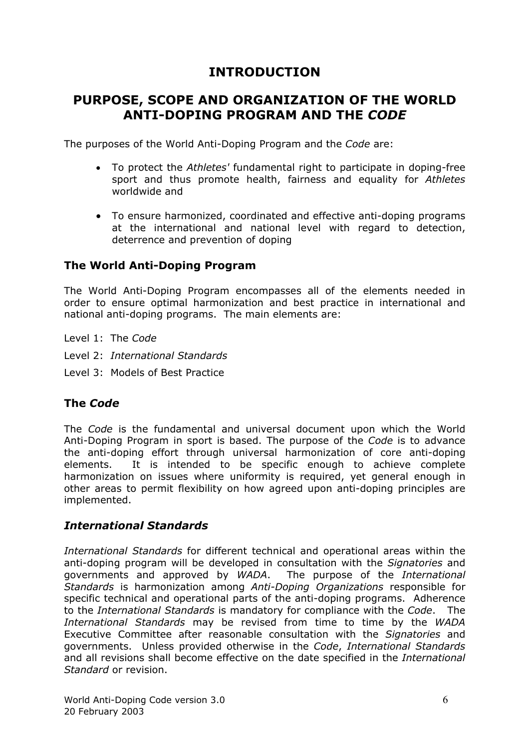# INTRODUCTION

## PURPOSE, SCOPE AND ORGANIZATION OF THE WORLD ANTI-DOPING PROGRAM AND THE *CODE*

The purposes of the World Anti-Doping Program and the *Code* are:

- To protect the *Athletes'* fundamental right to participate in doping-free sport and thus promote health, fairness and equality for *Athletes* worldwide and
- To ensure harmonized, coordinated and effective anti-doping programs at the international and national level with regard to detection, deterrence and prevention of doping

### The World Anti-Doping Program

The World Anti-Doping Program encompasses all of the elements needed in order to ensure optimal harmonization and best practice in international and national anti-doping programs. The main elements are:

Level 1: The *Code*

Level 2: *International Standards*

Level 3: Models of Best Practice

### The *Code*

The *Code* is the fundamental and universal document upon which the World Anti-Doping Program in sport is based. The purpose of the *Code* is to advance the anti-doping effort through universal harmonization of core anti-doping elements. It is intended to be specific enough to achieve complete harmonization on issues where uniformity is required, yet general enough in other areas to permit flexibility on how agreed upon anti-doping principles are implemented.

### *International Standards*

*International Standards* for different technical and operational areas within the anti-doping program will be developed in consultation with the *Signatories* and governments and approved by *WADA*. The purpose of the *International Standards* is harmonization among *Anti-Doping Organizations* responsible for specific technical and operational parts of the anti-doping programs. Adherence to the *International Standards* is mandatory for compliance with the *Code*. The *International Standards* may be revised from time to time by the *WADA* Executive Committee after reasonable consultation with the *Signatories* and governments. Unless provided otherwise in the *Code*, *International Standards* and all revisions shall become effective on the date specified in the *International Standard* or revision.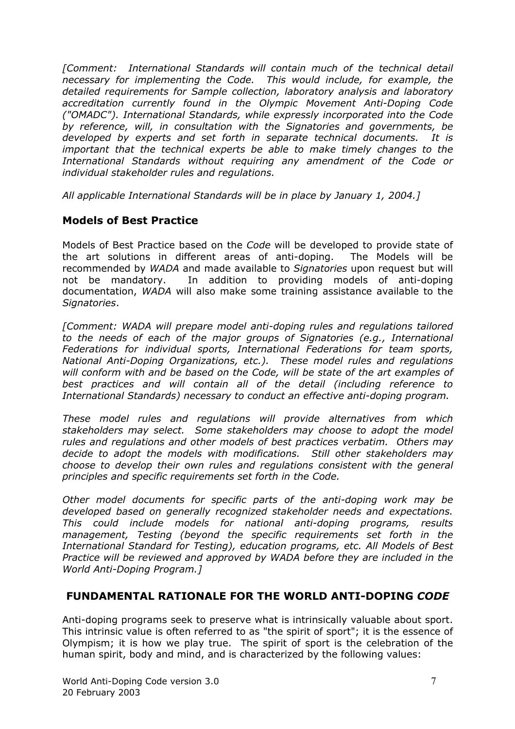*[Comment: International Standards will contain much of the technical detail necessary for implementing the Code. This would include, for example, the detailed requirements for Sample collection, laboratory analysis and laboratory accreditation currently found in the Olympic Movement Anti-Doping Code ("OMADC"). International Standards, while expressly incorporated into the Code by reference, will, in consultation with the Signatories and governments, be developed by experts and set forth in separate technical documents. It is important that the technical experts be able to make timely changes to the International Standards without requiring any amendment of the Code or individual stakeholder rules and regulations.*

*All applicable International Standards will be in place by January 1, 2004.]*

## Models of Best Practice

Models of Best Practice based on the *Code* will be developed to provide state of the art solutions in different areas of anti-doping. The Models will be recommended by *WADA* and made available to *Signatories* upon request but will not be mandatory. In addition to providing models of anti-doping documentation, *WADA* will also make some training assistance available to the *Signatories*.

*[Comment: WADA will prepare model anti-doping rules and regulations tailored to the needs of each of the major groups of Signatories (e.g., International Federations for individual sports, International Federations for team sports, National Anti-Doping Organizations, etc.). These model rules and regulations will conform with and be based on the Code, will be state of the art examples of best practices and will contain all of the detail (including reference to International Standards) necessary to conduct an effective anti-doping program.*

*These model rules and regulations will provide alternatives from which stakeholders may select. Some stakeholders may choose to adopt the model rules and regulations and other models of best practices verbatim. Others may decide to adopt the models with modifications. Still other stakeholders may choose to develop their own rules and regulations consistent with the general principles and specific requirements set forth in the Code.*

*Other model documents for specific parts of the anti-doping work may be developed based on generally recognized stakeholder needs and expectations. This could include models for national anti-doping programs, results management, Testing (beyond the specific requirements set forth in the International Standard for Testing), education programs, etc. All Models of Best Practice will be reviewed and approved by WADA before they are included in the World Anti-Doping Program.]*

## FUNDAMENTAL RATIONALE FOR THE WORLD ANTI-DOPING *CODE*

Anti-doping programs seek to preserve what is intrinsically valuable about sport. This intrinsic value is often referred to as "the spirit of sport"; it is the essence of Olympism; it is how we play true. The spirit of sport is the celebration of the human spirit, body and mind, and is characterized by the following values: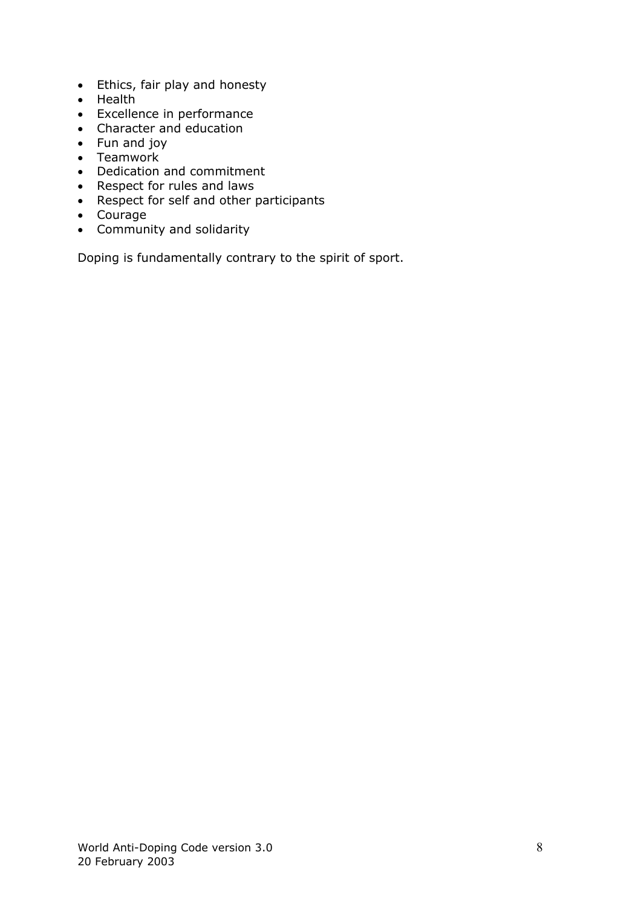- Ethics, fair play and honesty
- Health
- Excellence in performance
- Character and education
- Fun and joy
- Teamwork
- Dedication and commitment
- Respect for rules and laws
- Respect for self and other participants
- Courage
- Community and solidarity

Doping is fundamentally contrary to the spirit of sport.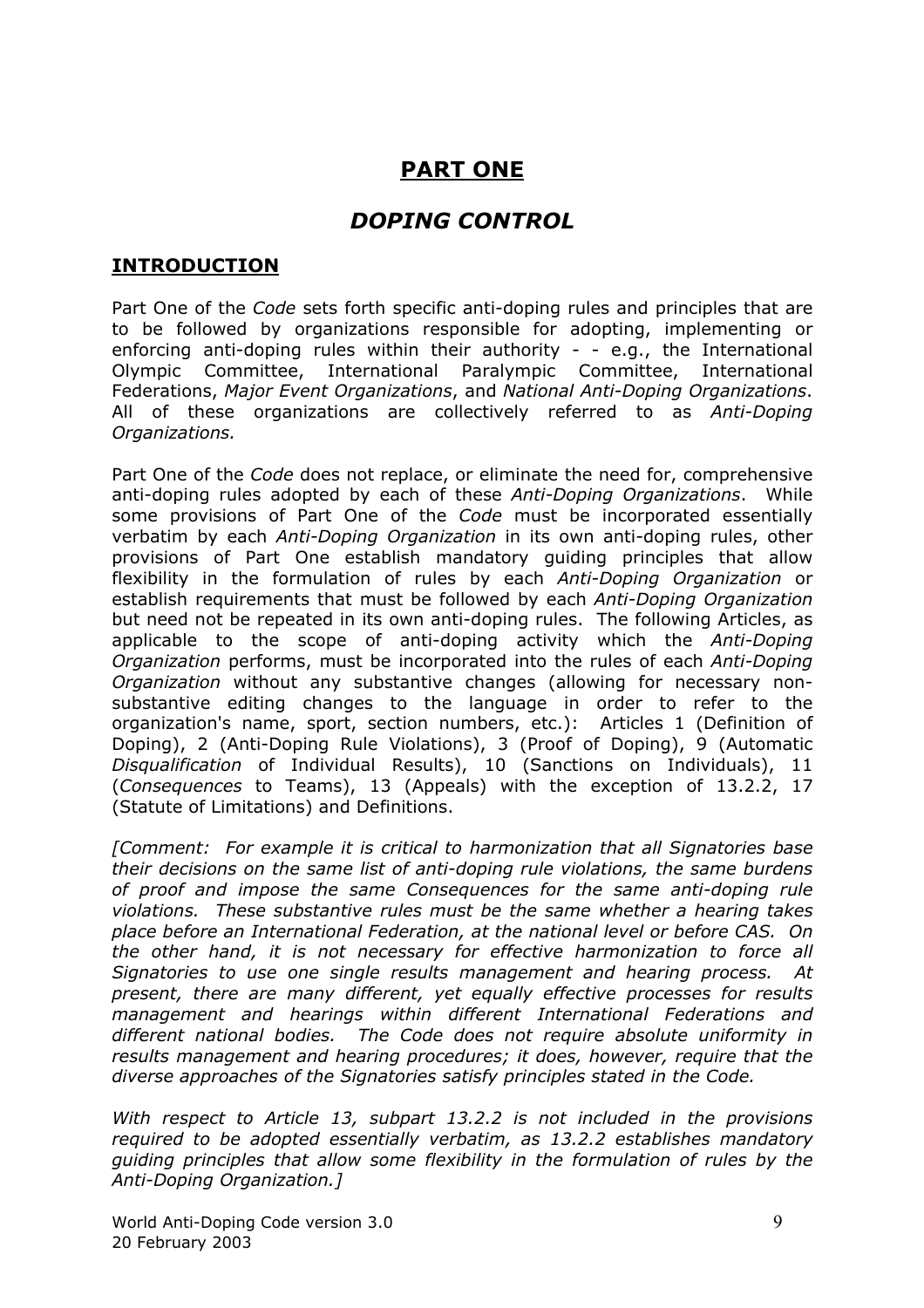# PART ONE

## *DOPING CONTROL*

### INTRODUCTION

Part One of the *Code* sets forth specific anti-doping rules and principles that are to be followed by organizations responsible for adopting, implementing or enforcing anti-doping rules within their authority - - e.g., the International Olympic Committee, International Paralympic Committee, International Federations, *Major Event Organizations*, and *National Anti-Doping Organizations*. All of these organizations are collectively referred to as *Anti-Doping Organizations.*

Part One of the *Code* does not replace, or eliminate the need for, comprehensive anti-doping rules adopted by each of these *Anti-Doping Organizations*. While some provisions of Part One of the *Code* must be incorporated essentially verbatim by each *Anti-Doping Organization* in its own anti-doping rules, other provisions of Part One establish mandatory guiding principles that allow flexibility in the formulation of rules by each *Anti-Doping Organization* or establish requirements that must be followed by each *Anti-Doping Organization* but need not be repeated in its own anti-doping rules. The following Articles, as applicable to the scope of anti-doping activity which the *Anti-Doping Organization* performs, must be incorporated into the rules of each *Anti-Doping Organization* without any substantive changes (allowing for necessary non-substantive editing changes to the language in order to refer to the organization's name, sport, section numbers, etc.): Articles 1 (Definition of Doping), 2 (Anti-Doping Rule Violations), 3 (Proof of Doping), 9 (Automatic *Disqualification* of Individual Results), 10 (Sanctions on Individuals), 11 (*Consequences* to Teams), 13 (Appeals) with the exception of 13.2.2, 17 (Statute of Limitations) and Definitions.

*[Comment: For example it is critical to harmonization that all Signatories base their decisions on the same list of anti-doping rule violations, the same burdens of proof and impose the same Consequences for the same anti-doping rule violations. These substantive rules must be the same whether a hearing takes place before an International Federation, at the national level or before CAS. On the other hand, it is not necessary for effective harmonization to force all Signatories to use one single results management and hearing process. At present, there are many different, yet equally effective processes for results management and hearings within different International Federations and different national bodies. The Code does not require absolute uniformity in results management and hearing procedures; it does, however, require that the diverse approaches of the Signatories satisfy principles stated in the Code.*

*With respect to Article 13, subpart 13.2.2 is not included in the provisions required to be adopted essentially verbatim, as 13.2.2 establishes mandatory guiding principles that allow some flexibility in the formulation of rules by the Anti-Doping Organization.]*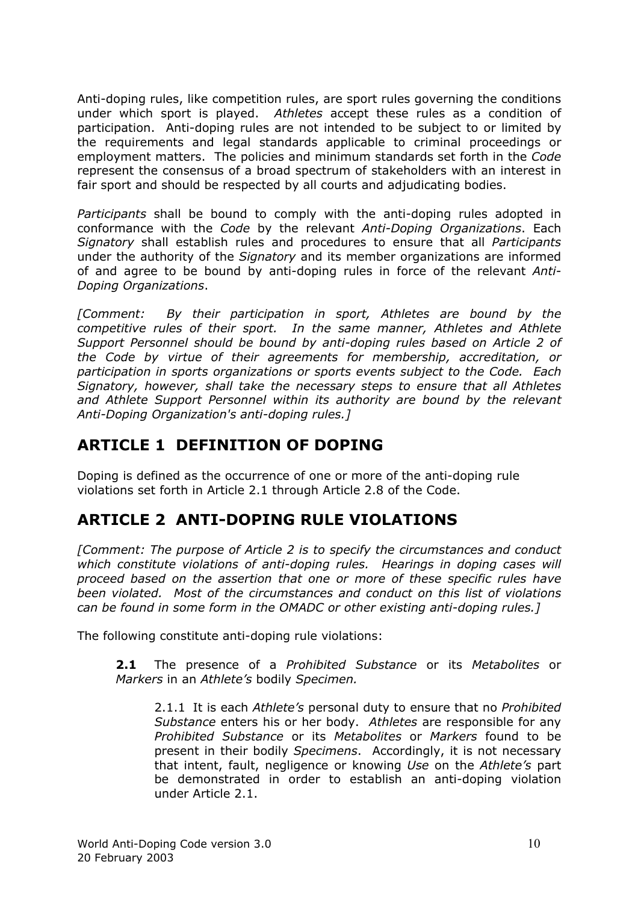Anti-doping rules, like competition rules, are sport rules governing the conditions under which sport is played. *Athletes* accept these rules as a condition of participation. Anti-doping rules are not intended to be subject to or limited by the requirements and legal standards applicable to criminal proceedings or employment matters. The policies and minimum standards set forth in the *Code* represent the consensus of a broad spectrum of stakeholders with an interest in fair sport and should be respected by all courts and adjudicating bodies.

*Participants* shall be bound to comply with the anti-doping rules adopted in conformance with the *Code* by the relevant *Anti-Doping Organizations*. Each *Signatory* shall establish rules and procedures to ensure that all *Participants* under the authority of the *Signatory* and its member organizations are informed of and agree to be bound by anti-doping rules in force of the relevant *Anti-Doping Organizations*.

*[Comment: By their participation in sport, Athletes are bound by the competitive rules of their sport. In the same manner, Athletes and Athlete Support Personnel should be bound by anti-doping rules based on Article 2 of the Code by virtue of their agreements for membership, accreditation, or participation in sports organizations or sports events subject to the Code. Each Signatory, however, shall take the necessary steps to ensure that all Athletes and Athlete Support Personnel within its authority are bound by the relevant Anti-Doping Organization's anti-doping rules.]*

## ARTICLE 1 DEFINITION OF DOPING

Doping is defined as the occurrence of one or more of the anti-doping rule violations set forth in Article 2.1 through Article 2.8 of the Code.

## ARTICLE 2 ANTI-DOPING RULE VIOLATIONS

*[Comment: The purpose of Article 2 is to specify the circumstances and conduct which constitute violations of anti-doping rules. Hearings in doping cases will proceed based on the assertion that one or more of these specific rules have been violated. Most of the circumstances and conduct on this list of violations can be found in some form in the OMADC or other existing anti-doping rules.]*

The following constitute anti-doping rule violations:

**2.1** The presence of a *Prohibited Substance* or its *Metabolites* or *Markers* in an *Athlete's* bodily *Specimen.*

2.1.1 It is each *Athlete's* personal duty to ensure that no *Prohibited Substance* enters his or her body. *Athletes* are responsible for any *Prohibited Substance* or its *Metabolites* or *Markers* found to be present in their bodily *Specimens*. Accordingly, it is not necessary that intent, fault, negligence or knowing *Use* on the *Athlete's* part be demonstrated in order to establish an anti-doping violation under Article 2.1.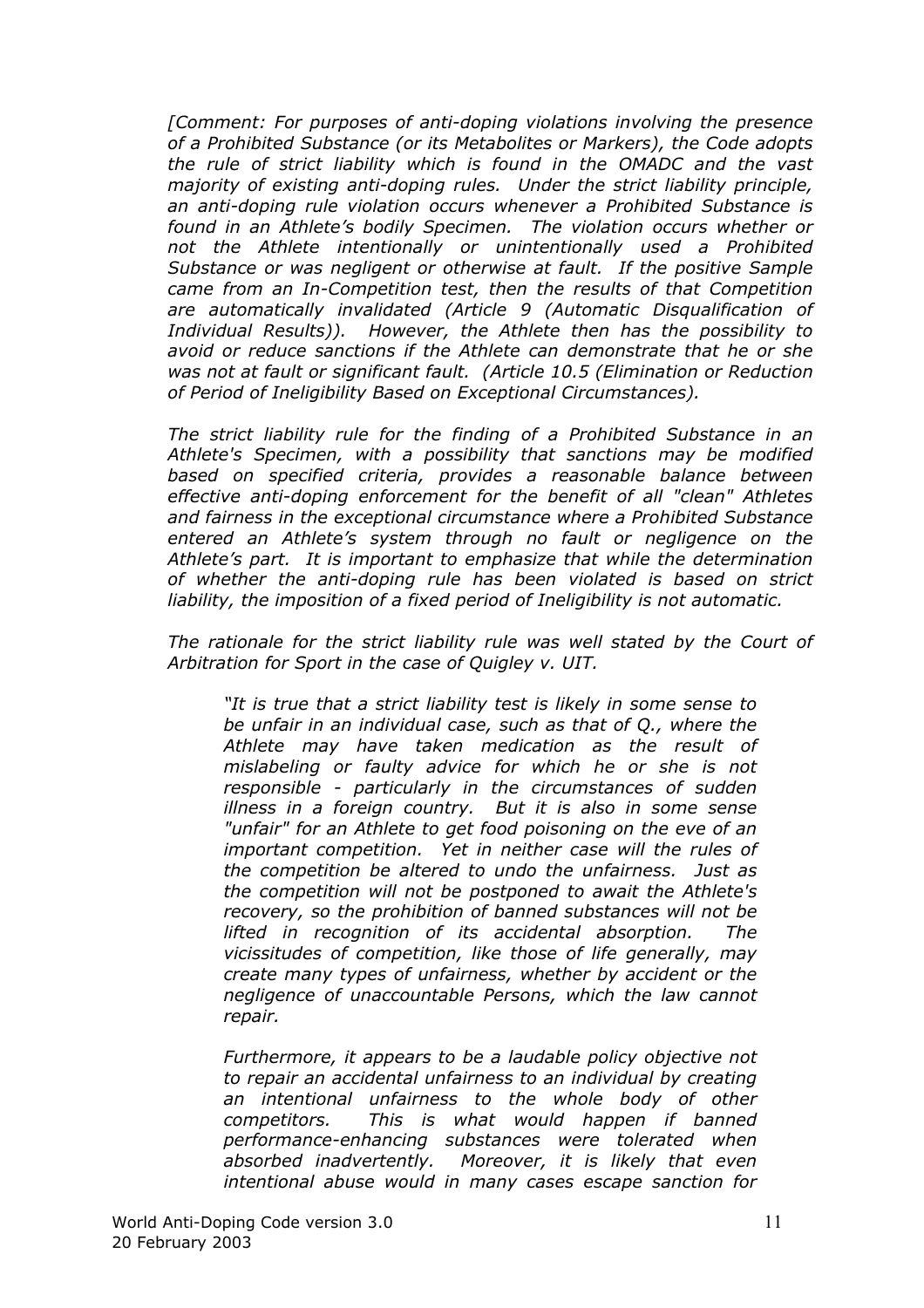*[Comment: For purposes of anti-doping violations involving the presence of a Prohibited Substance (or its Metabolites or Markers), the Code adopts the rule of strict liability which is found in the OMADC and the vast majority of existing anti-doping rules. Under the strict liability principle, an anti-doping rule violation occurs whenever a Prohibited Substance is found in an Athlete's bodily Specimen. The violation occurs whether or not the Athlete intentionally or unintentionally used a Prohibited Substance or was negligent or otherwise at fault. If the positive Sample came from an In-Competition test, then the results of that Competition are automatically invalidated (Article 9 (Automatic Disqualification of Individual Results)). However, the Athlete then has the possibility to avoid or reduce sanctions if the Athlete can demonstrate that he or she was not at fault or significant fault. (Article 10.5 (Elimination or Reduction of Period of Ineligibility Based on Exceptional Circumstances).*

*The strict liability rule for the finding of a Prohibited Substance in an Athlete's Specimen, with a possibility that sanctions may be modified based on specified criteria, provides a reasonable balance between effective anti-doping enforcement for the benefit of all "clean" Athletes and fairness in the exceptional circumstance where a Prohibited Substance entered an Athlete's system through no fault or negligence on the Athlete's part. It is important to emphasize that while the determination of whether the anti-doping rule has been violated is based on strict liability, the imposition of a fixed period of Ineligibility is not automatic.*

*The rationale for the strict liability rule was well stated by the Court of Arbitration for Sport in the case of Quigley v. UIT.*

> *"It is true that a strict liability test is likely in some sense to be unfair in an individual case, such as that of Q., where the Athlete may have taken medication as the result of mislabeling or faulty advice for which he or she is not responsible - particularly in the circumstances of sudden illness in a foreign country. But it is also in some sense "unfair" for an Athlete to get food poisoning on the eve of an important competition. Yet in neither case will the rules of the competition be altered to undo the unfairness. Just as the competition will not be postponed to await the Athlete's recovery, so the prohibition of banned substances will not be lifted in recognition of its accidental absorption. The vicissitudes of competition, like those of life generally, may create many types of unfairness, whether by accident or the negligence of unaccountable Persons, which the law cannot repair.*
>
> *Furthermore, it appears to be a laudable policy objective not to repair an accidental unfairness to an individual by creating an intentional unfairness to the whole body of other competitors. This is what would happen if banned performance-enhancing substances were tolerated when absorbed inadvertently. Moreover, it is likely that even intentional abuse would in many cases escape sanction for*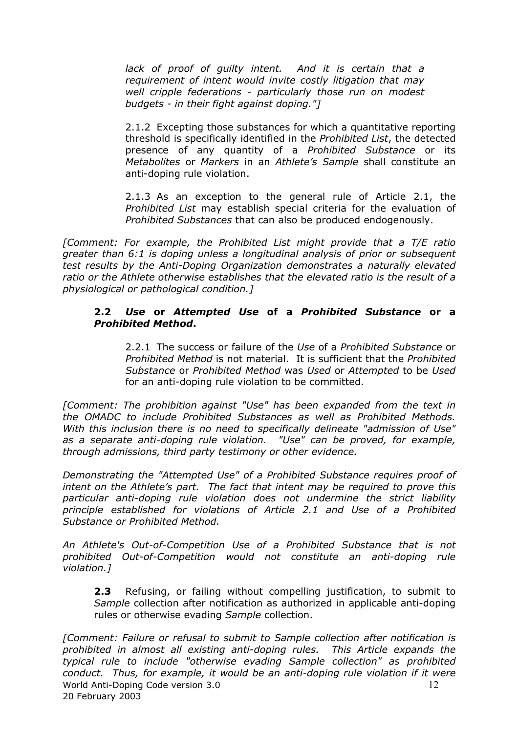*lack of proof of guilty intent. And it is certain that a requirement of intent would invite costly litigation that may well cripple federations - particularly those run on modest budgets - in their fight against doping."]*

2.1.2 Excepting those substances for which a quantitative reporting threshold is specifically identified in the *Prohibited List*, the detected presence of any quantity of a *Prohibited Substance* or its *Metabolites* or *Markers* in an *Athlete's Sample* shall constitute an anti-doping rule violation.

2.1.3 As an exception to the general rule of Article 2.1, the *Prohibited List* may establish special criteria for the evaluation of *Prohibited Substances* that can also be produced endogenously.

*[Comment: For example, the Prohibited List might provide that a T/E ratio greater than 6:1 is doping unless a longitudinal analysis of prior or subsequent test results by the Anti-Doping Organization demonstrates a naturally elevated ratio or the Athlete otherwise establishes that the elevated ratio is the result of a physiological or pathological condition.]*

**2.2** ***Use*** **or** ***Attempted Use*** **of a** ***Prohibited Substance*** **or a** ***Prohibited Method*****.**

2.2.1 The success or failure of the *Use* of a *Prohibited Substance* or *Prohibited Method* is not material. It is sufficient that the *Prohibited Substance* or *Prohibited Method* was *Used* or *Attempted* to be *Used* for an anti-doping rule violation to be committed.

*[Comment: The prohibition against "Use" has been expanded from the text in the OMADC to include Prohibited Substances as well as Prohibited Methods. With this inclusion there is no need to specifically delineate "admission of Use" as a separate anti-doping rule violation. "Use" can be proved, for example, through admissions, third party testimony or other evidence.*

*Demonstrating the "Attempted Use" of a Prohibited Substance requires proof of intent on the Athlete's part. The fact that intent may be required to prove this particular anti-doping rule violation does not undermine the strict liability principle established for violations of Article 2.1 and Use of a Prohibited Substance or Prohibited Method.*

*An Athlete's Out-of-Competition Use of a Prohibited Substance that is not prohibited Out-of-Competition would not constitute an anti-doping rule violation.]*

**2.3** Refusing, or failing without compelling justification, to submit to *Sample* collection after notification as authorized in applicable anti-doping rules or otherwise evading *Sample* collection.

*[Comment: Failure or refusal to submit to Sample collection after notification is prohibited in almost all existing anti-doping rules. This Article expands the typical rule to include "otherwise evading Sample collection" as prohibited conduct. Thus, for example, it would be an anti-doping rule violation if it were*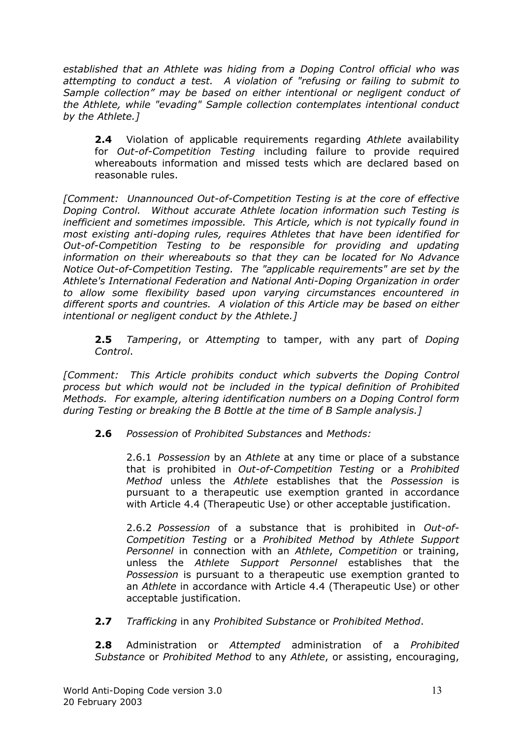*established that an Athlete was hiding from a Doping Control official who was attempting to conduct a test. A violation of "refusing or failing to submit to Sample collection" may be based on either intentional or negligent conduct of the Athlete, while "evading" Sample collection contemplates intentional conduct by the Athlete.]*

**2.4** Violation of applicable requirements regarding *Athlete* availability for *Out-of-Competition Testing* including failure to provide required whereabouts information and missed tests which are declared based on reasonable rules.

*[Comment: Unannounced Out-of-Competition Testing is at the core of effective Doping Control. Without accurate Athlete location information such Testing is inefficient and sometimes impossible. This Article, which is not typically found in most existing anti-doping rules, requires Athletes that have been identified for Out-of-Competition Testing to be responsible for providing and updating information on their whereabouts so that they can be located for No Advance Notice Out-of-Competition Testing. The "applicable requirements" are set by the Athlete's International Federation and National Anti-Doping Organization in order to allow some flexibility based upon varying circumstances encountered in different sports and countries. A violation of this Article may be based on either intentional or negligent conduct by the Athlete.]*

**2.5** *Tampering*, or *Attempting* to tamper, with any part of *Doping Control*.

*[Comment: This Article prohibits conduct which subverts the Doping Control process but which would not be included in the typical definition of Prohibited Methods. For example, altering identification numbers on a Doping Control form during Testing or breaking the B Bottle at the time of B Sample analysis.]*

**2.6** *Possession* of *Prohibited Substances* and *Methods:*

2.6.1 *Possession* by an *Athlete* at any time or place of a substance that is prohibited in *Out-of-Competition Testing* or a *Prohibited Method* unless the *Athlete* establishes that the *Possession* is pursuant to a therapeutic use exemption granted in accordance with Article 4.4 (Therapeutic Use) or other acceptable justification.

2.6.2 *Possession* of a substance that is prohibited in *Out-of-Competition Testing* or a *Prohibited Method* by *Athlete Support Personnel* in connection with an *Athlete*, *Competition* or training, unless the *Athlete Support Personnel* establishes that the *Possession* is pursuant to a therapeutic use exemption granted to an *Athlete* in accordance with Article 4.4 (Therapeutic Use) or other acceptable justification.

**2.7** *Trafficking* in any *Prohibited Substance* or *Prohibited Method*.

**2.8** Administration or *Attempted* administration of a *Prohibited Substance* or *Prohibited Method* to any *Athlete*, or assisting, encouraging,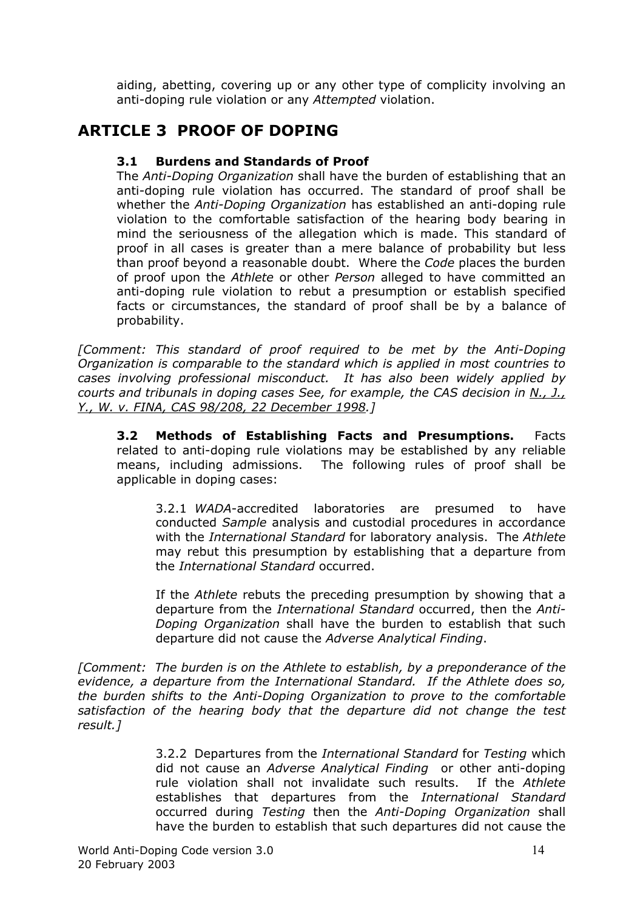aiding, abetting, covering up or any other type of complicity involving an anti-doping rule violation or any *Attempted* violation.

# ARTICLE 3 PROOF OF DOPING

### 3.1 Burdens and Standards of Proof

The *Anti-Doping Organization* shall have the burden of establishing that an anti-doping rule violation has occurred. The standard of proof shall be whether the *Anti-Doping Organization* has established an anti-doping rule violation to the comfortable satisfaction of the hearing body bearing in mind the seriousness of the allegation which is made. This standard of proof in all cases is greater than a mere balance of probability but less than proof beyond a reasonable doubt. Where the *Code* places the burden of proof upon the *Athlete* or other *Person* alleged to have committed an anti-doping rule violation to rebut a presumption or establish specified facts or circumstances, the standard of proof shall be by a balance of probability.

*[Comment: This standard of proof required to be met by the Anti-Doping Organization is comparable to the standard which is applied in most countries to cases involving professional misconduct. It has also been widely applied by courts and tribunals in doping cases See, for example, the CAS decision in N., J., Y., W. v. FINA, CAS 98/208, 22 December 1998.]*

**3.2 Methods of Establishing Facts and Presumptions.** Facts related to anti-doping rule violations may be established by any reliable means, including admissions. The following rules of proof shall be applicable in doping cases:

3.2.1 *WADA*-accredited laboratories are presumed to have conducted *Sample* analysis and custodial procedures in accordance with the *International Standard* for laboratory analysis. The *Athlete* may rebut this presumption by establishing that a departure from the *International Standard* occurred.

If the *Athlete* rebuts the preceding presumption by showing that a departure from the *International Standard* occurred, then the *Anti-Doping Organization* shall have the burden to establish that such departure did not cause the *Adverse Analytical Finding*.

*[Comment: The burden is on the Athlete to establish, by a preponderance of the evidence, a departure from the International Standard. If the Athlete does so, the burden shifts to the Anti-Doping Organization to prove to the comfortable satisfaction of the hearing body that the departure did not change the test result.]*

3.2.2 Departures from the *International Standard* for *Testing* which did not cause an *Adverse Analytical Finding* or other anti-doping rule violation shall not invalidate such results. If the *Athlete* establishes that departures from the *International Standard* occurred during *Testing* then the *Anti-Doping Organization* shall have the burden to establish that such departures did not cause the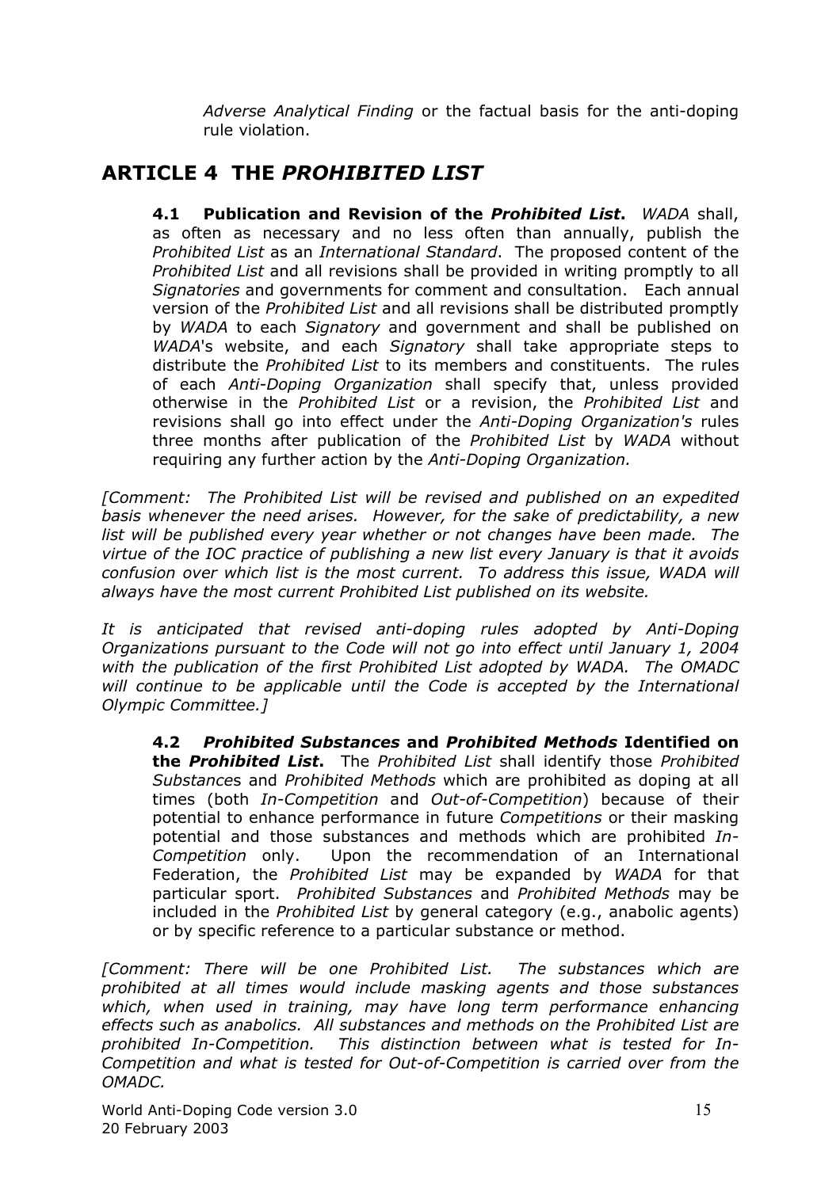*Adverse Analytical Finding* or the factual basis for the anti-doping rule violation.

## ARTICLE 4 THE *PROHIBITED LIST*

**4.1 Publication and Revision of the *Prohibited List*.** *WADA* shall, as often as necessary and no less often than annually, publish the *Prohibited List* as an *International Standard*. The proposed content of the *Prohibited List* and all revisions shall be provided in writing promptly to all *Signatories* and governments for comment and consultation. Each annual version of the *Prohibited List* and all revisions shall be distributed promptly by *WADA* to each *Signatory* and government and shall be published on *WADA*'s website, and each *Signatory* shall take appropriate steps to distribute the *Prohibited List* to its members and constituents. The rules of each *Anti-Doping Organization* shall specify that, unless provided otherwise in the *Prohibited List* or a revision, the *Prohibited List* and revisions shall go into effect under the *Anti-Doping Organization's* rules three months after publication of the *Prohibited List* by *WADA* without requiring any further action by the *Anti-Doping Organization.*

*[Comment: The Prohibited List will be revised and published on an expedited basis whenever the need arises. However, for the sake of predictability, a new list will be published every year whether or not changes have been made. The virtue of the IOC practice of publishing a new list every January is that it avoids confusion over which list is the most current. To address this issue, WADA will always have the most current Prohibited List published on its website.*

*It is anticipated that revised anti-doping rules adopted by Anti-Doping Organizations pursuant to the Code will not go into effect until January 1, 2004 with the publication of the first Prohibited List adopted by WADA. The OMADC will continue to be applicable until the Code is accepted by the International Olympic Committee.]*

**4.2 *Prohibited Substances* and *Prohibited Methods* Identified on the *Prohibited List*.** The *Prohibited List* shall identify those *Prohibited Substances* and *Prohibited Methods* which are prohibited as doping at all times (both *In-Competition* and *Out-of-Competition*) because of their potential to enhance performance in future *Competitions* or their masking potential and those substances and methods which are prohibited *In-Competition* only. Upon the recommendation of an International Federation, the *Prohibited List* may be expanded by *WADA* for that particular sport. *Prohibited Substances* and *Prohibited Methods* may be included in the *Prohibited List* by general category (e.g., anabolic agents) or by specific reference to a particular substance or method.

*[Comment: There will be one Prohibited List. The substances which are prohibited at all times would include masking agents and those substances which, when used in training, may have long term performance enhancing effects such as anabolics. All substances and methods on the Prohibited List are prohibited In-Competition. This distinction between what is tested for In-Competition and what is tested for Out-of-Competition is carried over from the OMADC.*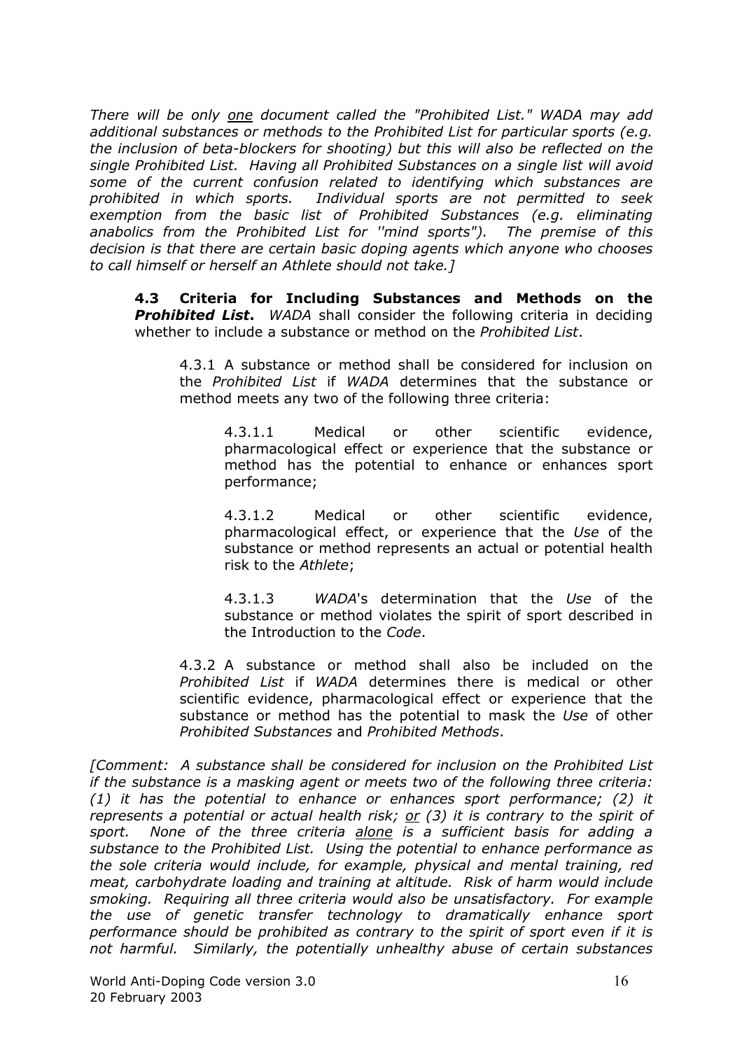*There will be only one document called the "Prohibited List." WADA may add additional substances or methods to the Prohibited List for particular sports (e.g. the inclusion of beta-blockers for shooting) but this will also be reflected on the single Prohibited List. Having all Prohibited Substances on a single list will avoid some of the current confusion related to identifying which substances are prohibited in which sports. Individual sports are not permitted to seek exemption from the basic list of Prohibited Substances (e.g. eliminating anabolics from the Prohibited List for "mind sports"). The premise of this decision is that there are certain basic doping agents which anyone who chooses to call himself or herself an Athlete should not take.]*

**4.3 Criteria for Including Substances and Methods on the *Prohibited List*.** *WADA* shall consider the following criteria in deciding whether to include a substance or method on the *Prohibited List*.

4.3.1 A substance or method shall be considered for inclusion on the *Prohibited List* if *WADA* determines that the substance or method meets any two of the following three criteria:

4.3.1.1 Medical or other scientific evidence, pharmacological effect or experience that the substance or method has the potential to enhance or enhances sport performance;

4.3.1.2 Medical or other scientific evidence, pharmacological effect, or experience that the *Use* of the substance or method represents an actual or potential health risk to the *Athlete*;

4.3.1.3 *WADA*'s determination that the *Use* of the substance or method violates the spirit of sport described in the Introduction to the *Code*.

4.3.2 A substance or method shall also be included on the *Prohibited List* if *WADA* determines there is medical or other scientific evidence, pharmacological effect or experience that the substance or method has the potential to mask the *Use* of other *Prohibited Substances* and *Prohibited Methods*.

*[Comment: A substance shall be considered for inclusion on the Prohibited List if the substance is a masking agent or meets two of the following three criteria: (1) it has the potential to enhance or enhances sport performance; (2) it represents a potential or actual health risk; or (3) it is contrary to the spirit of sport. None of the three criteria alone is a sufficient basis for adding a substance to the Prohibited List. Using the potential to enhance performance as the sole criteria would include, for example, physical and mental training, red meat, carbohydrate loading and training at altitude. Risk of harm would include smoking. Requiring all three criteria would also be unsatisfactory. For example the use of genetic transfer technology to dramatically enhance sport performance should be prohibited as contrary to the spirit of sport even if it is not harmful. Similarly, the potentially unhealthy abuse of certain substances*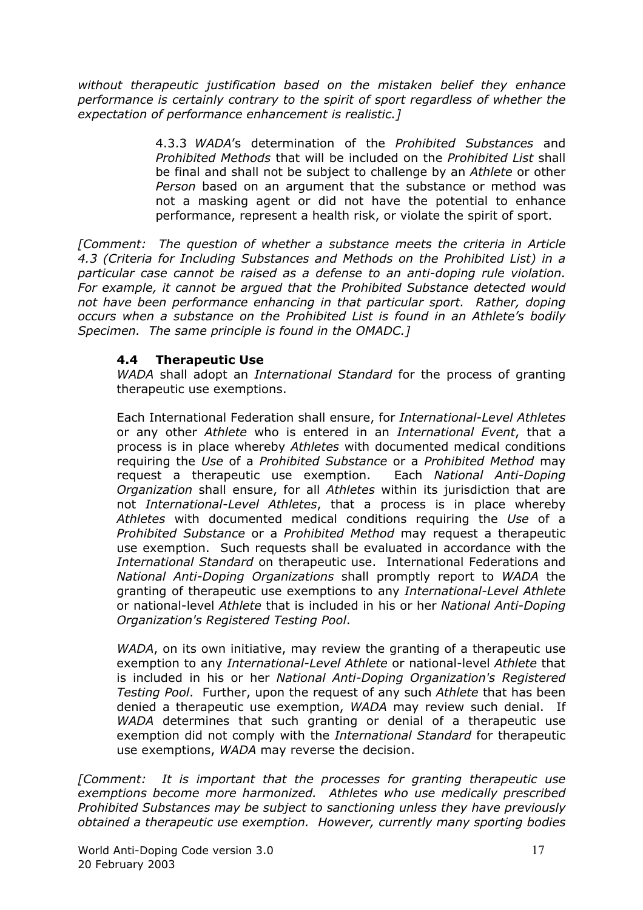*without therapeutic justification based on the mistaken belief they enhance performance is certainly contrary to the spirit of sport regardless of whether the expectation of performance enhancement is realistic.]*

4.3.3 *WADA*'s determination of the *Prohibited Substances* and *Prohibited Methods* that will be included on the *Prohibited List* shall be final and shall not be subject to challenge by an *Athlete* or other *Person* based on an argument that the substance or method was not a masking agent or did not have the potential to enhance performance, represent a health risk, or violate the spirit of sport.

*[Comment: The question of whether a substance meets the criteria in Article 4.3 (Criteria for Including Substances and Methods on the Prohibited List) in a particular case cannot be raised as a defense to an anti-doping rule violation. For example, it cannot be argued that the Prohibited Substance detected would not have been performance enhancing in that particular sport. Rather, doping occurs when a substance on the Prohibited List is found in an Athlete's bodily Specimen. The same principle is found in the OMADC.]*

### 4.4 Therapeutic Use

*WADA* shall adopt an *International Standard* for the process of granting therapeutic use exemptions.

Each International Federation shall ensure, for *International-Level Athletes* or any other *Athlete* who is entered in an *International Event*, that a process is in place whereby *Athletes* with documented medical conditions requiring the *Use* of a *Prohibited Substance* or a *Prohibited Method* may request a therapeutic use exemption. Each *National Anti-Doping Organization* shall ensure, for all *Athletes* within its jurisdiction that are not *International-Level Athletes*, that a process is in place whereby *Athletes* with documented medical conditions requiring the *Use* of a *Prohibited Substance* or a *Prohibited Method* may request a therapeutic use exemption. Such requests shall be evaluated in accordance with the *International Standard* on therapeutic use. International Federations and *National Anti-Doping Organizations* shall promptly report to *WADA* the granting of therapeutic use exemptions to any *International-Level Athlete* or national-level *Athlete* that is included in his or her *National Anti-Doping Organization's Registered Testing Pool*.

*WADA*, on its own initiative, may review the granting of a therapeutic use exemption to any *International-Level Athlete* or national-level *Athlete* that is included in his or her *National Anti-Doping Organization's Registered Testing Pool*. Further, upon the request of any such *Athlete* that has been denied a therapeutic use exemption, *WADA* may review such denial. If *WADA* determines that such granting or denial of a therapeutic use exemption did not comply with the *International Standard* for therapeutic use exemptions, *WADA* may reverse the decision.

*[Comment: It is important that the processes for granting therapeutic use exemptions become more harmonized. Athletes who use medically prescribed Prohibited Substances may be subject to sanctioning unless they have previously obtained a therapeutic use exemption. However, currently many sporting bodies*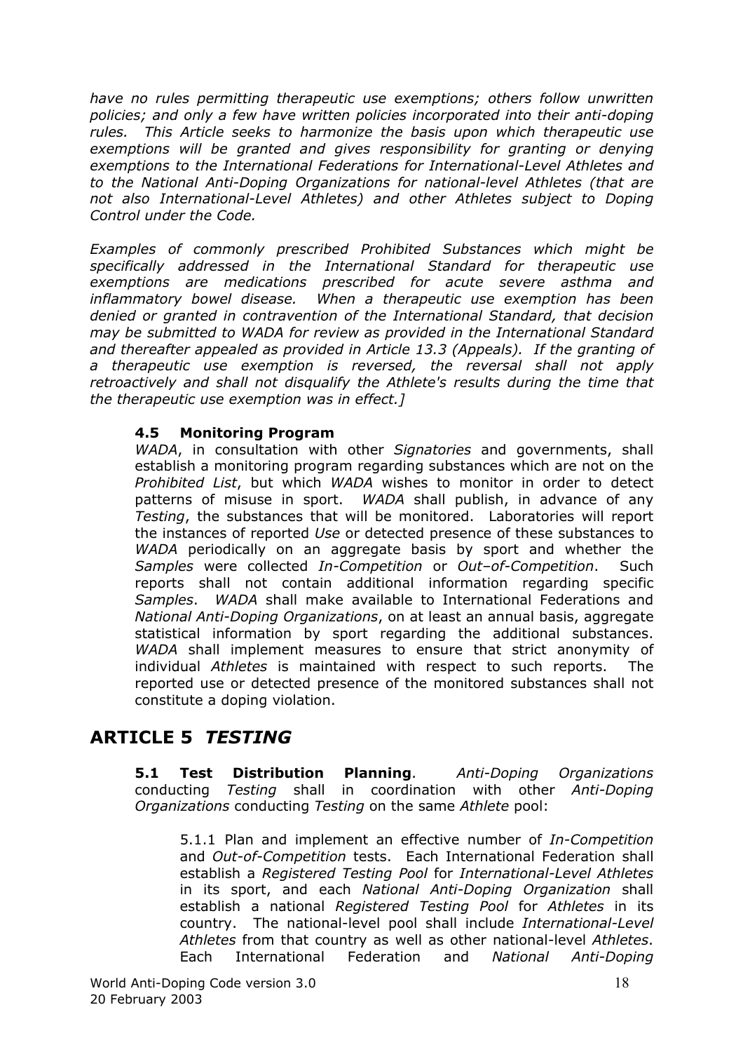*have no rules permitting therapeutic use exemptions; others follow unwritten policies; and only a few have written policies incorporated into their anti-doping rules. This Article seeks to harmonize the basis upon which therapeutic use exemptions will be granted and gives responsibility for granting or denying exemptions to the International Federations for International-Level Athletes and to the National Anti-Doping Organizations for national-level Athletes (that are not also International-Level Athletes) and other Athletes subject to Doping Control under the Code.*

*Examples of commonly prescribed Prohibited Substances which might be specifically addressed in the International Standard for therapeutic use exemptions are medications prescribed for acute severe asthma and inflammatory bowel disease. When a therapeutic use exemption has been denied or granted in contravention of the International Standard, that decision may be submitted to WADA for review as provided in the International Standard and thereafter appealed as provided in Article 13.3 (Appeals). If the granting of a therapeutic use exemption is reversed, the reversal shall not apply retroactively and shall not disqualify the Athlete's results during the time that the therapeutic use exemption was in effect.]*

### 4.5 Monitoring Program

*WADA*, in consultation with other *Signatories* and governments, shall establish a monitoring program regarding substances which are not on the *Prohibited List*, but which *WADA* wishes to monitor in order to detect patterns of misuse in sport. *WADA* shall publish, in advance of any *Testing*, the substances that will be monitored. Laboratories will report the instances of reported *Use* or detected presence of these substances to *WADA* periodically on an aggregate basis by sport and whether the *Samples* were collected *In-Competition* or *Out–of-Competition*. Such reports shall not contain additional information regarding specific *Samples*. *WADA* shall make available to International Federations and *National Anti-Doping Organizations*, on at least an annual basis, aggregate statistical information by sport regarding the additional substances. *WADA* shall implement measures to ensure that strict anonymity of individual *Athletes* is maintained with respect to such reports. The reported use or detected presence of the monitored substances shall not constitute a doping violation.

## ARTICLE 5 *TESTING*

**5.1 Test Distribution Planning**. *Anti-Doping Organizations* conducting *Testing* shall in coordination with other *Anti-Doping Organizations* conducting *Testing* on the same *Athlete* pool:

5.1.1 Plan and implement an effective number of *In-Competition* and *Out-of-Competition* tests. Each International Federation shall establish a *Registered Testing Pool* for *International-Level Athletes* in its sport, and each *National Anti-Doping Organization* shall establish a national *Registered Testing Pool* for *Athletes* in its country. The national-level pool shall include *International-Level Athletes* from that country as well as other national-level *Athletes*. Each International Federation and *National Anti-Doping*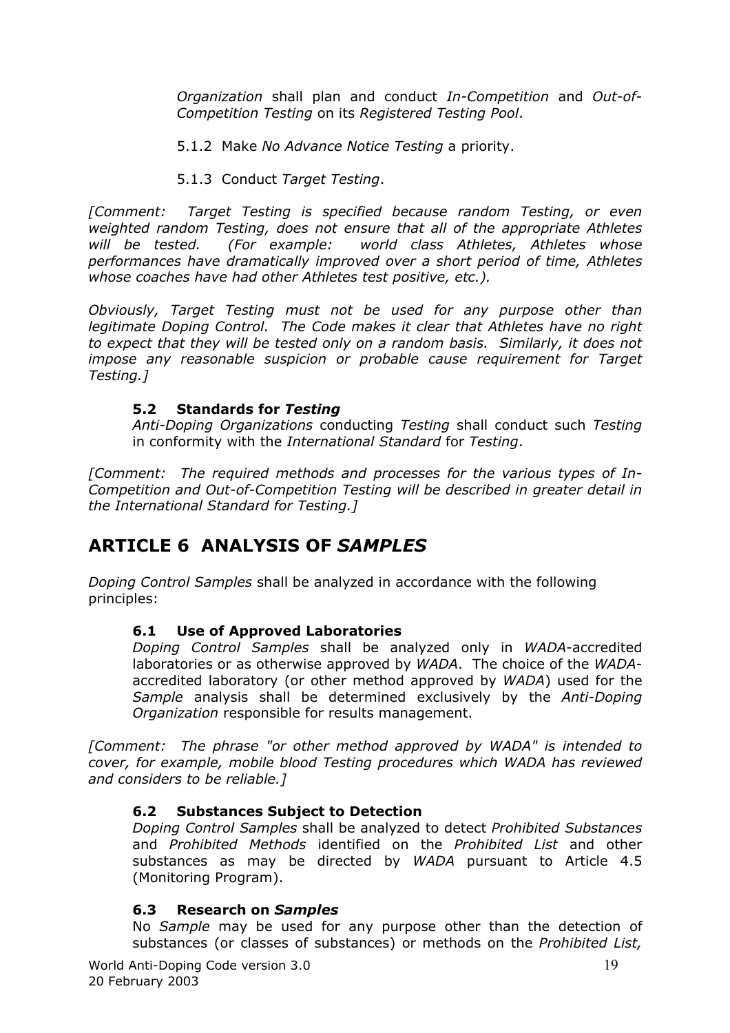*Organization* shall plan and conduct *In-Competition* and *Out-of-Competition Testing* on its *Registered Testing Pool*.

5.1.2 Make *No Advance Notice Testing* a priority.

5.1.3 Conduct *Target Testing*.

*[Comment: Target Testing is specified because random Testing, or even weighted random Testing, does not ensure that all of the appropriate Athletes will be tested. (For example: world class Athletes, Athletes whose performances have dramatically improved over a short period of time, Athletes whose coaches have had other Athletes test positive, etc.).*

*Obviously, Target Testing must not be used for any purpose other than legitimate Doping Control. The Code makes it clear that Athletes have no right to expect that they will be tested only on a random basis. Similarly, it does not impose any reasonable suspicion or probable cause requirement for Target Testing.]*

### 5.2 Standards for *Testing*

*Anti-Doping Organizations* conducting *Testing* shall conduct such *Testing* in conformity with the *International Standard* for *Testing*.

*[Comment: The required methods and processes for the various types of In-Competition and Out-of-Competition Testing will be described in greater detail in the International Standard for Testing.]*

## ARTICLE 6 ANALYSIS OF *SAMPLES*

*Doping Control Samples* shall be analyzed in accordance with the following principles:

### 6.1 Use of Approved Laboratories

*Doping Control Samples* shall be analyzed only in *WADA*-accredited laboratories or as otherwise approved by *WADA*. The choice of the *WADA*-accredited laboratory (or other method approved by *WADA*) used for the *Sample* analysis shall be determined exclusively by the *Anti-Doping Organization* responsible for results management.

*[Comment: The phrase "or other method approved by WADA" is intended to cover, for example, mobile blood Testing procedures which WADA has reviewed and considers to be reliable.]*

### 6.2 Substances Subject to Detection

*Doping Control Samples* shall be analyzed to detect *Prohibited Substances* and *Prohibited Methods* identified on the *Prohibited List* and other substances as may be directed by *WADA* pursuant to Article 4.5 (Monitoring Program).

### 6.3 Research on *Samples*

No *Sample* may be used for any purpose other than the detection of substances (or classes of substances) or methods on the *Prohibited List,*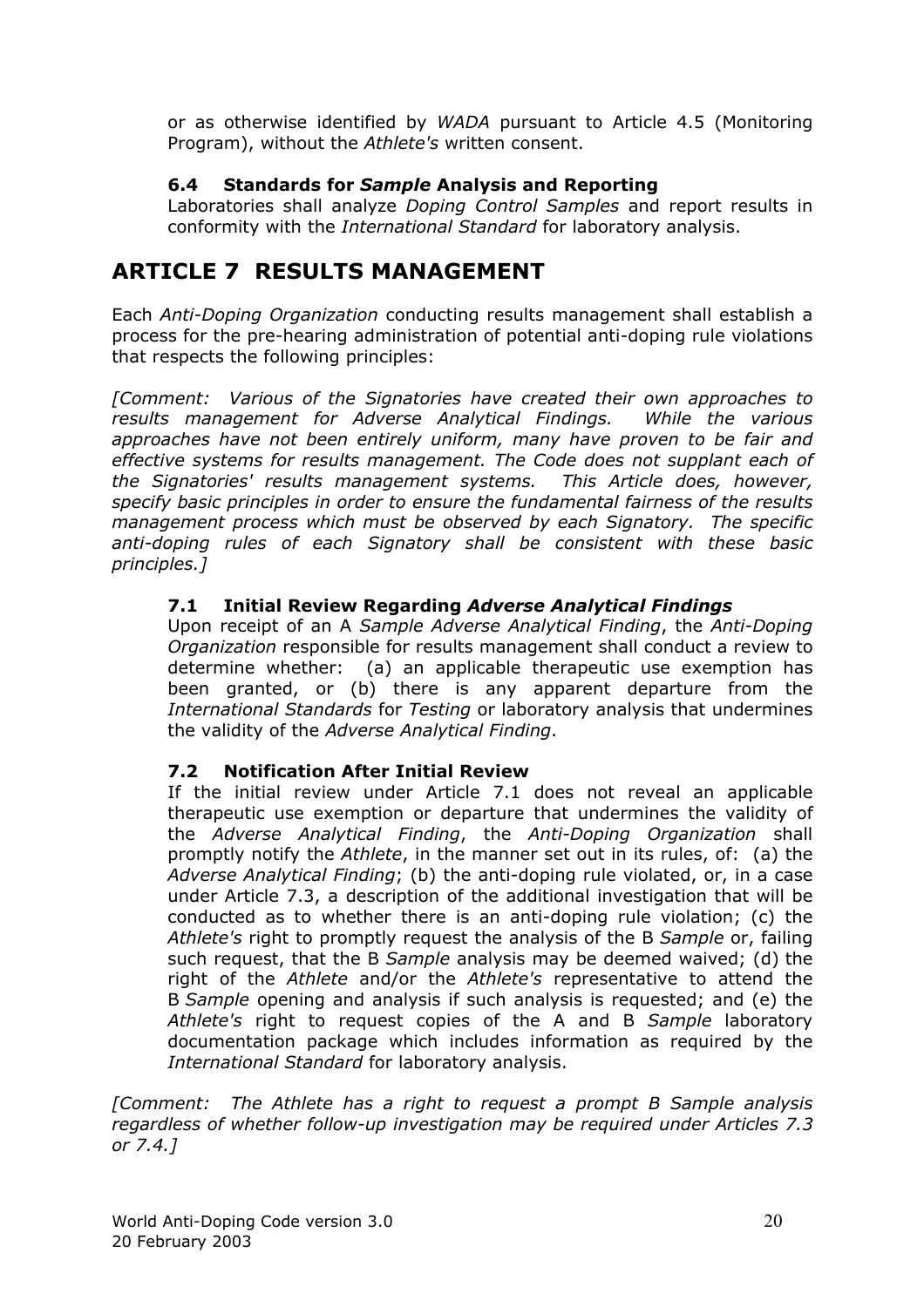or as otherwise identified by *WADA* pursuant to Article 4.5 (Monitoring Program), without the *Athlete's* written consent.

### 6.4 Standards for *Sample* Analysis and Reporting

Laboratories shall analyze *Doping Control Samples* and report results in conformity with the *International Standard* for laboratory analysis.

## ARTICLE 7 RESULTS MANAGEMENT

Each *Anti-Doping Organization* conducting results management shall establish a process for the pre-hearing administration of potential anti-doping rule violations that respects the following principles:

*[Comment: Various of the Signatories have created their own approaches to results management for Adverse Analytical Findings. While the various approaches have not been entirely uniform, many have proven to be fair and effective systems for results management. The Code does not supplant each of the Signatories' results management systems. This Article does, however, specify basic principles in order to ensure the fundamental fairness of the results management process which must be observed by each Signatory. The specific anti-doping rules of each Signatory shall be consistent with these basic principles.]*

### 7.1 Initial Review Regarding *Adverse Analytical Findings*

Upon receipt of an A *Sample Adverse Analytical Finding*, the *Anti-Doping Organization* responsible for results management shall conduct a review to determine whether: (a) an applicable therapeutic use exemption has been granted, or (b) there is any apparent departure from the *International Standards* for *Testing* or laboratory analysis that undermines the validity of the *Adverse Analytical Finding*.

### 7.2 Notification After Initial Review

If the initial review under Article 7.1 does not reveal an applicable therapeutic use exemption or departure that undermines the validity of the *Adverse Analytical Finding*, the *Anti-Doping Organization* shall promptly notify the *Athlete*, in the manner set out in its rules, of: (a) the *Adverse Analytical Finding*; (b) the anti-doping rule violated, or, in a case under Article 7.3, a description of the additional investigation that will be conducted as to whether there is an anti-doping rule violation; (c) the *Athlete's* right to promptly request the analysis of the B *Sample* or, failing such request, that the B *Sample* analysis may be deemed waived; (d) the right of the *Athlete* and/or the *Athlete's* representative to attend the B *Sample* opening and analysis if such analysis is requested; and (e) the *Athlete's* right to request copies of the A and B *Sample* laboratory documentation package which includes information as required by the *International Standard* for laboratory analysis.

*[Comment: The Athlete has a right to request a prompt B Sample analysis regardless of whether follow-up investigation may be required under Articles 7.3 or 7.4.]*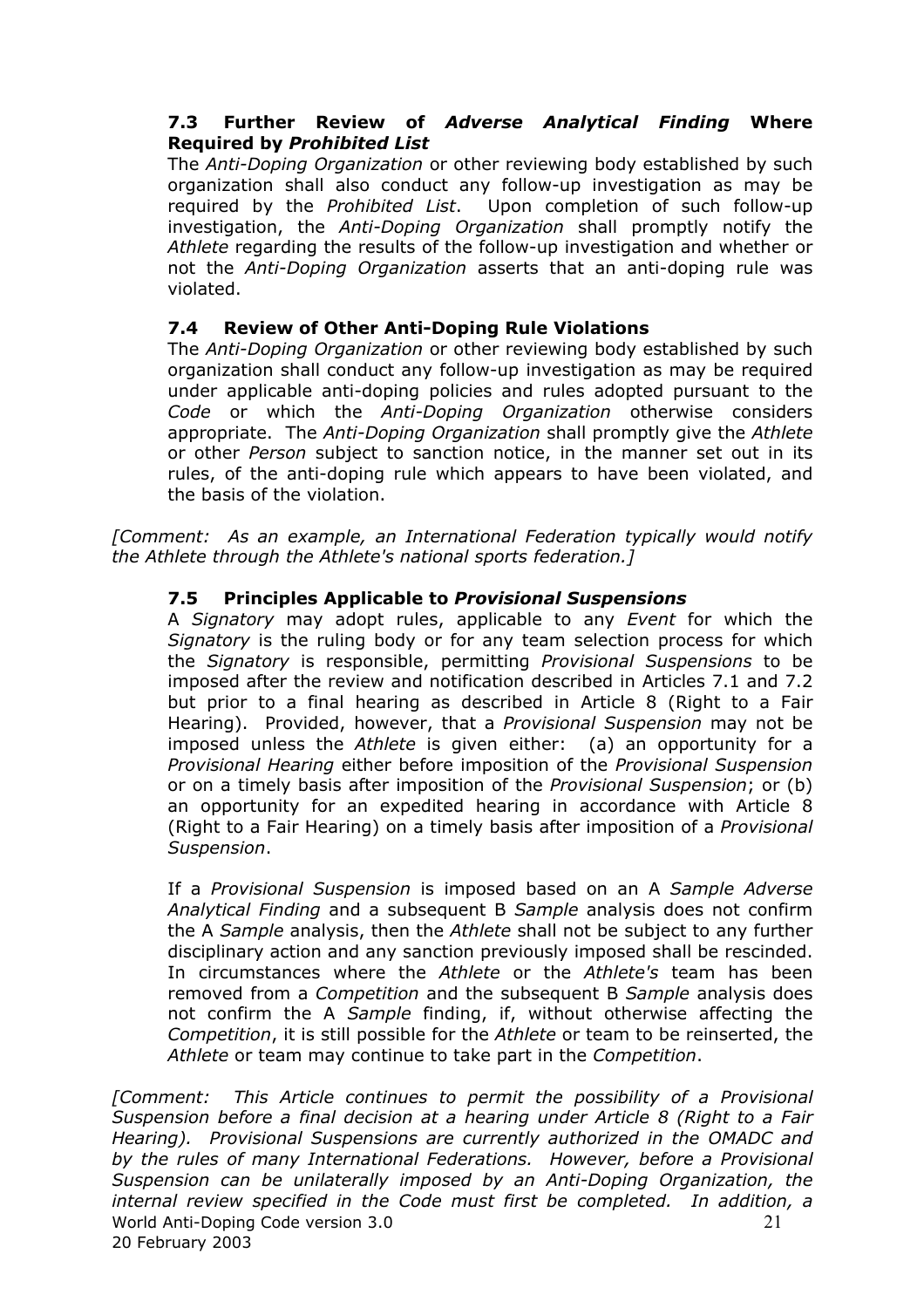### 7.3 Further Review of *Adverse Analytical Finding* Where Required by *Prohibited List*

The *Anti-Doping Organization* or other reviewing body established by such organization shall also conduct any follow-up investigation as may be required by the *Prohibited List*. Upon completion of such follow-up investigation, the *Anti-Doping Organization* shall promptly notify the *Athlete* regarding the results of the follow-up investigation and whether or not the *Anti-Doping Organization* asserts that an anti-doping rule was violated.

### 7.4 Review of Other Anti-Doping Rule Violations

The *Anti-Doping Organization* or other reviewing body established by such organization shall conduct any follow-up investigation as may be required under applicable anti-doping policies and rules adopted pursuant to the *Code* or which the *Anti-Doping Organization* otherwise considers appropriate. The *Anti-Doping Organization* shall promptly give the *Athlete* or other *Person* subject to sanction notice, in the manner set out in its rules, of the anti-doping rule which appears to have been violated, and the basis of the violation.

*[Comment: As an example, an International Federation typically would notify the Athlete through the Athlete's national sports federation.]*

### 7.5 Principles Applicable to *Provisional Suspensions*

A *Signatory* may adopt rules, applicable to any *Event* for which the *Signatory* is the ruling body or for any team selection process for which the *Signatory* is responsible, permitting *Provisional Suspensions* to be imposed after the review and notification described in Articles 7.1 and 7.2 but prior to a final hearing as described in Article 8 (Right to a Fair Hearing). Provided, however, that a *Provisional Suspension* may not be imposed unless the *Athlete* is given either: (a) an opportunity for a *Provisional Hearing* either before imposition of the *Provisional Suspension* or on a timely basis after imposition of the *Provisional Suspension*; or (b) an opportunity for an expedited hearing in accordance with Article 8 (Right to a Fair Hearing) on a timely basis after imposition of a *Provisional Suspension*.

If a *Provisional Suspension* is imposed based on an A *Sample Adverse Analytical Finding* and a subsequent B *Sample* analysis does not confirm the A *Sample* analysis, then the *Athlete* shall not be subject to any further disciplinary action and any sanction previously imposed shall be rescinded. In circumstances where the *Athlete* or the *Athlete's* team has been removed from a *Competition* and the subsequent B *Sample* analysis does not confirm the A *Sample* finding, if, without otherwise affecting the *Competition*, it is still possible for the *Athlete* or team to be reinserted, the *Athlete* or team may continue to take part in the *Competition*.

*[Comment: This Article continues to permit the possibility of a Provisional Suspension before a final decision at a hearing under Article 8 (Right to a Fair Hearing). Provisional Suspensions are currently authorized in the OMADC and by the rules of many International Federations. However, before a Provisional Suspension can be unilaterally imposed by an Anti-Doping Organization, the internal review specified in the Code must first be completed. In addition, a*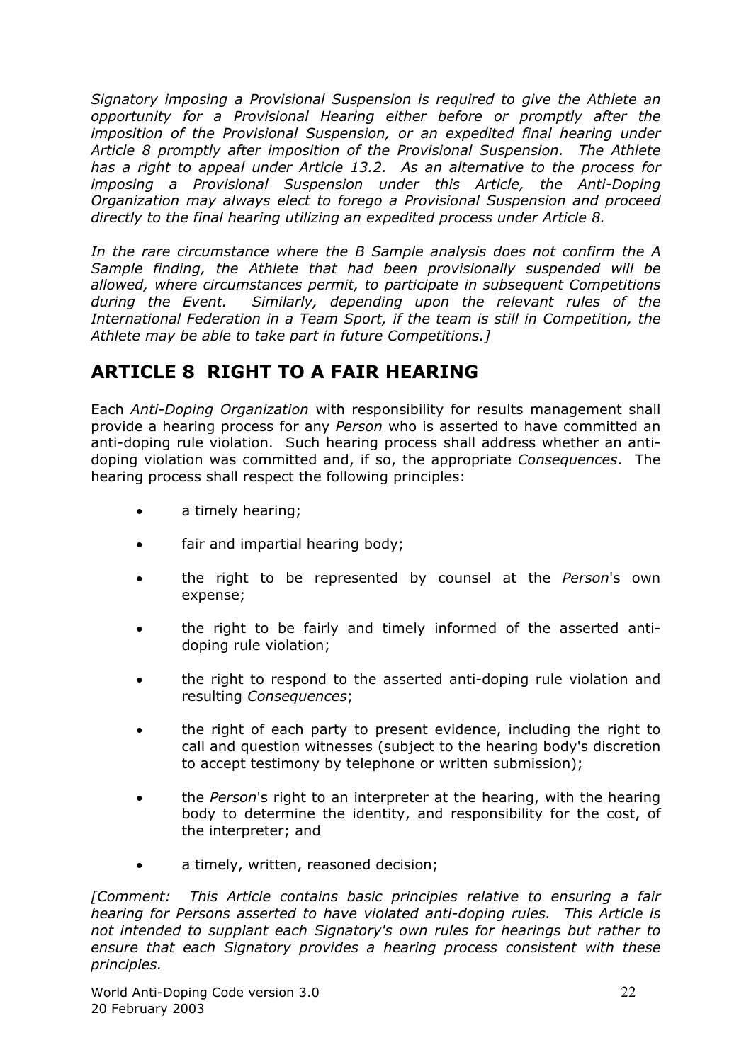*Signatory imposing a Provisional Suspension is required to give the Athlete an opportunity for a Provisional Hearing either before or promptly after the imposition of the Provisional Suspension, or an expedited final hearing under Article 8 promptly after imposition of the Provisional Suspension. The Athlete has a right to appeal under Article 13.2. As an alternative to the process for imposing a Provisional Suspension under this Article, the Anti-Doping Organization may always elect to forego a Provisional Suspension and proceed directly to the final hearing utilizing an expedited process under Article 8.*

*In the rare circumstance where the B Sample analysis does not confirm the A Sample finding, the Athlete that had been provisionally suspended will be allowed, where circumstances permit, to participate in subsequent Competitions during the Event. Similarly, depending upon the relevant rules of the International Federation in a Team Sport, if the team is still in Competition, the Athlete may be able to take part in future Competitions.]*

## ARTICLE 8 RIGHT TO A FAIR HEARING

Each *Anti-Doping Organization* with responsibility for results management shall provide a hearing process for any *Person* who is asserted to have committed an anti-doping rule violation. Such hearing process shall address whether an anti-doping violation was committed and, if so, the appropriate *Consequences*. The hearing process shall respect the following principles:

- a timely hearing;
- fair and impartial hearing body;
- the right to be represented by counsel at the *Person*'s own expense;
- the right to be fairly and timely informed of the asserted anti-doping rule violation;
- the right to respond to the asserted anti-doping rule violation and resulting *Consequences*;
- the right of each party to present evidence, including the right to call and question witnesses (subject to the hearing body's discretion to accept testimony by telephone or written submission);
- the *Person*'s right to an interpreter at the hearing, with the hearing body to determine the identity, and responsibility for the cost, of the interpreter; and
- a timely, written, reasoned decision;

*[Comment: This Article contains basic principles relative to ensuring a fair hearing for Persons asserted to have violated anti-doping rules. This Article is not intended to supplant each Signatory's own rules for hearings but rather to ensure that each Signatory provides a hearing process consistent with these principles.*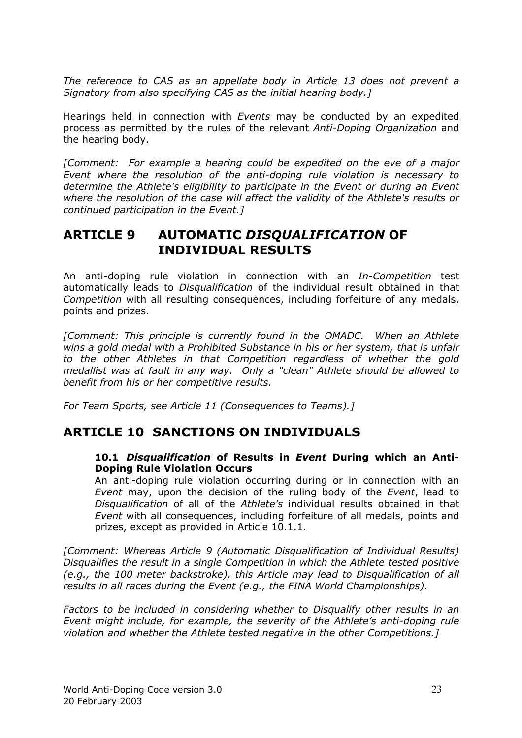*The reference to CAS as an appellate body in Article 13 does not prevent a Signatory from also specifying CAS as the initial hearing body.]*

Hearings held in connection with *Events* may be conducted by an expedited process as permitted by the rules of the relevant *Anti-Doping Organization* and the hearing body.

*[Comment: For example a hearing could be expedited on the eve of a major Event where the resolution of the anti-doping rule violation is necessary to determine the Athlete's eligibility to participate in the Event or during an Event where the resolution of the case will affect the validity of the Athlete's results or continued participation in the Event.]*

## ARTICLE 9 AUTOMATIC *DISQUALIFICATION* OF INDIVIDUAL RESULTS

An anti-doping rule violation in connection with an *In-Competition* test automatically leads to *Disqualification* of the individual result obtained in that *Competition* with all resulting consequences, including forfeiture of any medals, points and prizes.

*[Comment: This principle is currently found in the OMADC. When an Athlete wins a gold medal with a Prohibited Substance in his or her system, that is unfair to the other Athletes in that Competition regardless of whether the gold medallist was at fault in any way. Only a "clean" Athlete should be allowed to benefit from his or her competitive results.*

*For Team Sports, see Article 11 (Consequences to Teams).]*

## ARTICLE 10 SANCTIONS ON INDIVIDUALS

**10.1 *Disqualification* of Results in *Event* During which an Anti-Doping Rule Violation Occurs**
An anti-doping rule violation occurring during or in connection with an *Event* may, upon the decision of the ruling body of the *Event*, lead to *Disqualification* of all of the *Athlete's* individual results obtained in that *Event* with all consequences, including forfeiture of all medals, points and prizes, except as provided in Article 10.1.1.

*[Comment: Whereas Article 9 (Automatic Disqualification of Individual Results) Disqualifies the result in a single Competition in which the Athlete tested positive (e.g., the 100 meter backstroke), this Article may lead to Disqualification of all results in all races during the Event (e.g., the FINA World Championships).*

*Factors to be included in considering whether to Disqualify other results in an Event might include, for example, the severity of the Athlete's anti-doping rule violation and whether the Athlete tested negative in the other Competitions.]*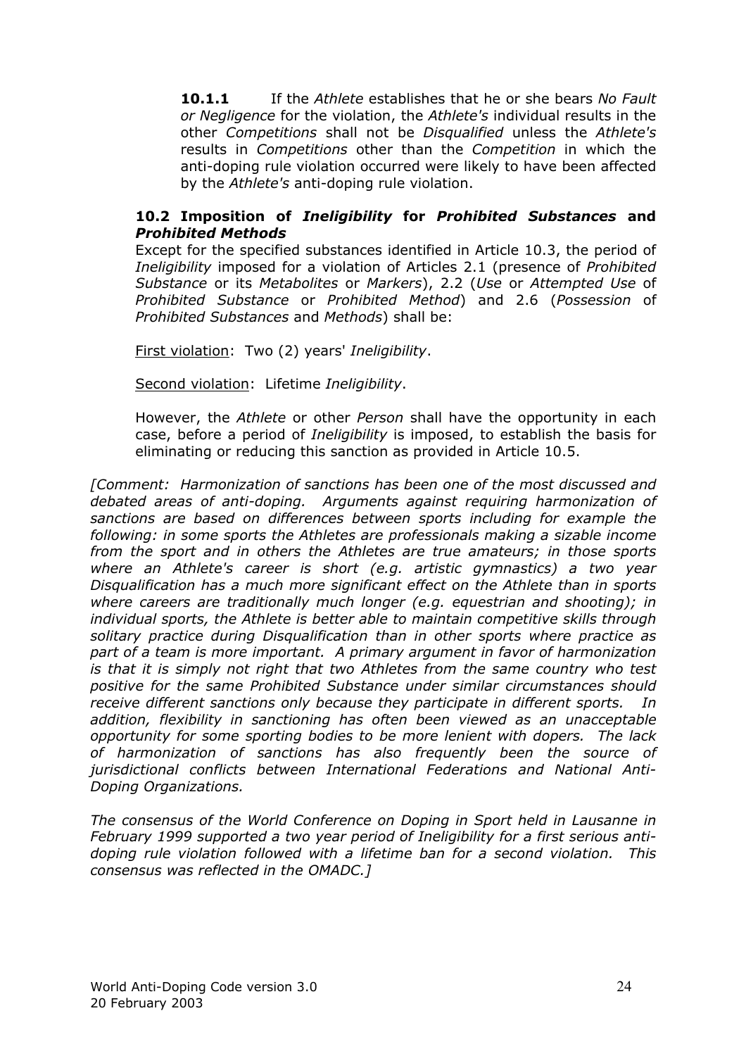**10.1.1** If the *Athlete* establishes that he or she bears *No Fault or Negligence* for the violation, the *Athlete's* individual results in the other *Competitions* shall not be *Disqualified* unless the *Athlete's* results in *Competitions* other than the *Competition* in which the anti-doping rule violation occurred were likely to have been affected by the *Athlete's* anti-doping rule violation.

**10.2 Imposition of *Ineligibility* for *Prohibited Substances* and *Prohibited Methods***

Except for the specified substances identified in Article 10.3, the period of *Ineligibility* imposed for a violation of Articles 2.1 (presence of *Prohibited Substance* or its *Metabolites* or *Markers*), 2.2 (*Use* or *Attempted Use* of *Prohibited Substance* or *Prohibited Method*) and 2.6 (*Possession* of *Prohibited Substances* and *Methods*) shall be:

<u>First violation</u>: Two (2) years' *Ineligibility*.

<u>Second violation</u>: Lifetime *Ineligibility*.

However, the *Athlete* or other *Person* shall have the opportunity in each case, before a period of *Ineligibility* is imposed, to establish the basis for eliminating or reducing this sanction as provided in Article 10.5.

*[Comment: Harmonization of sanctions has been one of the most discussed and debated areas of anti-doping. Arguments against requiring harmonization of sanctions are based on differences between sports including for example the following: in some sports the Athletes are professionals making a sizable income from the sport and in others the Athletes are true amateurs; in those sports where an Athlete's career is short (e.g. artistic gymnastics) a two year Disqualification has a much more significant effect on the Athlete than in sports where careers are traditionally much longer (e.g. equestrian and shooting); in individual sports, the Athlete is better able to maintain competitive skills through solitary practice during Disqualification than in other sports where practice as part of a team is more important. A primary argument in favor of harmonization is that it is simply not right that two Athletes from the same country who test positive for the same Prohibited Substance under similar circumstances should receive different sanctions only because they participate in different sports. In addition, flexibility in sanctioning has often been viewed as an unacceptable opportunity for some sporting bodies to be more lenient with dopers. The lack of harmonization of sanctions has also frequently been the source of jurisdictional conflicts between International Federations and National Anti-Doping Organizations.*

*The consensus of the World Conference on Doping in Sport held in Lausanne in February 1999 supported a two year period of Ineligibility for a first serious anti-doping rule violation followed with a lifetime ban for a second violation. This consensus was reflected in the OMADC.]*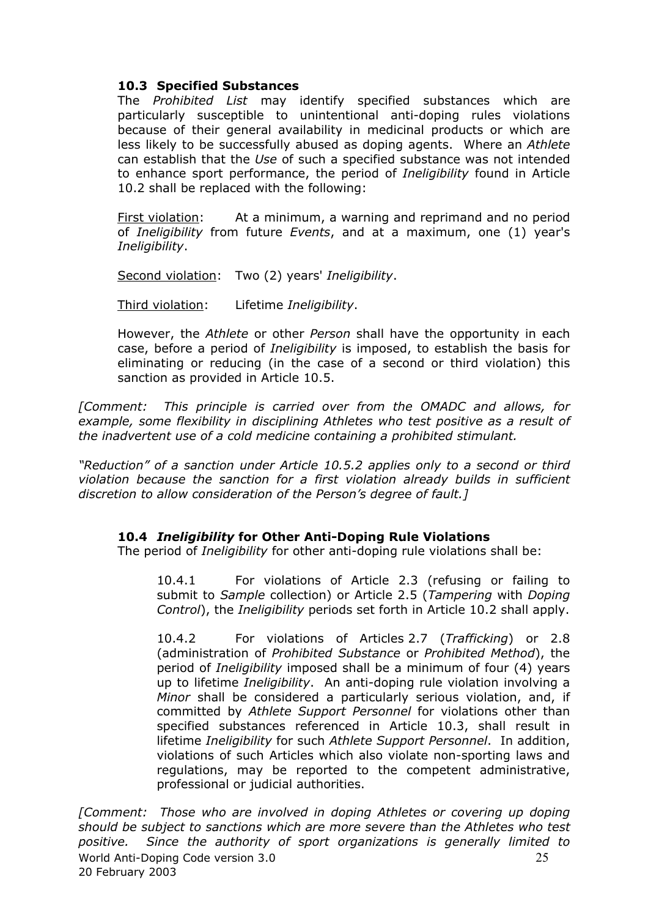### 10.3 Specified Substances

The *Prohibited List* may identify specified substances which are particularly susceptible to unintentional anti-doping rules violations because of their general availability in medicinal products or which are less likely to be successfully abused as doping agents. Where an *Athlete* can establish that the *Use* of such a specified substance was not intended to enhance sport performance, the period of *Ineligibility* found in Article 10.2 shall be replaced with the following:

First violation: At a minimum, a warning and reprimand and no period of *Ineligibility* from future *Events*, and at a maximum, one (1) year's *Ineligibility*.

Second violation: Two (2) years' *Ineligibility*.

Third violation: Lifetime *Ineligibility*.

However, the *Athlete* or other *Person* shall have the opportunity in each case, before a period of *Ineligibility* is imposed, to establish the basis for eliminating or reducing (in the case of a second or third violation) this sanction as provided in Article 10.5.

*[Comment: This principle is carried over from the OMADC and allows, for example, some flexibility in disciplining Athletes who test positive as a result of the inadvertent use of a cold medicine containing a prohibited stimulant.*

*"Reduction" of a sanction under Article 10.5.2 applies only to a second or third violation because the sanction for a first violation already builds in sufficient discretion to allow consideration of the Person's degree of fault.]*

### 10.4 *Ineligibility* for Other Anti-Doping Rule Violations

The period of *Ineligibility* for other anti-doping rule violations shall be:

10.4.1 For violations of Article 2.3 (refusing or failing to submit to *Sample* collection) or Article 2.5 (*Tampering* with *Doping Control*), the *Ineligibility* periods set forth in Article 10.2 shall apply.

10.4.2 For violations of Articles 2.7 (*Trafficking*) or 2.8 (administration of *Prohibited Substance* or *Prohibited Method*), the period of *Ineligibility* imposed shall be a minimum of four (4) years up to lifetime *Ineligibility*. An anti-doping rule violation involving a *Minor* shall be considered a particularly serious violation, and, if committed by *Athlete Support Personnel* for violations other than specified substances referenced in Article 10.3, shall result in lifetime *Ineligibility* for such *Athlete Support Personnel*. In addition, violations of such Articles which also violate non-sporting laws and regulations, may be reported to the competent administrative, professional or judicial authorities.

*[Comment: Those who are involved in doping Athletes or covering up doping should be subject to sanctions which are more severe than the Athletes who test positive. Since the authority of sport organizations is generally limited to*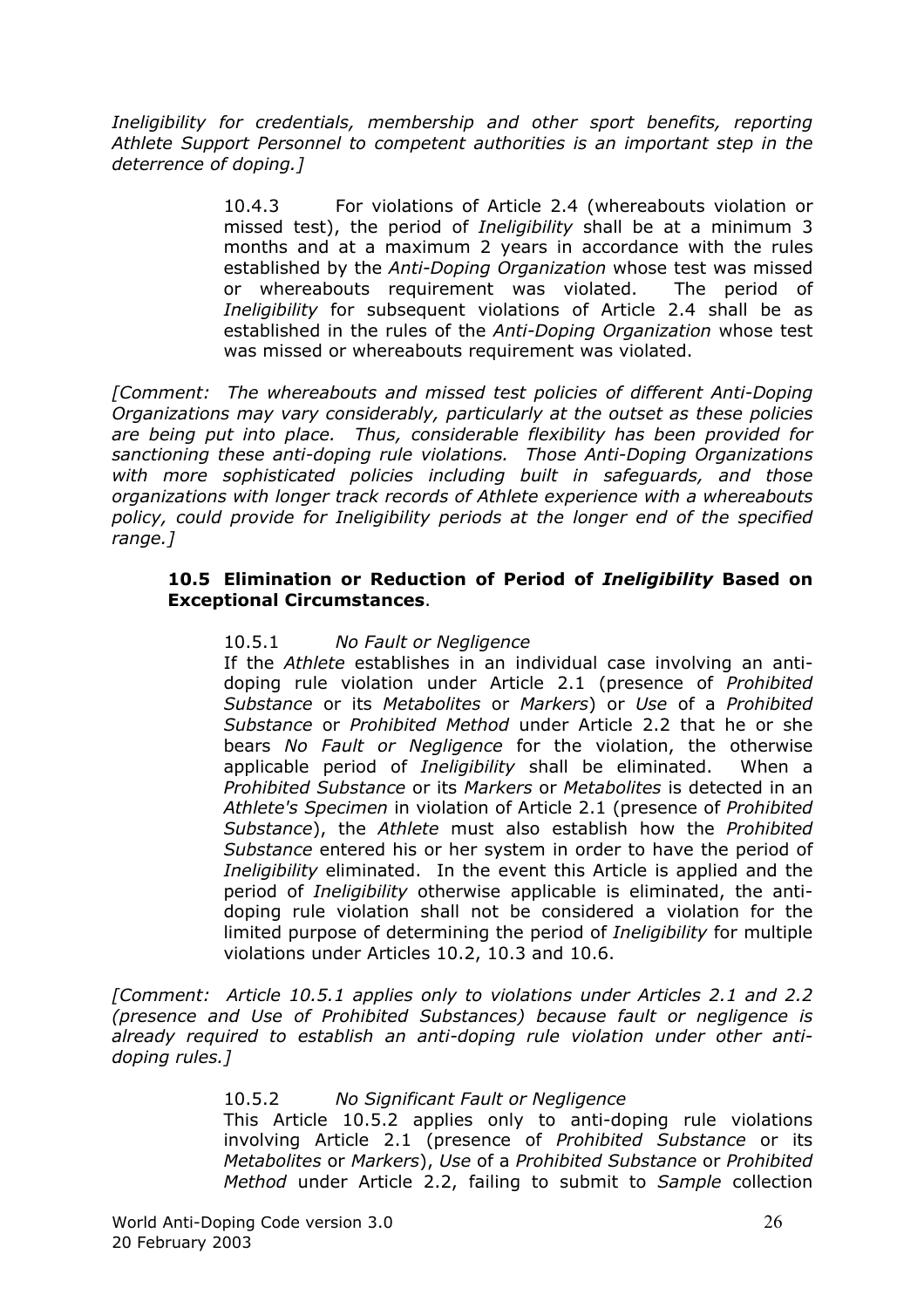*Ineligibility for credentials, membership and other sport benefits, reporting Athlete Support Personnel to competent authorities is an important step in the deterrence of doping.]*

10.4.3 For violations of Article 2.4 (whereabouts violation or missed test), the period of *Ineligibility* shall be at a minimum 3 months and at a maximum 2 years in accordance with the rules established by the *Anti-Doping Organization* whose test was missed or whereabouts requirement was violated. The period of *Ineligibility* for subsequent violations of Article 2.4 shall be as established in the rules of the *Anti-Doping Organization* whose test was missed or whereabouts requirement was violated.

*[Comment: The whereabouts and missed test policies of different Anti-Doping Organizations may vary considerably, particularly at the outset as these policies are being put into place. Thus, considerable flexibility has been provided for sanctioning these anti-doping rule violations. Those Anti-Doping Organizations with more sophisticated policies including built in safeguards, and those organizations with longer track records of Athlete experience with a whereabouts policy, could provide for Ineligibility periods at the longer end of the specified range.]*

**10.5 Elimination or Reduction of Period of *Ineligibility* Based on Exceptional Circumstances**.

10.5.1 *No Fault or Negligence*

If the *Athlete* establishes in an individual case involving an anti-doping rule violation under Article 2.1 (presence of *Prohibited Substance* or its *Metabolites* or *Markers*) or *Use* of a *Prohibited Substance* or *Prohibited Method* under Article 2.2 that he or she bears *No Fault or Negligence* for the violation, the otherwise applicable period of *Ineligibility* shall be eliminated. When a *Prohibited Substance* or its *Markers* or *Metabolites* is detected in an *Athlete's Specimen* in violation of Article 2.1 (presence of *Prohibited Substance*), the *Athlete* must also establish how the *Prohibited Substance* entered his or her system in order to have the period of *Ineligibility* eliminated. In the event this Article is applied and the period of *Ineligibility* otherwise applicable is eliminated, the anti-doping rule violation shall not be considered a violation for the limited purpose of determining the period of *Ineligibility* for multiple violations under Articles 10.2, 10.3 and 10.6.

*[Comment: Article 10.5.1 applies only to violations under Articles 2.1 and 2.2 (presence and Use of Prohibited Substances) because fault or negligence is already required to establish an anti-doping rule violation under other anti-doping rules.]*

10.5.2 *No Significant Fault or Negligence*

This Article 10.5.2 applies only to anti-doping rule violations involving Article 2.1 (presence of *Prohibited Substance* or its *Metabolites* or *Markers*), *Use* of a *Prohibited Substance* or *Prohibited Method* under Article 2.2, failing to submit to *Sample* collection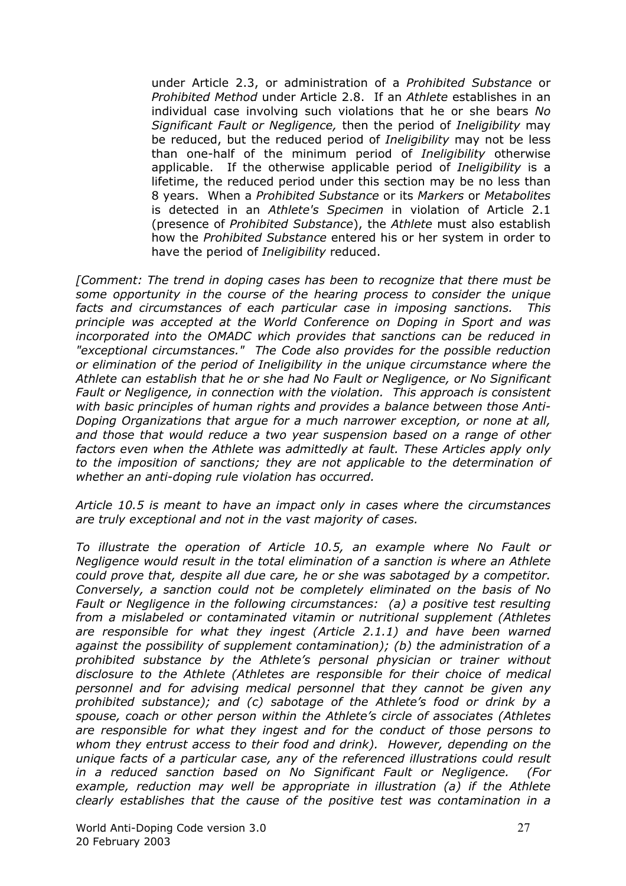under Article 2.3, or administration of a *Prohibited Substance* or *Prohibited Method* under Article 2.8. If an *Athlete* establishes in an individual case involving such violations that he or she bears *No Significant Fault or Negligence,* then the period of *Ineligibility* may be reduced, but the reduced period of *Ineligibility* may not be less than one-half of the minimum period of *Ineligibility* otherwise applicable. If the otherwise applicable period of *Ineligibility* is a lifetime, the reduced period under this section may be no less than 8 years. When a *Prohibited Substance* or its *Markers* or *Metabolites* is detected in an *Athlete's Specimen* in violation of Article 2.1 (presence of *Prohibited Substance*), the *Athlete* must also establish how the *Prohibited Substance* entered his or her system in order to have the period of *Ineligibility* reduced.

*[Comment: The trend in doping cases has been to recognize that there must be some opportunity in the course of the hearing process to consider the unique facts and circumstances of each particular case in imposing sanctions. This principle was accepted at the World Conference on Doping in Sport and was incorporated into the OMADC which provides that sanctions can be reduced in "exceptional circumstances." The Code also provides for the possible reduction or elimination of the period of Ineligibility in the unique circumstance where the Athlete can establish that he or she had No Fault or Negligence, or No Significant Fault or Negligence, in connection with the violation. This approach is consistent with basic principles of human rights and provides a balance between those Anti-Doping Organizations that argue for a much narrower exception, or none at all, and those that would reduce a two year suspension based on a range of other factors even when the Athlete was admittedly at fault. These Articles apply only to the imposition of sanctions; they are not applicable to the determination of whether an anti-doping rule violation has occurred.*

*Article 10.5 is meant to have an impact only in cases where the circumstances are truly exceptional and not in the vast majority of cases.*

*To illustrate the operation of Article 10.5, an example where No Fault or Negligence would result in the total elimination of a sanction is where an Athlete could prove that, despite all due care, he or she was sabotaged by a competitor. Conversely, a sanction could not be completely eliminated on the basis of No Fault or Negligence in the following circumstances: (a) a positive test resulting from a mislabeled or contaminated vitamin or nutritional supplement (Athletes are responsible for what they ingest (Article 2.1.1) and have been warned against the possibility of supplement contamination); (b) the administration of a prohibited substance by the Athlete's personal physician or trainer without disclosure to the Athlete (Athletes are responsible for their choice of medical personnel and for advising medical personnel that they cannot be given any prohibited substance); and (c) sabotage of the Athlete's food or drink by a spouse, coach or other person within the Athlete's circle of associates (Athletes are responsible for what they ingest and for the conduct of those persons to whom they entrust access to their food and drink). However, depending on the unique facts of a particular case, any of the referenced illustrations could result in a reduced sanction based on No Significant Fault or Negligence. (For example, reduction may well be appropriate in illustration (a) if the Athlete clearly establishes that the cause of the positive test was contamination in a*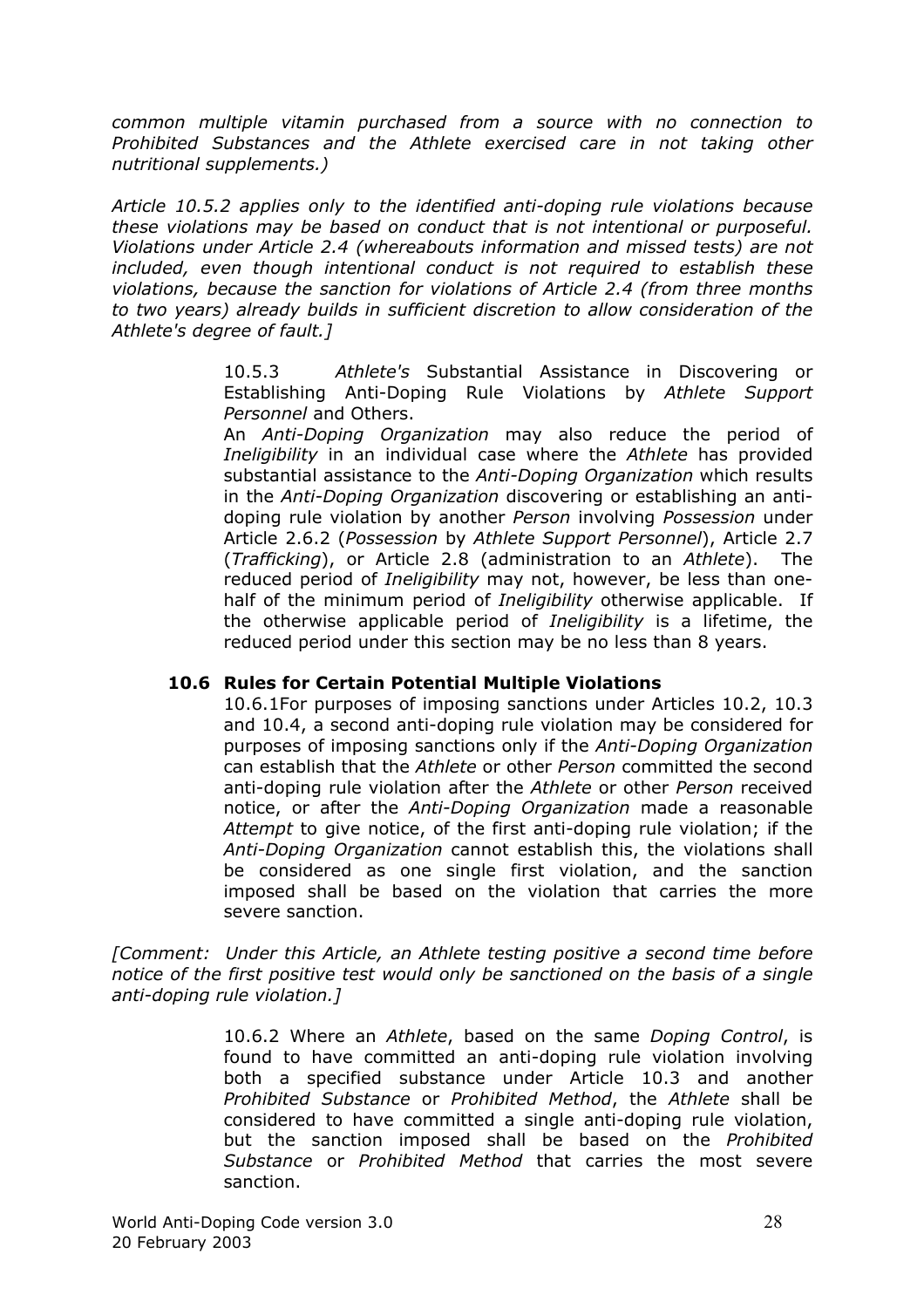*common multiple vitamin purchased from a source with no connection to Prohibited Substances and the Athlete exercised care in not taking other nutritional supplements.)*

*Article 10.5.2 applies only to the identified anti-doping rule violations because these violations may be based on conduct that is not intentional or purposeful. Violations under Article 2.4 (whereabouts information and missed tests) are not included, even though intentional conduct is not required to establish these violations, because the sanction for violations of Article 2.4 (from three months to two years) already builds in sufficient discretion to allow consideration of the Athlete's degree of fault.]*

10.5.3 *Athlete's* Substantial Assistance in Discovering or Establishing Anti-Doping Rule Violations by *Athlete Support Personnel* and Others.

An *Anti-Doping Organization* may also reduce the period of *Ineligibility* in an individual case where the *Athlete* has provided substantial assistance to the *Anti-Doping Organization* which results in the *Anti-Doping Organization* discovering or establishing an anti-doping rule violation by another *Person* involving *Possession* under Article 2.6.2 (*Possession* by *Athlete Support Personnel*), Article 2.7 (*Trafficking*), or Article 2.8 (administration to an *Athlete*). The reduced period of *Ineligibility* may not, however, be less than one-half of the minimum period of *Ineligibility* otherwise applicable. If the otherwise applicable period of *Ineligibility* is a lifetime, the reduced period under this section may be no less than 8 years.

### 10.6 Rules for Certain Potential Multiple Violations

10.6.1For purposes of imposing sanctions under Articles 10.2, 10.3 and 10.4, a second anti-doping rule violation may be considered for purposes of imposing sanctions only if the *Anti-Doping Organization* can establish that the *Athlete* or other *Person* committed the second anti-doping rule violation after the *Athlete* or other *Person* received notice, or after the *Anti-Doping Organization* made a reasonable *Attempt* to give notice, of the first anti-doping rule violation; if the *Anti-Doping Organization* cannot establish this, the violations shall be considered as one single first violation, and the sanction imposed shall be based on the violation that carries the more severe sanction.

*[Comment: Under this Article, an Athlete testing positive a second time before notice of the first positive test would only be sanctioned on the basis of a single anti-doping rule violation.]*

10.6.2 Where an *Athlete*, based on the same *Doping Control*, is found to have committed an anti-doping rule violation involving both a specified substance under Article 10.3 and another *Prohibited Substance* or *Prohibited Method*, the *Athlete* shall be considered to have committed a single anti-doping rule violation, but the sanction imposed shall be based on the *Prohibited Substance* or *Prohibited Method* that carries the most severe sanction.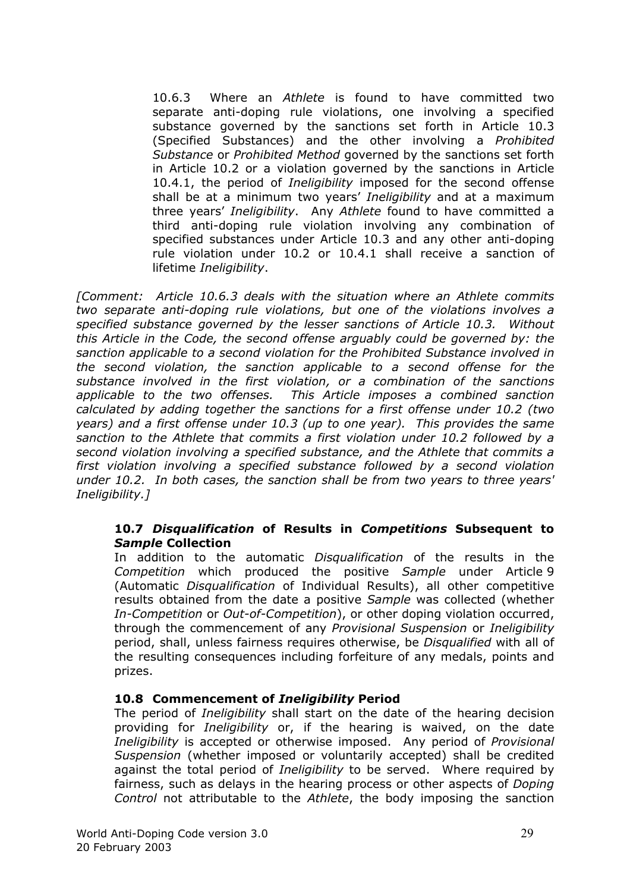10.6.3 Where an *Athlete* is found to have committed two separate anti-doping rule violations, one involving a specified substance governed by the sanctions set forth in Article 10.3 (Specified Substances) and the other involving a *Prohibited Substance* or *Prohibited Method* governed by the sanctions set forth in Article 10.2 or a violation governed by the sanctions in Article 10.4.1, the period of *Ineligibility* imposed for the second offense shall be at a minimum two years' *Ineligibility* and at a maximum three years' *Ineligibility*. Any *Athlete* found to have committed a third anti-doping rule violation involving any combination of specified substances under Article 10.3 and any other anti-doping rule violation under 10.2 or 10.4.1 shall receive a sanction of lifetime *Ineligibility*.

*[Comment: Article 10.6.3 deals with the situation where an Athlete commits two separate anti-doping rule violations, but one of the violations involves a specified substance governed by the lesser sanctions of Article 10.3. Without this Article in the Code, the second offense arguably could be governed by: the sanction applicable to a second violation for the Prohibited Substance involved in the second violation, the sanction applicable to a second offense for the substance involved in the first violation, or a combination of the sanctions applicable to the two offenses. This Article imposes a combined sanction calculated by adding together the sanctions for a first offense under 10.2 (two years) and a first offense under 10.3 (up to one year). This provides the same sanction to the Athlete that commits a first violation under 10.2 followed by a second violation involving a specified substance, and the Athlete that commits a first violation involving a specified substance followed by a second violation under 10.2. In both cases, the sanction shall be from two years to three years' Ineligibility.]*

### 10.7 *Disqualification* of Results in *Competitions* Subsequent to *Sample* Collection

In addition to the automatic *Disqualification* of the results in the *Competition* which produced the positive *Sample* under Article 9 (Automatic *Disqualification* of Individual Results), all other competitive results obtained from the date a positive *Sample* was collected (whether *In-Competition* or *Out-of-Competition*), or other doping violation occurred, through the commencement of any *Provisional Suspension* or *Ineligibility* period, shall, unless fairness requires otherwise, be *Disqualified* with all of the resulting consequences including forfeiture of any medals, points and prizes.

### 10.8 Commencement of *Ineligibility* Period

The period of *Ineligibility* shall start on the date of the hearing decision providing for *Ineligibility* or, if the hearing is waived, on the date *Ineligibility* is accepted or otherwise imposed. Any period of *Provisional Suspension* (whether imposed or voluntarily accepted) shall be credited against the total period of *Ineligibility* to be served. Where required by fairness, such as delays in the hearing process or other aspects of *Doping Control* not attributable to the *Athlete*, the body imposing the sanction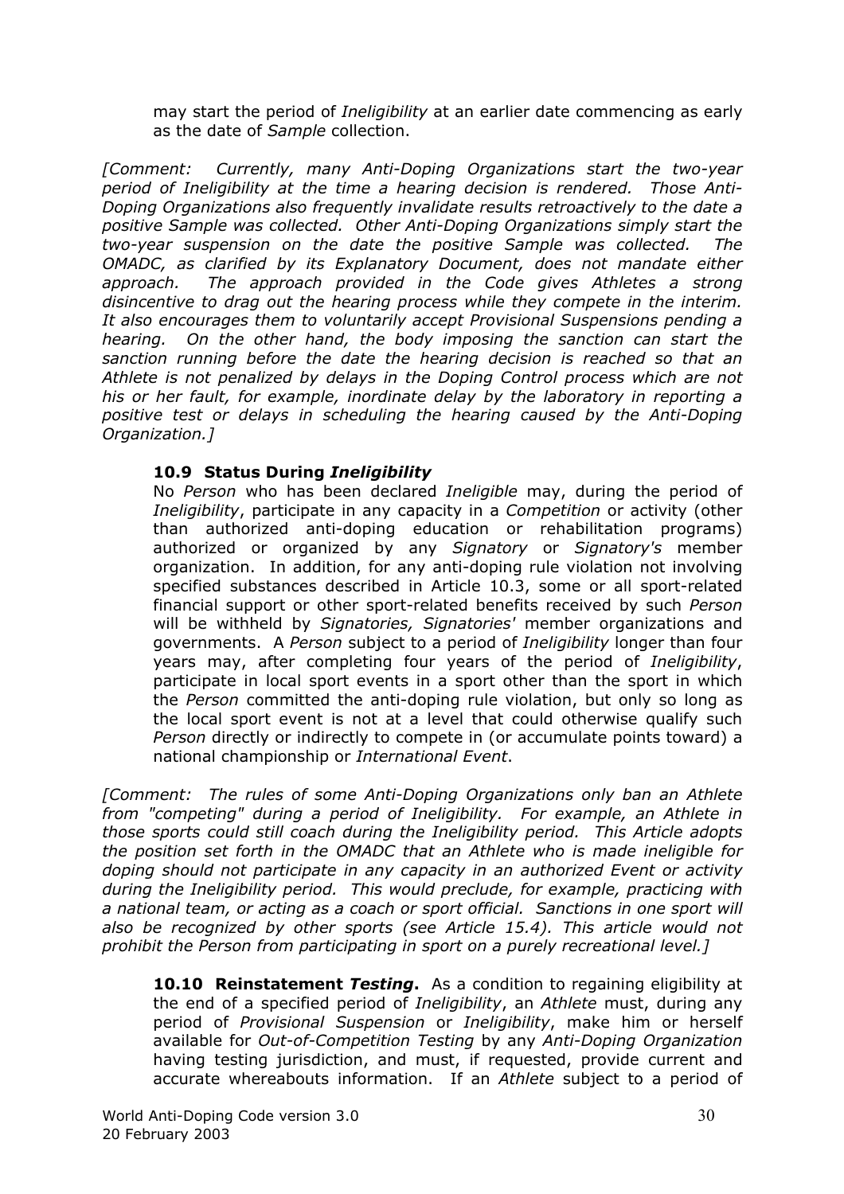may start the period of *Ineligibility* at an earlier date commencing as early as the date of *Sample* collection.

*[Comment: Currently, many Anti-Doping Organizations start the two-year period of Ineligibility at the time a hearing decision is rendered. Those Anti-Doping Organizations also frequently invalidate results retroactively to the date a positive Sample was collected. Other Anti-Doping Organizations simply start the two-year suspension on the date the positive Sample was collected. The OMADC, as clarified by its Explanatory Document, does not mandate either approach. The approach provided in the Code gives Athletes a strong disincentive to drag out the hearing process while they compete in the interim. It also encourages them to voluntarily accept Provisional Suspensions pending a hearing. On the other hand, the body imposing the sanction can start the sanction running before the date the hearing decision is reached so that an Athlete is not penalized by delays in the Doping Control process which are not his or her fault, for example, inordinate delay by the laboratory in reporting a positive test or delays in scheduling the hearing caused by the Anti-Doping Organization.]*

**10.9 Status During *Ineligibility***

No *Person* who has been declared *Ineligible* may, during the period of *Ineligibility*, participate in any capacity in a *Competition* or activity (other than authorized anti-doping education or rehabilitation programs) authorized or organized by any *Signatory* or *Signatory's* member organization. In addition, for any anti-doping rule violation not involving specified substances described in Article 10.3, some or all sport-related financial support or other sport-related benefits received by such *Person* will be withheld by *Signatories, Signatories'* member organizations and governments. A *Person* subject to a period of *Ineligibility* longer than four years may, after completing four years of the period of *Ineligibility*, participate in local sport events in a sport other than the sport in which the *Person* committed the anti-doping rule violation, but only so long as the local sport event is not at a level that could otherwise qualify such *Person* directly or indirectly to compete in (or accumulate points toward) a national championship or *International Event*.

*[Comment: The rules of some Anti-Doping Organizations only ban an Athlete from "competing" during a period of Ineligibility. For example, an Athlete in those sports could still coach during the Ineligibility period. This Article adopts the position set forth in the OMADC that an Athlete who is made ineligible for doping should not participate in any capacity in an authorized Event or activity during the Ineligibility period. This would preclude, for example, practicing with a national team, or acting as a coach or sport official. Sanctions in one sport will also be recognized by other sports (see Article 15.4). This article would not prohibit the Person from participating in sport on a purely recreational level.]*

**10.10 Reinstatement *Testing*.** As a condition to regaining eligibility at the end of a specified period of *Ineligibility*, an *Athlete* must, during any period of *Provisional Suspension* or *Ineligibility*, make him or herself available for *Out-of-Competition Testing* by any *Anti-Doping Organization* having testing jurisdiction, and must, if requested, provide current and accurate whereabouts information. If an *Athlete* subject to a period of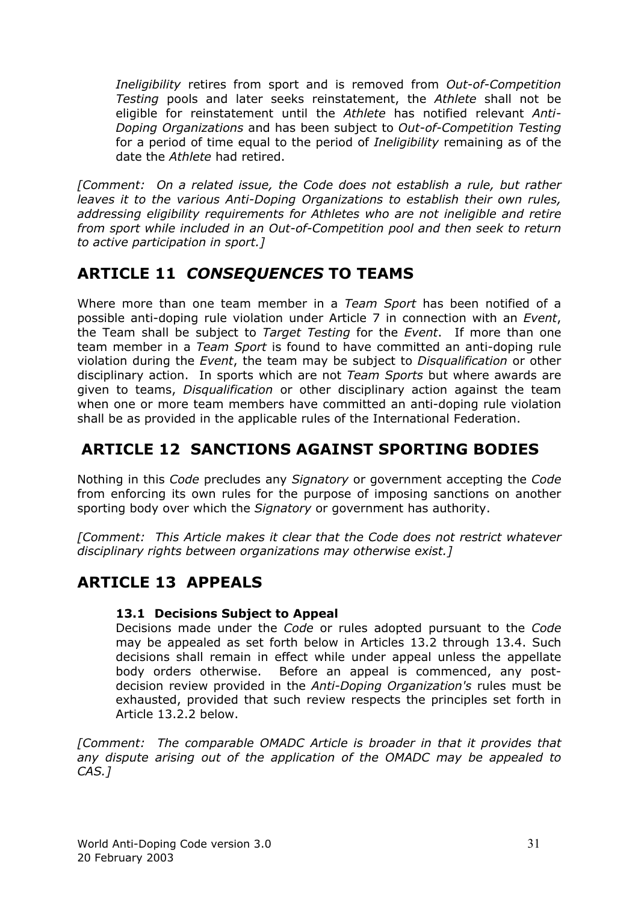*Ineligibility* retires from sport and is removed from *Out-of-Competition Testing* pools and later seeks reinstatement, the *Athlete* shall not be eligible for reinstatement until the *Athlete* has notified relevant *Anti-Doping Organizations* and has been subject to *Out-of-Competition Testing* for a period of time equal to the period of *Ineligibility* remaining as of the date the *Athlete* had retired.

*[Comment: On a related issue, the Code does not establish a rule, but rather leaves it to the various Anti-Doping Organizations to establish their own rules, addressing eligibility requirements for Athletes who are not ineligible and retire from sport while included in an Out-of-Competition pool and then seek to return to active participation in sport.]*

## ARTICLE 11 *CONSEQUENCES* TO TEAMS

Where more than one team member in a *Team Sport* has been notified of a possible anti-doping rule violation under Article 7 in connection with an *Event*, the Team shall be subject to *Target Testing* for the *Event*. If more than one team member in a *Team Sport* is found to have committed an anti-doping rule violation during the *Event*, the team may be subject to *Disqualification* or other disciplinary action. In sports which are not *Team Sports* but where awards are given to teams, *Disqualification* or other disciplinary action against the team when one or more team members have committed an anti-doping rule violation shall be as provided in the applicable rules of the International Federation.

## ARTICLE 12 SANCTIONS AGAINST SPORTING BODIES

Nothing in this *Code* precludes any *Signatory* or government accepting the *Code* from enforcing its own rules for the purpose of imposing sanctions on another sporting body over which the *Signatory* or government has authority.

*[Comment: This Article makes it clear that the Code does not restrict whatever disciplinary rights between organizations may otherwise exist.]*

## ARTICLE 13 APPEALS

### 13.1 Decisions Subject to Appeal

Decisions made under the *Code* or rules adopted pursuant to the *Code* may be appealed as set forth below in Articles 13.2 through 13.4. Such decisions shall remain in effect while under appeal unless the appellate body orders otherwise. Before an appeal is commenced, any post-decision review provided in the *Anti-Doping Organization's* rules must be exhausted, provided that such review respects the principles set forth in Article 13.2.2 below.

*[Comment: The comparable OMADC Article is broader in that it provides that any dispute arising out of the application of the OMADC may be appealed to CAS.]*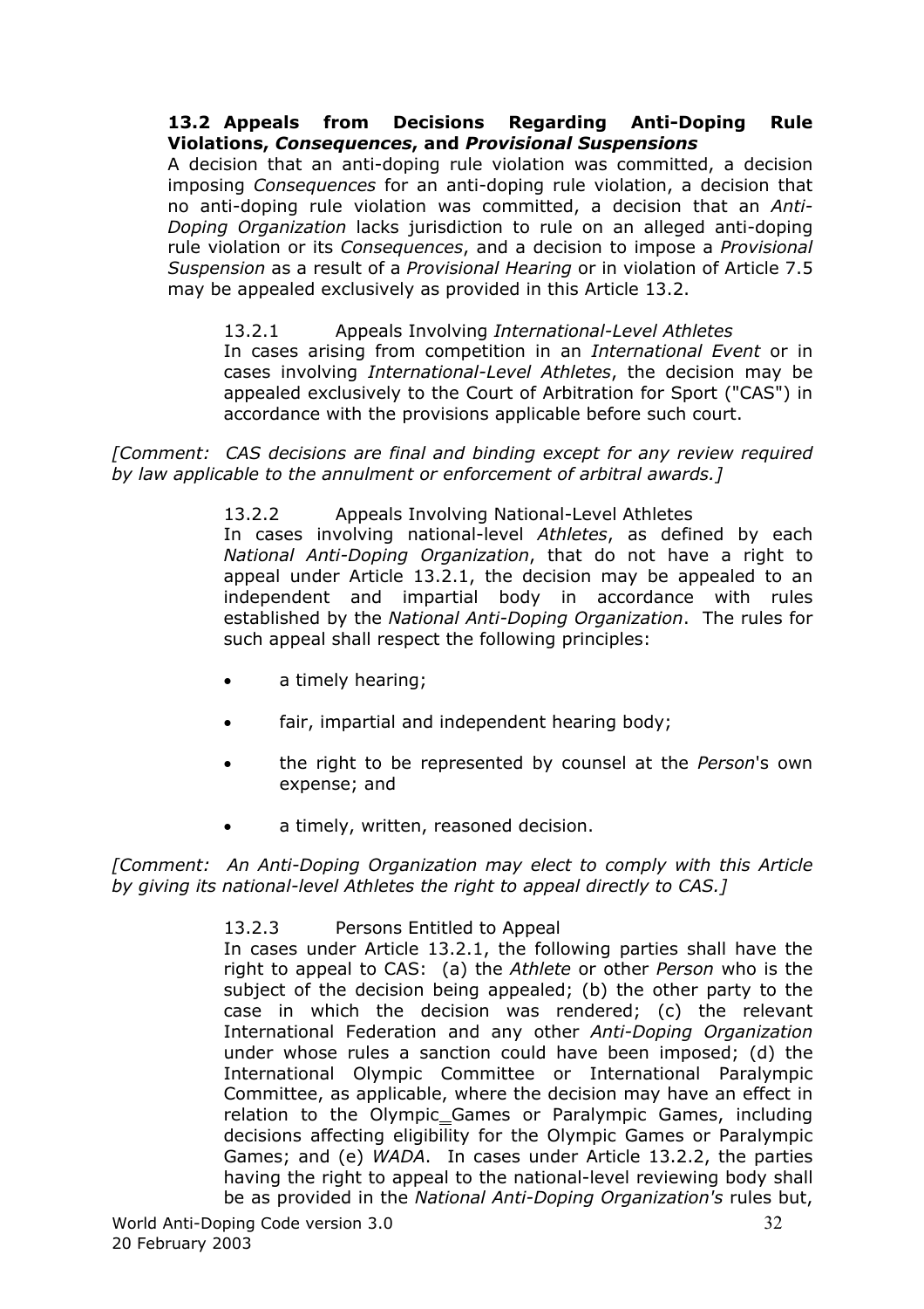### 13.2 Appeals from Decisions Regarding Anti-Doping Rule Violations, *Consequences*, and *Provisional Suspensions*

A decision that an anti-doping rule violation was committed, a decision imposing *Consequences* for an anti-doping rule violation, a decision that no anti-doping rule violation was committed, a decision that an *Anti-Doping Organization* lacks jurisdiction to rule on an alleged anti-doping rule violation or its *Consequences*, and a decision to impose a *Provisional Suspension* as a result of a *Provisional Hearing* or in violation of Article 7.5 may be appealed exclusively as provided in this Article 13.2.

13.2.1 Appeals Involving *International-Level Athletes*

In cases arising from competition in an *International Event* or in cases involving *International-Level Athletes*, the decision may be appealed exclusively to the Court of Arbitration for Sport ("CAS") in accordance with the provisions applicable before such court.

*[Comment: CAS decisions are final and binding except for any review required by law applicable to the annulment or enforcement of arbitral awards.]*

13.2.2 Appeals Involving National-Level Athletes

In cases involving national-level *Athletes*, as defined by each *National Anti-Doping Organization*, that do not have a right to appeal under Article 13.2.1, the decision may be appealed to an independent and impartial body in accordance with rules established by the *National Anti-Doping Organization*. The rules for such appeal shall respect the following principles:

- a timely hearing;
- fair, impartial and independent hearing body;
- the right to be represented by counsel at the *Person*'s own expense; and
- a timely, written, reasoned decision.

*[Comment: An Anti-Doping Organization may elect to comply with this Article by giving its national-level Athletes the right to appeal directly to CAS.]*

13.2.3 Persons Entitled to Appeal

In cases under Article 13.2.1, the following parties shall have the right to appeal to CAS: (a) the *Athlete* or other *Person* who is the subject of the decision being appealed; (b) the other party to the case in which the decision was rendered; (c) the relevant International Federation and any other *Anti-Doping Organization* under whose rules a sanction could have been imposed; (d) the International Olympic Committee or International Paralympic Committee, as applicable, where the decision may have an effect in relation to the Olympic Games or Paralympic Games, including decisions affecting eligibility for the Olympic Games or Paralympic Games; and (e) *WADA*. In cases under Article 13.2.2, the parties having the right to appeal to the national-level reviewing body shall be as provided in the *National Anti-Doping Organization's* rules but,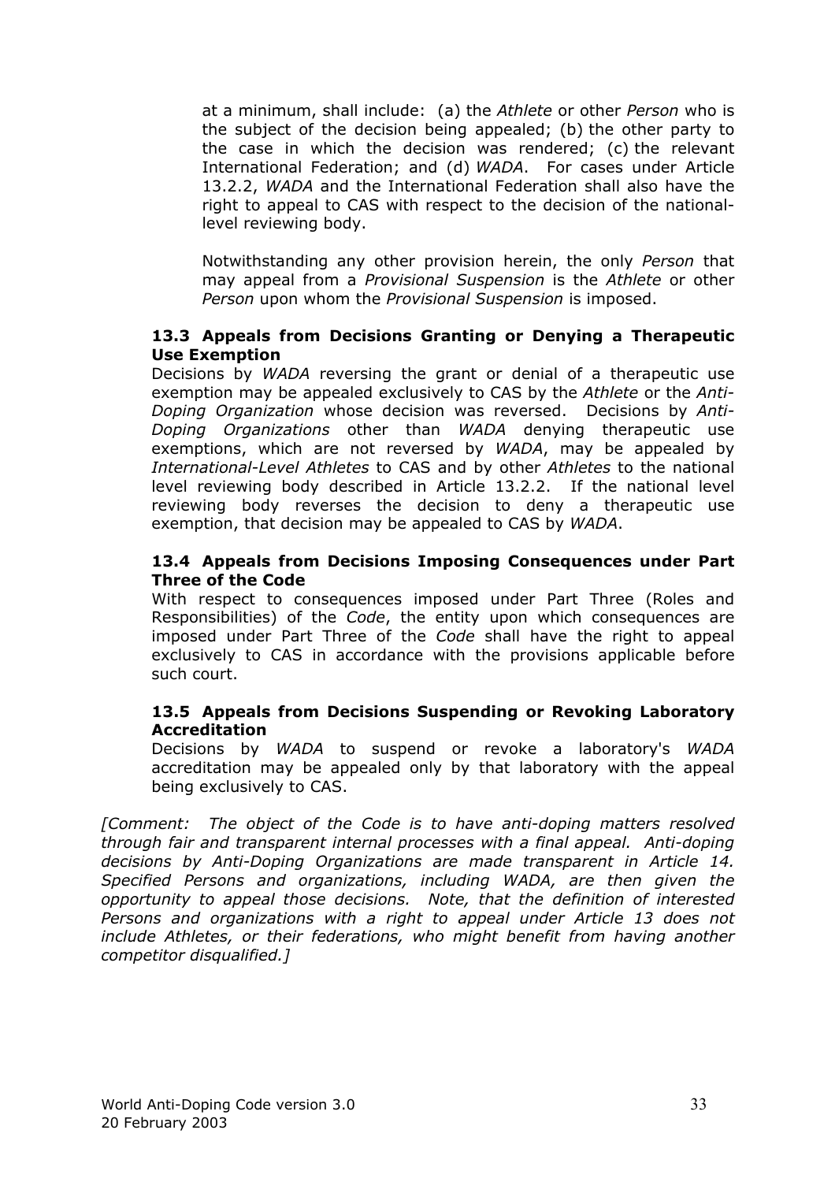at a minimum, shall include: (a) the *Athlete* or other *Person* who is the subject of the decision being appealed; (b) the other party to the case in which the decision was rendered; (c) the relevant International Federation; and (d) *WADA*. For cases under Article 13.2.2, *WADA* and the International Federation shall also have the right to appeal to CAS with respect to the decision of the national-level reviewing body.

Notwithstanding any other provision herein, the only *Person* that may appeal from a *Provisional Suspension* is the *Athlete* or other *Person* upon whom the *Provisional Suspension* is imposed.

### 13.3 Appeals from Decisions Granting or Denying a Therapeutic Use Exemption

Decisions by *WADA* reversing the grant or denial of a therapeutic use exemption may be appealed exclusively to CAS by the *Athlete* or the *Anti-Doping Organization* whose decision was reversed. Decisions by *Anti-Doping Organizations* other than *WADA* denying therapeutic use exemptions, which are not reversed by *WADA*, may be appealed by *International-Level Athletes* to CAS and by other *Athletes* to the national level reviewing body described in Article 13.2.2. If the national level reviewing body reverses the decision to deny a therapeutic use exemption, that decision may be appealed to CAS by *WADA*.

### 13.4 Appeals from Decisions Imposing Consequences under Part Three of the Code

With respect to consequences imposed under Part Three (Roles and Responsibilities) of the *Code*, the entity upon which consequences are imposed under Part Three of the *Code* shall have the right to appeal exclusively to CAS in accordance with the provisions applicable before such court.

### 13.5 Appeals from Decisions Suspending or Revoking Laboratory Accreditation

Decisions by *WADA* to suspend or revoke a laboratory's *WADA* accreditation may be appealed only by that laboratory with the appeal being exclusively to CAS.

*[Comment: The object of the Code is to have anti-doping matters resolved through fair and transparent internal processes with a final appeal. Anti-doping decisions by Anti-Doping Organizations are made transparent in Article 14. Specified Persons and organizations, including WADA, are then given the opportunity to appeal those decisions. Note, that the definition of interested Persons and organizations with a right to appeal under Article 13 does not include Athletes, or their federations, who might benefit from having another competitor disqualified.]*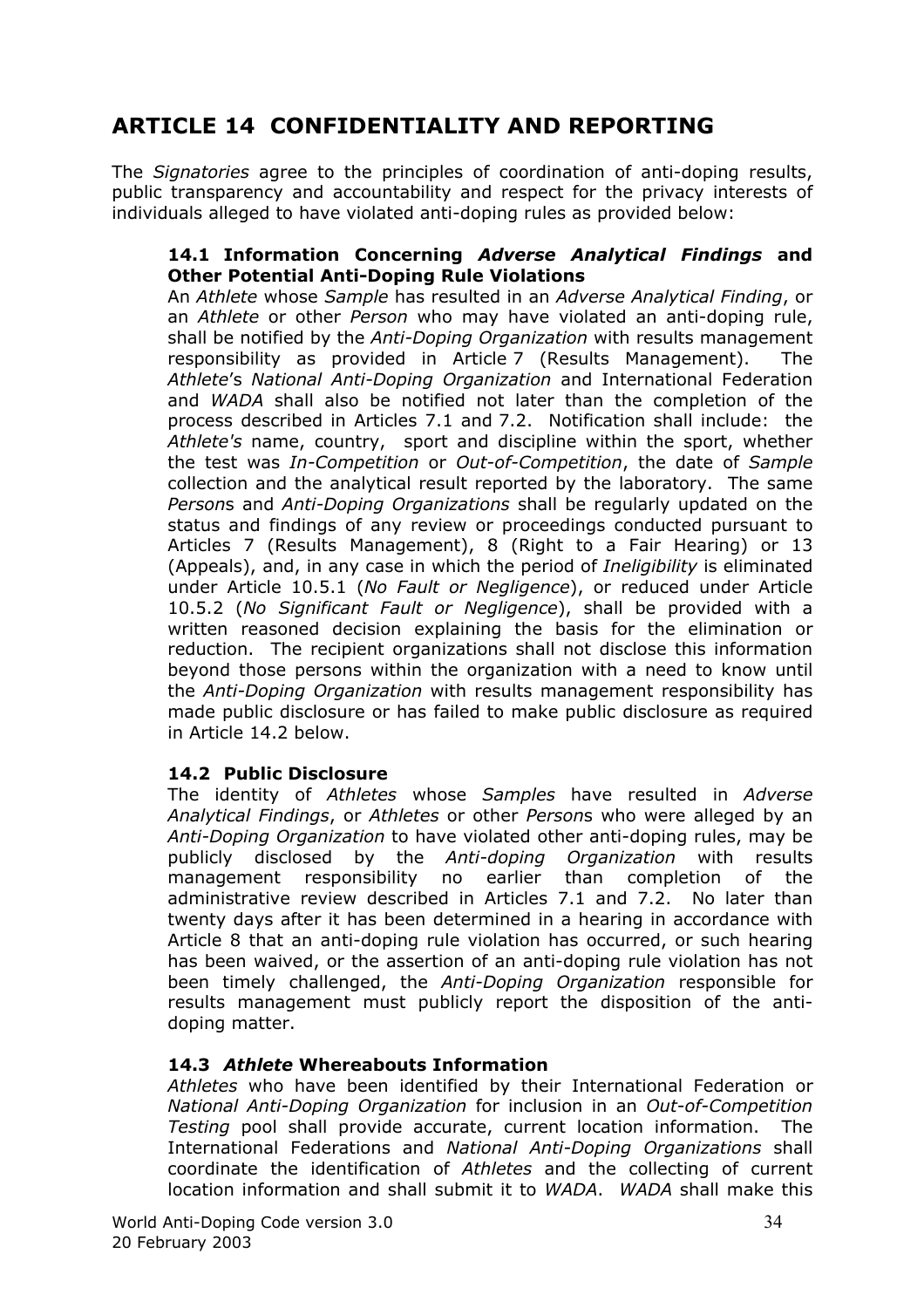## ARTICLE 14 CONFIDENTIALITY AND REPORTING

The *Signatories* agree to the principles of coordination of anti-doping results, public transparency and accountability and respect for the privacy interests of individuals alleged to have violated anti-doping rules as provided below:

### 14.1 Information Concerning *Adverse Analytical Findings* and Other Potential Anti-Doping Rule Violations

An *Athlete* whose *Sample* has resulted in an *Adverse Analytical Finding*, or an *Athlete* or other *Person* who may have violated an anti-doping rule, shall be notified by the *Anti-Doping Organization* with results management responsibility as provided in Article 7 (Results Management). The *Athlete*'s *National Anti-Doping Organization* and International Federation and *WADA* shall also be notified not later than the completion of the process described in Articles 7.1 and 7.2. Notification shall include: the *Athlete's* name, country, sport and discipline within the sport, whether the test was *In-Competition* or *Out-of-Competition*, the date of *Sample* collection and the analytical result reported by the laboratory. The same *Person*s and *Anti-Doping Organizations* shall be regularly updated on the status and findings of any review or proceedings conducted pursuant to Articles 7 (Results Management), 8 (Right to a Fair Hearing) or 13 (Appeals), and, in any case in which the period of *Ineligibility* is eliminated under Article 10.5.1 (*No Fault or Negligence*), or reduced under Article 10.5.2 (*No Significant Fault or Negligence*), shall be provided with a written reasoned decision explaining the basis for the elimination or reduction. The recipient organizations shall not disclose this information beyond those persons within the organization with a need to know until the *Anti-Doping Organization* with results management responsibility has made public disclosure or has failed to make public disclosure as required in Article 14.2 below.

### 14.2 Public Disclosure

The identity of *Athletes* whose *Samples* have resulted in *Adverse Analytical Findings*, or *Athletes* or other *Person*s who were alleged by an *Anti-Doping Organization* to have violated other anti-doping rules, may be publicly disclosed by the *Anti-doping Organization* with results management responsibility no earlier than completion of the administrative review described in Articles 7.1 and 7.2. No later than twenty days after it has been determined in a hearing in accordance with Article 8 that an anti-doping rule violation has occurred, or such hearing has been waived, or the assertion of an anti-doping rule violation has not been timely challenged, the *Anti-Doping Organization* responsible for results management must publicly report the disposition of the anti-doping matter.

### 14.3 *Athlete* Whereabouts Information

*Athletes* who have been identified by their International Federation or *National Anti-Doping Organization* for inclusion in an *Out-of-Competition Testing* pool shall provide accurate, current location information. The International Federations and *National Anti-Doping Organizations* shall coordinate the identification of *Athletes* and the collecting of current location information and shall submit it to *WADA*. *WADA* shall make this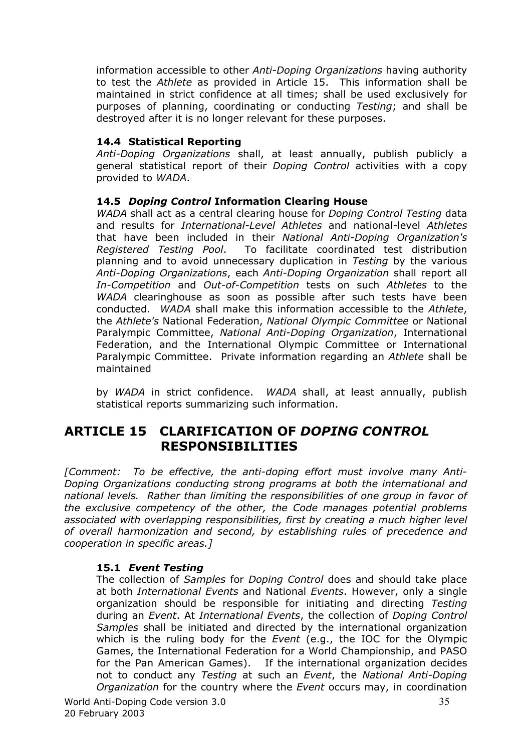information accessible to other *Anti-Doping Organizations* having authority to test the *Athlete* as provided in Article 15. This information shall be maintained in strict confidence at all times; shall be used exclusively for purposes of planning, coordinating or conducting *Testing*; and shall be destroyed after it is no longer relevant for these purposes.

### 14.4 Statistical Reporting

*Anti-Doping Organizations* shall, at least annually, publish publicly a general statistical report of their *Doping Control* activities with a copy provided to *WADA*.

### 14.5 *Doping Control* Information Clearing House

*WADA* shall act as a central clearing house for *Doping Control Testing* data and results for *International-Level Athletes* and national-level *Athletes* that have been included in their *National Anti-Doping Organization's Registered Testing Pool*. To facilitate coordinated test distribution planning and to avoid unnecessary duplication in *Testing* by the various *Anti-Doping Organizations*, each *Anti-Doping Organization* shall report all *In-Competition* and *Out-of-Competition* tests on such *Athletes* to the *WADA* clearinghouse as soon as possible after such tests have been conducted. *WADA* shall make this information accessible to the *Athlete*, the *Athlete's* National Federation, *National Olympic Committee* or National Paralympic Committee, *National Anti-Doping Organization*, International Federation, and the International Olympic Committee or International Paralympic Committee. Private information regarding an *Athlete* shall be maintained by *WADA* in strict confidence. *WADA* shall, at least annually, publish statistical reports summarizing such information.

## ARTICLE 15 CLARIFICATION OF *DOPING CONTROL* RESPONSIBILITIES

*[Comment: To be effective, the anti-doping effort must involve many Anti-Doping Organizations conducting strong programs at both the international and national levels. Rather than limiting the responsibilities of one group in favor of the exclusive competency of the other, the Code manages potential problems associated with overlapping responsibilities, first by creating a much higher level of overall harmonization and second, by establishing rules of precedence and cooperation in specific areas.]*

### 15.1 *Event Testing*

The collection of *Samples* for *Doping Control* does and should take place at both *International Events* and National *Events*. However, only a single organization should be responsible for initiating and directing *Testing* during an *Event*. At *International Events*, the collection of *Doping Control Samples* shall be initiated and directed by the international organization which is the ruling body for the *Event* (e.g., the IOC for the Olympic Games, the International Federation for a World Championship, and PASO for the Pan American Games). If the international organization decides not to conduct any *Testing* at such an *Event*, the *National Anti-Doping Organization* for the country where the *Event* occurs may, in coordination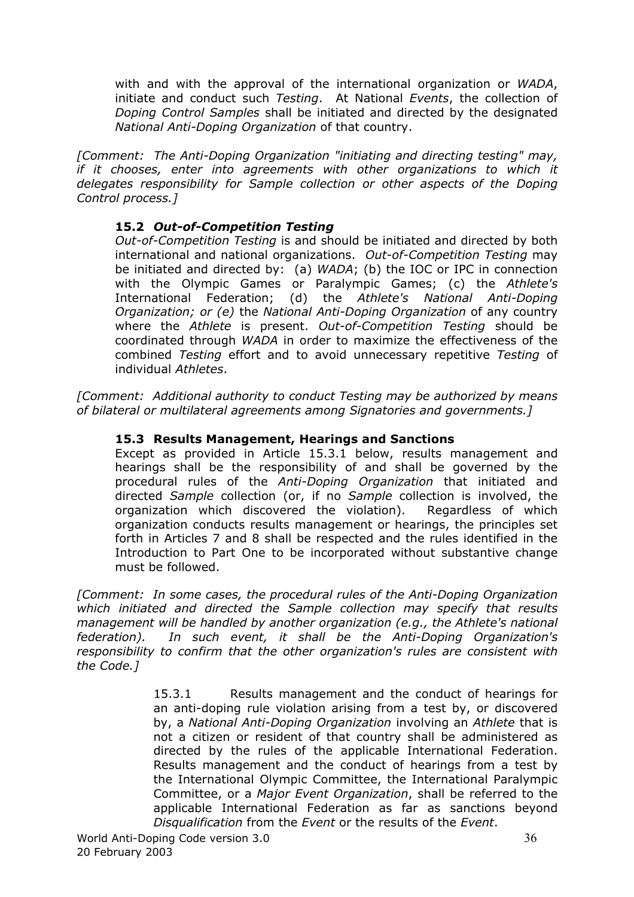with and with the approval of the international organization or *WADA*, initiate and conduct such *Testing*. At National *Events*, the collection of *Doping Control Samples* shall be initiated and directed by the designated *National Anti-Doping Organization* of that country.

*[Comment: The Anti-Doping Organization "initiating and directing testing" may, if it chooses, enter into agreements with other organizations to which it delegates responsibility for Sample collection or other aspects of the Doping Control process.]*

### 15.2 *Out-of-Competition Testing*

*Out-of-Competition Testing* is and should be initiated and directed by both international and national organizations. *Out-of-Competition Testing* may be initiated and directed by: (a) *WADA*; (b) the IOC or IPC in connection with the Olympic Games or Paralympic Games; (c) the *Athlete's* International Federation; (d) the *Athlete's National Anti-Doping Organization; or (e)* the *National Anti-Doping Organization* of any country where the *Athlete* is present. *Out-of-Competition Testing* should be coordinated through *WADA* in order to maximize the effectiveness of the combined *Testing* effort and to avoid unnecessary repetitive *Testing* of individual *Athletes*.

*[Comment: Additional authority to conduct Testing may be authorized by means of bilateral or multilateral agreements among Signatories and governments.]*

### 15.3 Results Management, Hearings and Sanctions

Except as provided in Article 15.3.1 below, results management and hearings shall be the responsibility of and shall be governed by the procedural rules of the *Anti-Doping Organization* that initiated and directed *Sample* collection (or, if no *Sample* collection is involved, the organization which discovered the violation). Regardless of which organization conducts results management or hearings, the principles set forth in Articles 7 and 8 shall be respected and the rules identified in the Introduction to Part One to be incorporated without substantive change must be followed.

*[Comment: In some cases, the procedural rules of the Anti-Doping Organization which initiated and directed the Sample collection may specify that results management will be handled by another organization (e.g., the Athlete's national federation). In such event, it shall be the Anti-Doping Organization's responsibility to confirm that the other organization's rules are consistent with the Code.]*

15.3.1 Results management and the conduct of hearings for an anti-doping rule violation arising from a test by, or discovered by, a *National Anti-Doping Organization* involving an *Athlete* that is not a citizen or resident of that country shall be administered as directed by the rules of the applicable International Federation. Results management and the conduct of hearings from a test by the International Olympic Committee, the International Paralympic Committee, or a *Major Event Organization*, shall be referred to the applicable International Federation as far as sanctions beyond *Disqualification* from the *Event* or the results of the *Event*.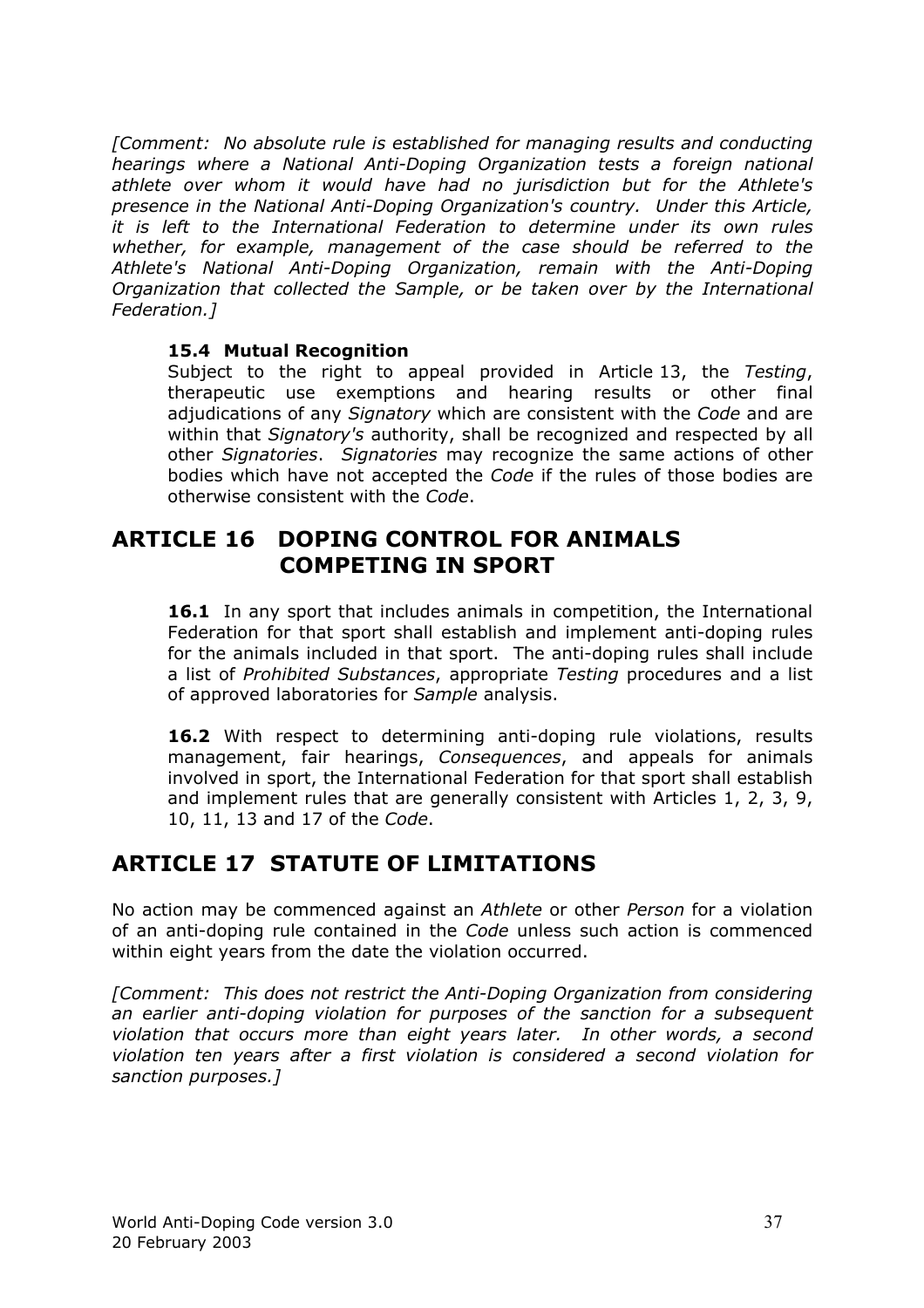*[Comment: No absolute rule is established for managing results and conducting hearings where a National Anti-Doping Organization tests a foreign national athlete over whom it would have had no jurisdiction but for the Athlete's presence in the National Anti-Doping Organization's country. Under this Article, it is left to the International Federation to determine under its own rules whether, for example, management of the case should be referred to the Athlete's National Anti-Doping Organization, remain with the Anti-Doping Organization that collected the Sample, or be taken over by the International Federation.]*

### 15.4 Mutual Recognition

Subject to the right to appeal provided in Article 13, the *Testing*, therapeutic use exemptions and hearing results or other final adjudications of any *Signatory* which are consistent with the *Code* and are within that *Signatory's* authority, shall be recognized and respected by all other *Signatories*. *Signatories* may recognize the same actions of other bodies which have not accepted the *Code* if the rules of those bodies are otherwise consistent with the *Code*.

## ARTICLE 16 DOPING CONTROL FOR ANIMALS COMPETING IN SPORT

**16.1** In any sport that includes animals in competition, the International Federation for that sport shall establish and implement anti-doping rules for the animals included in that sport. The anti-doping rules shall include a list of *Prohibited Substances*, appropriate *Testing* procedures and a list of approved laboratories for *Sample* analysis.

**16.2** With respect to determining anti-doping rule violations, results management, fair hearings, *Consequences*, and appeals for animals involved in sport, the International Federation for that sport shall establish and implement rules that are generally consistent with Articles 1, 2, 3, 9, 10, 11, 13 and 17 of the *Code*.

## ARTICLE 17 STATUTE OF LIMITATIONS

No action may be commenced against an *Athlete* or other *Person* for a violation of an anti-doping rule contained in the *Code* unless such action is commenced within eight years from the date the violation occurred.

*[Comment: This does not restrict the Anti-Doping Organization from considering an earlier anti-doping violation for purposes of the sanction for a subsequent violation that occurs more than eight years later. In other words, a second violation ten years after a first violation is considered a second violation for sanction purposes.]*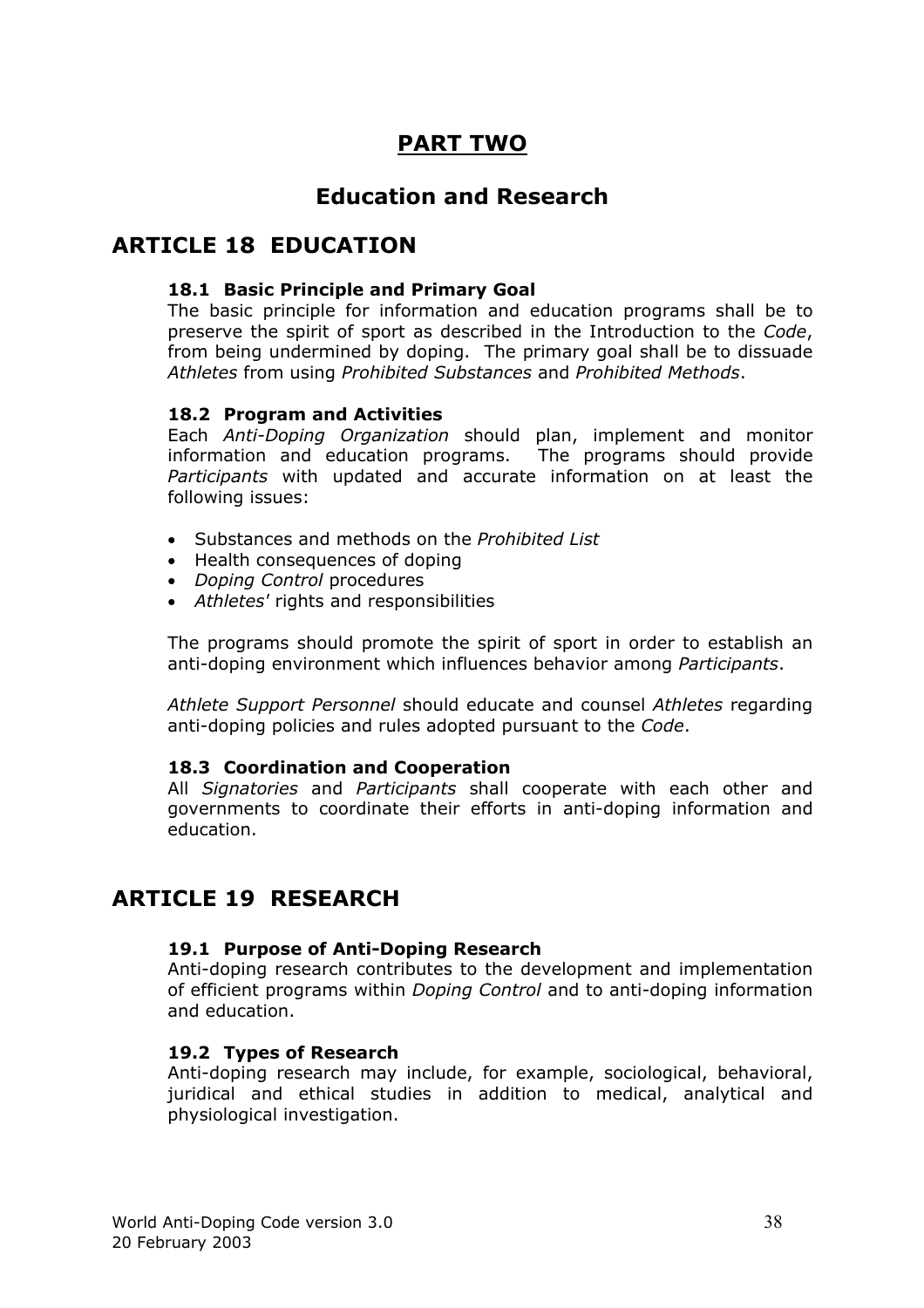# PART TWO

## Education and Research

## ARTICLE 18 EDUCATION

### 18.1 Basic Principle and Primary Goal

The basic principle for information and education programs shall be to preserve the spirit of sport as described in the Introduction to the *Code*, from being undermined by doping. The primary goal shall be to dissuade *Athletes* from using *Prohibited Substances* and *Prohibited Methods*.

### 18.2 Program and Activities

Each *Anti-Doping Organization* should plan, implement and monitor information and education programs. The programs should provide *Participants* with updated and accurate information on at least the following issues:

- Substances and methods on the *Prohibited List*
- Health consequences of doping
- *Doping Control* procedures
- *Athletes'* rights and responsibilities

The programs should promote the spirit of sport in order to establish an anti-doping environment which influences behavior among *Participants*.

*Athlete Support Personnel* should educate and counsel *Athletes* regarding anti-doping policies and rules adopted pursuant to the *Code*.

### 18.3 Coordination and Cooperation

All *Signatories* and *Participants* shall cooperate with each other and governments to coordinate their efforts in anti-doping information and education.

## ARTICLE 19 RESEARCH

### 19.1 Purpose of Anti-Doping Research

Anti-doping research contributes to the development and implementation of efficient programs within *Doping Control* and to anti-doping information and education.

### 19.2 Types of Research

Anti-doping research may include, for example, sociological, behavioral, juridical and ethical studies in addition to medical, analytical and physiological investigation.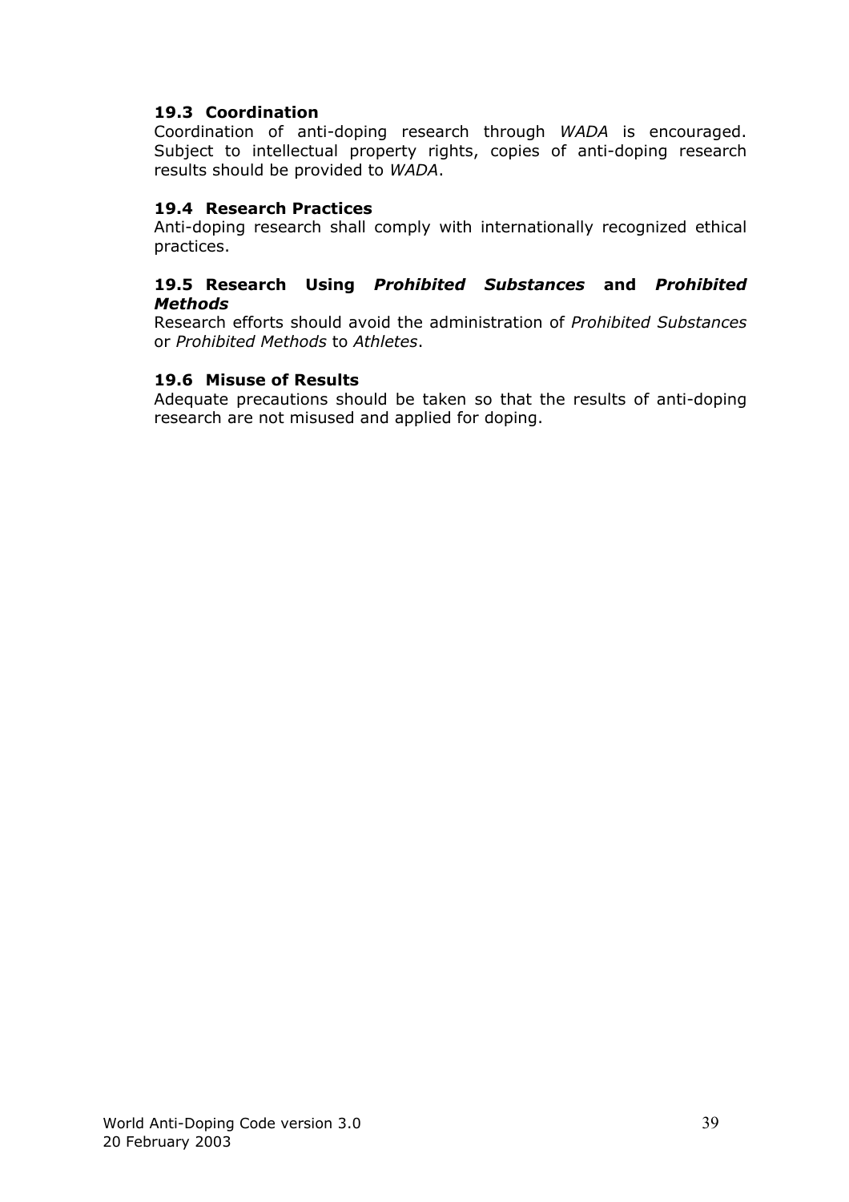### 19.3 Coordination

Coordination of anti-doping research through *WADA* is encouraged. Subject to intellectual property rights, copies of anti-doping research results should be provided to *WADA*.

### 19.4 Research Practices

Anti-doping research shall comply with internationally recognized ethical practices.

### 19.5 Research Using *Prohibited Substances* and *Prohibited Methods*

Research efforts should avoid the administration of *Prohibited Substances* or *Prohibited Methods* to *Athletes*.

### 19.6 Misuse of Results

Adequate precautions should be taken so that the results of anti-doping research are not misused and applied for doping.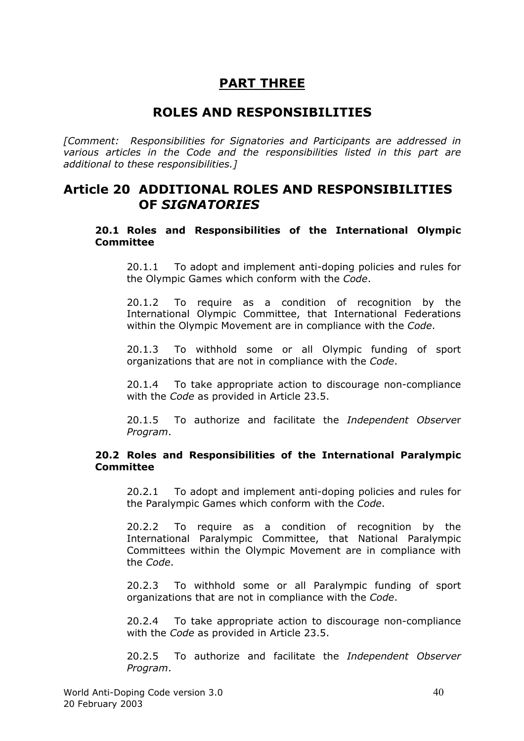# PART THREE

# ROLES AND RESPONSIBILITIES

*[Comment: Responsibilities for Signatories and Participants are addressed in various articles in the Code and the responsibilities listed in this part are additional to these responsibilities.]*

## Article 20 ADDITIONAL ROLES AND RESPONSIBILITIES OF *SIGNATORIES*

### 20.1 Roles and Responsibilities of the International Olympic Committee

20.1.1 To adopt and implement anti-doping policies and rules for the Olympic Games which conform with the *Code*.

20.1.2 To require as a condition of recognition by the International Olympic Committee, that International Federations within the Olympic Movement are in compliance with the *Code*.

20.1.3 To withhold some or all Olympic funding of sport organizations that are not in compliance with the *Code*.

20.1.4 To take appropriate action to discourage non-compliance with the *Code* as provided in Article 23.5.

20.1.5 To authorize and facilitate the *Independent Observer Program*.

### 20.2 Roles and Responsibilities of the International Paralympic Committee

20.2.1 To adopt and implement anti-doping policies and rules for the Paralympic Games which conform with the *Code*.

20.2.2 To require as a condition of recognition by the International Paralympic Committee, that National Paralympic Committees within the Olympic Movement are in compliance with the *Code*.

20.2.3 To withhold some or all Paralympic funding of sport organizations that are not in compliance with the *Code*.

20.2.4 To take appropriate action to discourage non-compliance with the *Code* as provided in Article 23.5.

20.2.5 To authorize and facilitate the *Independent Observer Program*.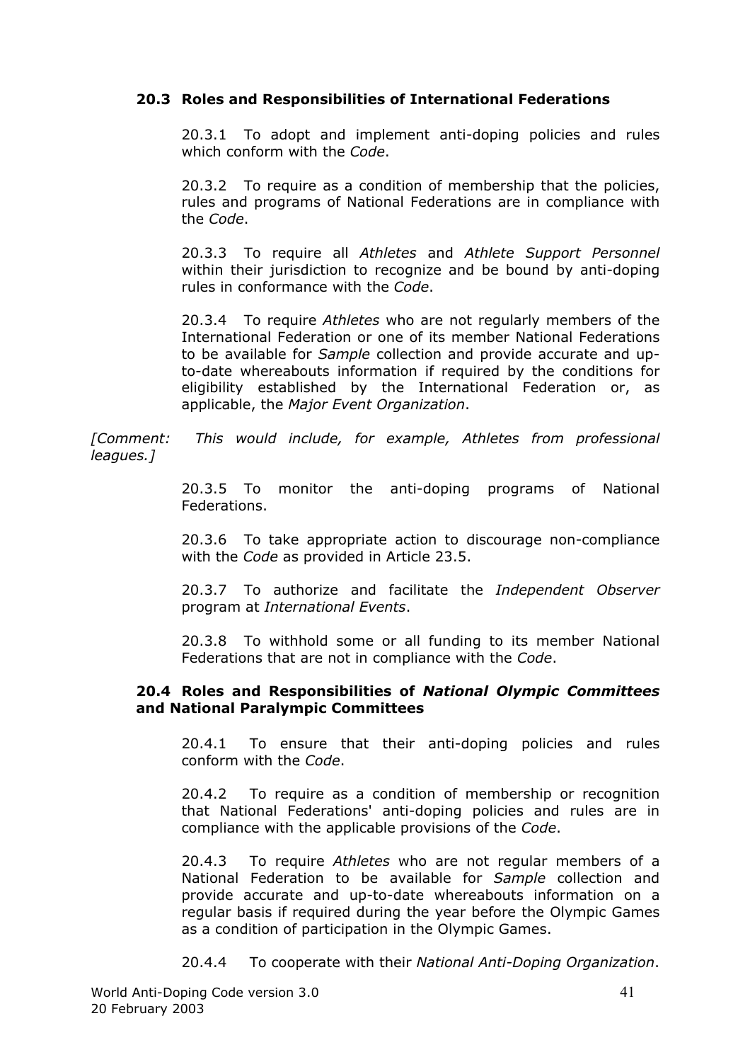### 20.3 Roles and Responsibilities of International Federations

20.3.1 To adopt and implement anti-doping policies and rules which conform with the *Code*.

20.3.2 To require as a condition of membership that the policies, rules and programs of National Federations are in compliance with the *Code*.

20.3.3 To require all *Athletes* and *Athlete Support Personnel* within their jurisdiction to recognize and be bound by anti-doping rules in conformance with the *Code*.

20.3.4 To require *Athletes* who are not regularly members of the International Federation or one of its member National Federations to be available for *Sample* collection and provide accurate and up-to-date whereabouts information if required by the conditions for eligibility established by the International Federation or, as applicable, the *Major Event Organization*.

*[Comment: This would include, for example, Athletes from professional leagues.]*

20.3.5 To monitor the anti-doping programs of National Federations.

20.3.6 To take appropriate action to discourage non-compliance with the *Code* as provided in Article 23.5.

20.3.7 To authorize and facilitate the *Independent Observer* program at *International Events*.

20.3.8 To withhold some or all funding to its member National Federations that are not in compliance with the *Code*.

### 20.4 Roles and Responsibilities of *National Olympic Committees* and National Paralympic Committees

20.4.1 To ensure that their anti-doping policies and rules conform with the *Code*.

20.4.2 To require as a condition of membership or recognition that National Federations' anti-doping policies and rules are in compliance with the applicable provisions of the *Code*.

20.4.3 To require *Athletes* who are not regular members of a National Federation to be available for *Sample* collection and provide accurate and up-to-date whereabouts information on a regular basis if required during the year before the Olympic Games as a condition of participation in the Olympic Games.

20.4.4 To cooperate with their *National Anti-Doping Organization*.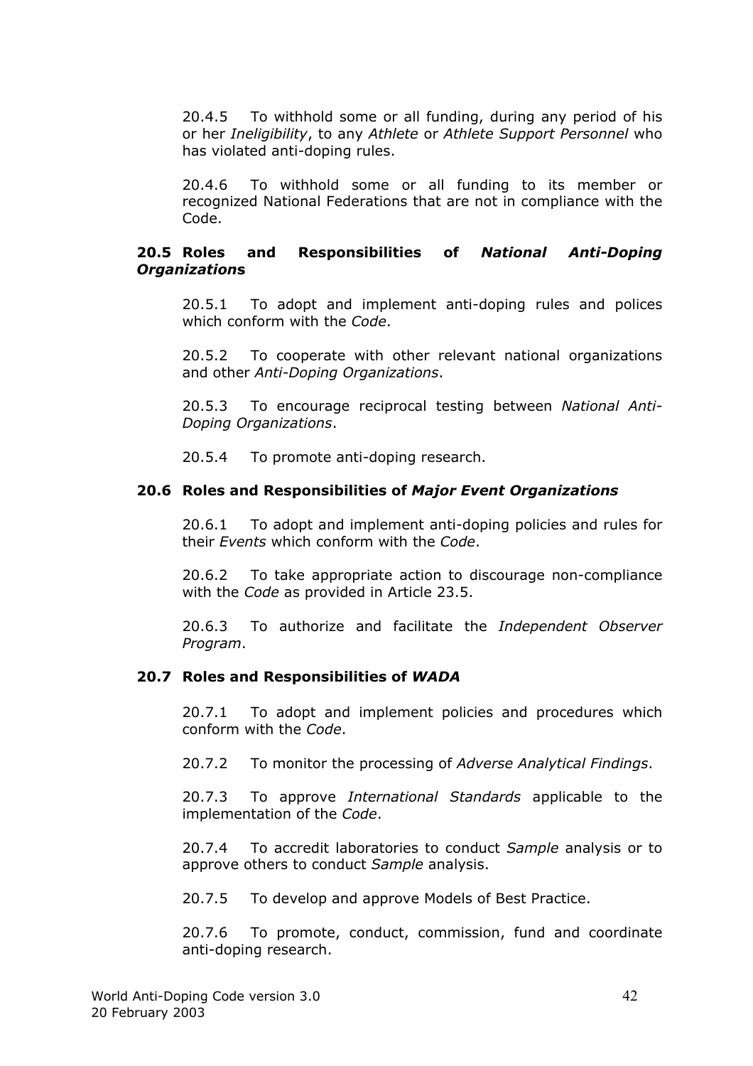20.4.5 To withhold some or all funding, during any period of his or her *Ineligibility*, to any *Athlete* or *Athlete Support Personnel* who has violated anti-doping rules.

20.4.6 To withhold some or all funding to its member or recognized National Federations that are not in compliance with the Code.

### 20.5 Roles and Responsibilities of *National Anti-Doping Organizations*

20.5.1 To adopt and implement anti-doping rules and polices which conform with the *Code*.

20.5.2 To cooperate with other relevant national organizations and other *Anti-Doping Organizations*.

20.5.3 To encourage reciprocal testing between *National Anti-Doping Organizations*.

20.5.4 To promote anti-doping research.

### 20.6 Roles and Responsibilities of *Major Event Organizations*

20.6.1 To adopt and implement anti-doping policies and rules for their *Events* which conform with the *Code*.

20.6.2 To take appropriate action to discourage non-compliance with the *Code* as provided in Article 23.5.

20.6.3 To authorize and facilitate the *Independent Observer Program*.

### 20.7 Roles and Responsibilities of *WADA*

20.7.1 To adopt and implement policies and procedures which conform with the *Code*.

20.7.2 To monitor the processing of *Adverse Analytical Findings*.

20.7.3 To approve *International Standards* applicable to the implementation of the *Code*.

20.7.4 To accredit laboratories to conduct *Sample* analysis or to approve others to conduct *Sample* analysis.

20.7.5 To develop and approve Models of Best Practice.

20.7.6 To promote, conduct, commission, fund and coordinate anti-doping research.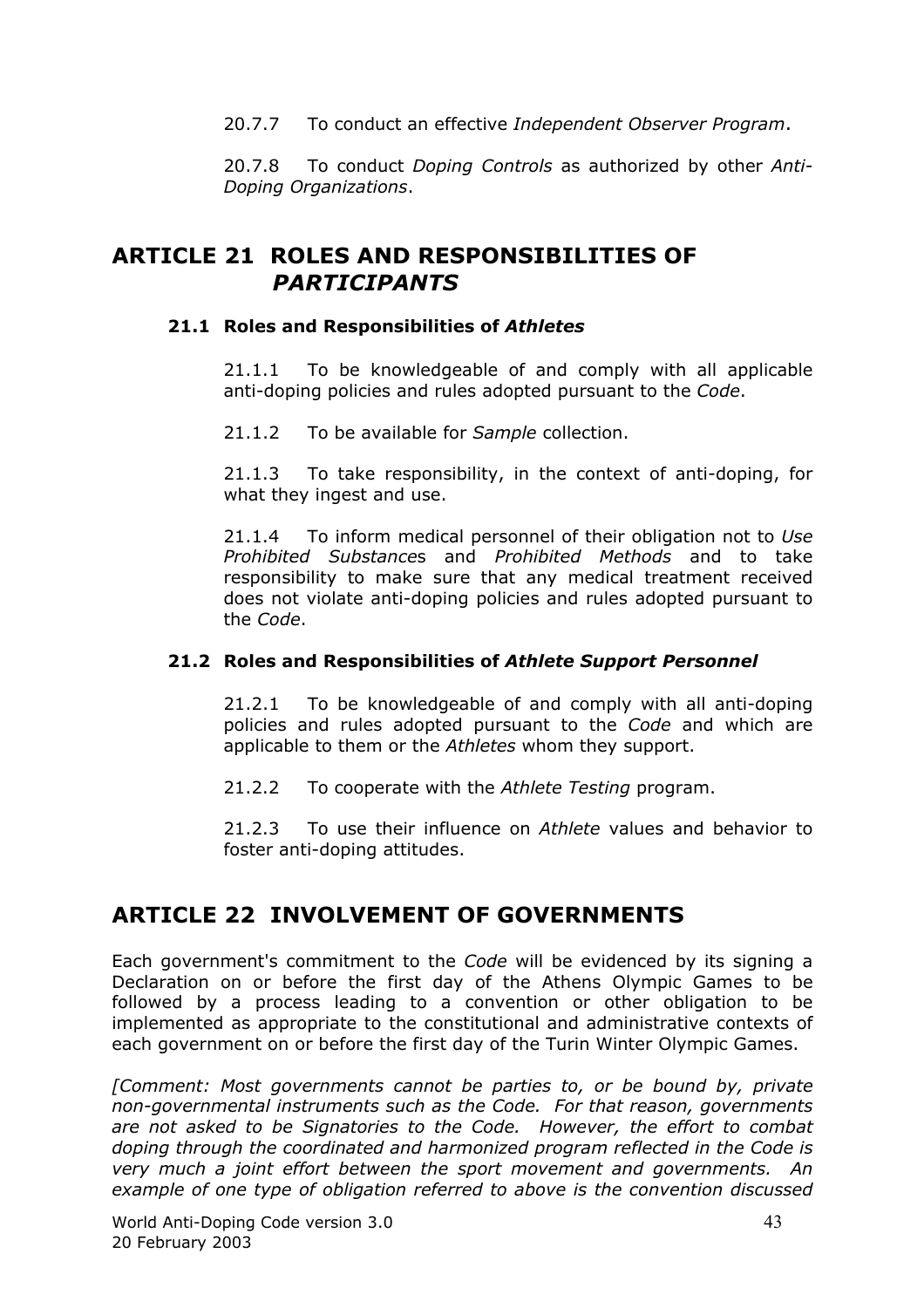20.7.7 To conduct an effective *Independent Observer Program*.

20.7.8 To conduct *Doping Controls* as authorized by other *Anti-Doping Organizations*.

## ARTICLE 21 ROLES AND RESPONSIBILITIES OF *PARTICIPANTS*

### 21.1 Roles and Responsibilities of *Athletes*

21.1.1 To be knowledgeable of and comply with all applicable anti-doping policies and rules adopted pursuant to the *Code*.

21.1.2 To be available for *Sample* collection.

21.1.3 To take responsibility, in the context of anti-doping, for what they ingest and use.

21.1.4 To inform medical personnel of their obligation not to *Use Prohibited Substances* and *Prohibited Methods* and to take responsibility to make sure that any medical treatment received does not violate anti-doping policies and rules adopted pursuant to the *Code*.

### 21.2 Roles and Responsibilities of *Athlete Support Personnel*

21.2.1 To be knowledgeable of and comply with all anti-doping policies and rules adopted pursuant to the *Code* and which are applicable to them or the *Athletes* whom they support.

21.2.2 To cooperate with the *Athlete Testing* program.

21.2.3 To use their influence on *Athlete* values and behavior to foster anti-doping attitudes.

## ARTICLE 22 INVOLVEMENT OF GOVERNMENTS

Each government's commitment to the *Code* will be evidenced by its signing a Declaration on or before the first day of the Athens Olympic Games to be followed by a process leading to a convention or other obligation to be implemented as appropriate to the constitutional and administrative contexts of each government on or before the first day of the Turin Winter Olympic Games.

*[Comment: Most governments cannot be parties to, or be bound by, private non-governmental instruments such as the Code. For that reason, governments are not asked to be Signatories to the Code. However, the effort to combat doping through the coordinated and harmonized program reflected in the Code is very much a joint effort between the sport movement and governments. An example of one type of obligation referred to above is the convention discussed*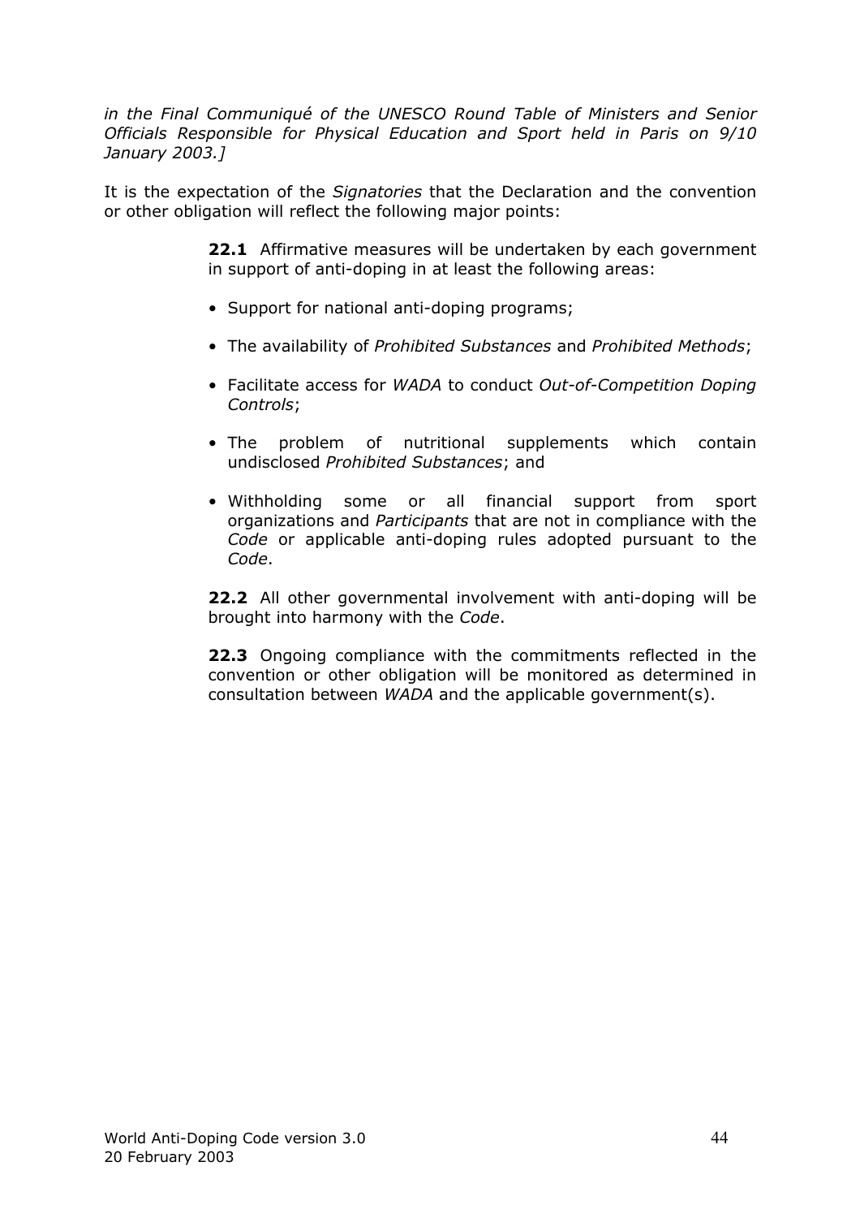*in the Final Communiqué of the UNESCO Round Table of Ministers and Senior Officials Responsible for Physical Education and Sport held in Paris on 9/10 January 2003.]*

It is the expectation of the *Signatories* that the Declaration and the convention or other obligation will reflect the following major points:

**22.1** Affirmative measures will be undertaken by each government in support of anti-doping in at least the following areas:

- Support for national anti-doping programs;
- The availability of *Prohibited Substances* and *Prohibited Methods*;
- Facilitate access for *WADA* to conduct *Out-of-Competition Doping Controls*;
- The problem of nutritional supplements which contain undisclosed *Prohibited Substances*; and
- Withholding some or all financial support from sport organizations and *Participants* that are not in compliance with the *Code* or applicable anti-doping rules adopted pursuant to the *Code*.

**22.2** All other governmental involvement with anti-doping will be brought into harmony with the *Code*.

**22.3** Ongoing compliance with the commitments reflected in the convention or other obligation will be monitored as determined in consultation between *WADA* and the applicable government(s).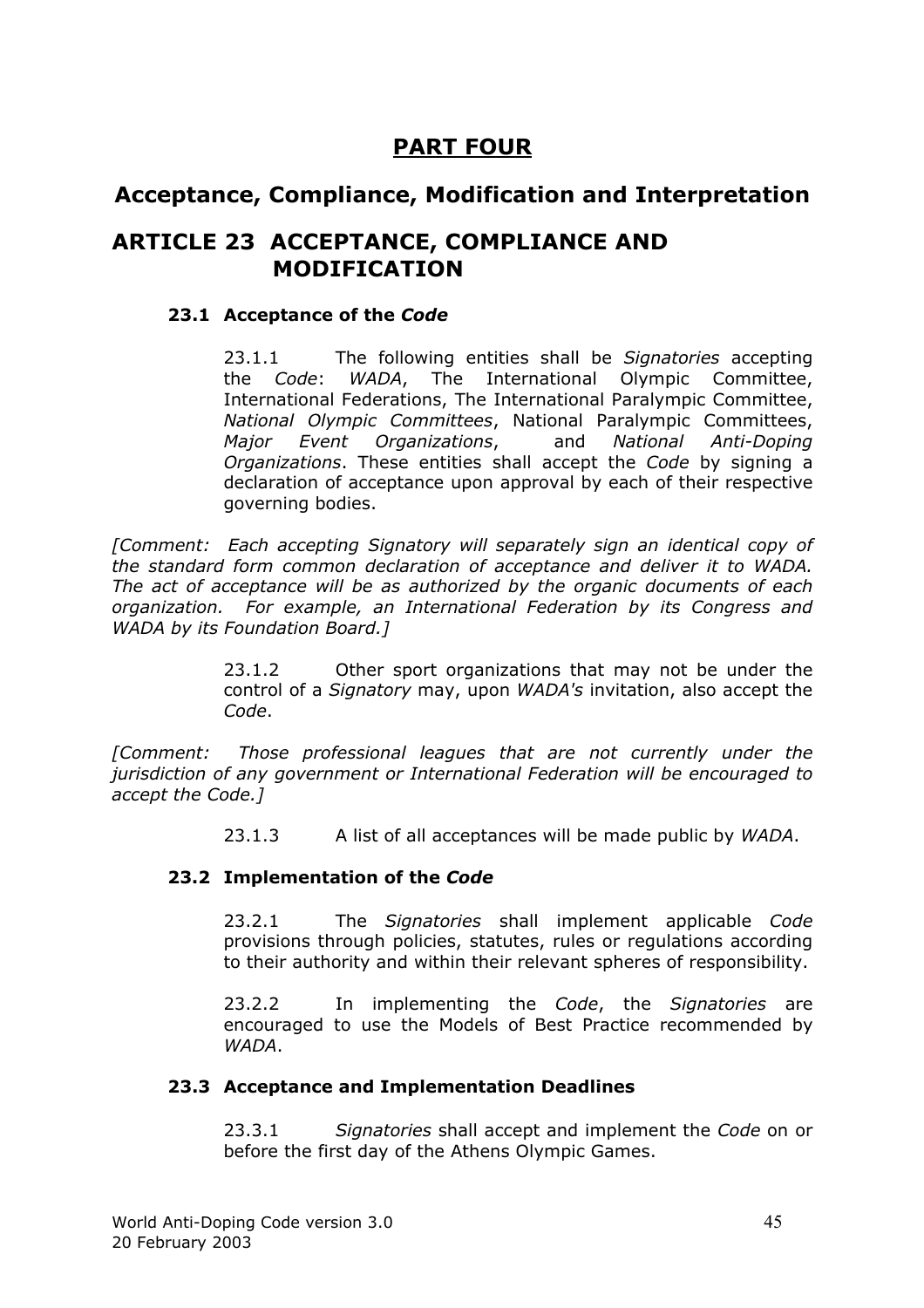# PART FOUR

## Acceptance, Compliance, Modification and Interpretation

## ARTICLE 23 ACCEPTANCE, COMPLIANCE AND MODIFICATION

### 23.1 Acceptance of the *Code*

23.1.1 The following entities shall be *Signatories* accepting the *Code*: *WADA*, The International Olympic Committee, International Federations, The International Paralympic Committee, *National Olympic Committees*, National Paralympic Committees, *Major Event Organizations*, and *National Anti-Doping Organizations*. These entities shall accept the *Code* by signing a declaration of acceptance upon approval by each of their respective governing bodies.

*[Comment: Each accepting Signatory will separately sign an identical copy of the standard form common declaration of acceptance and deliver it to WADA. The act of acceptance will be as authorized by the organic documents of each organization. For example, an International Federation by its Congress and WADA by its Foundation Board.]*

23.1.2 Other sport organizations that may not be under the control of a *Signatory* may, upon *WADA's* invitation, also accept the *Code*.

*[Comment: Those professional leagues that are not currently under the jurisdiction of any government or International Federation will be encouraged to accept the Code.]*

23.1.3 A list of all acceptances will be made public by *WADA*.

### 23.2 Implementation of the *Code*

23.2.1 The *Signatories* shall implement applicable *Code* provisions through policies, statutes, rules or regulations according to their authority and within their relevant spheres of responsibility.

23.2.2 In implementing the *Code*, the *Signatories* are encouraged to use the Models of Best Practice recommended by *WADA*.

### 23.3 Acceptance and Implementation Deadlines

23.3.1 *Signatories* shall accept and implement the *Code* on or before the first day of the Athens Olympic Games.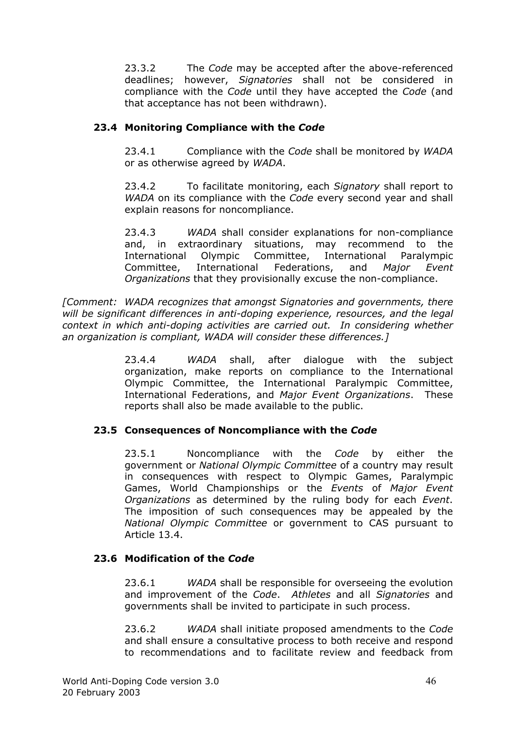23.3.2 The *Code* may be accepted after the above-referenced deadlines; however, *Signatories* shall not be considered in compliance with the *Code* until they have accepted the *Code* (and that acceptance has not been withdrawn).

### 23.4 Monitoring Compliance with the *Code*

23.4.1 Compliance with the *Code* shall be monitored by *WADA* or as otherwise agreed by *WADA*.

23.4.2 To facilitate monitoring, each *Signatory* shall report to *WADA* on its compliance with the *Code* every second year and shall explain reasons for noncompliance.

23.4.3 *WADA* shall consider explanations for non-compliance and, in extraordinary situations, may recommend to the International Olympic Committee, International Paralympic Committee, International Federations, and *Major Event Organizations* that they provisionally excuse the non-compliance.

*[Comment: WADA recognizes that amongst Signatories and governments, there will be significant differences in anti-doping experience, resources, and the legal context in which anti-doping activities are carried out. In considering whether an organization is compliant, WADA will consider these differences.]*

23.4.4 *WADA* shall, after dialogue with the subject organization, make reports on compliance to the International Olympic Committee, the International Paralympic Committee, International Federations, and *Major Event Organizations*. These reports shall also be made available to the public.

### 23.5 Consequences of Noncompliance with the *Code*

23.5.1 Noncompliance with the *Code* by either the government or *National Olympic Committee* of a country may result in consequences with respect to Olympic Games, Paralympic Games, World Championships or the *Events* of *Major Event Organizations* as determined by the ruling body for each *Event*. The imposition of such consequences may be appealed by the *National Olympic Committee* or government to CAS pursuant to Article 13.4.

### 23.6 Modification of the *Code*

23.6.1 *WADA* shall be responsible for overseeing the evolution and improvement of the *Code*. *Athletes* and all *Signatories* and governments shall be invited to participate in such process.

23.6.2 *WADA* shall initiate proposed amendments to the *Code* and shall ensure a consultative process to both receive and respond to recommendations and to facilitate review and feedback from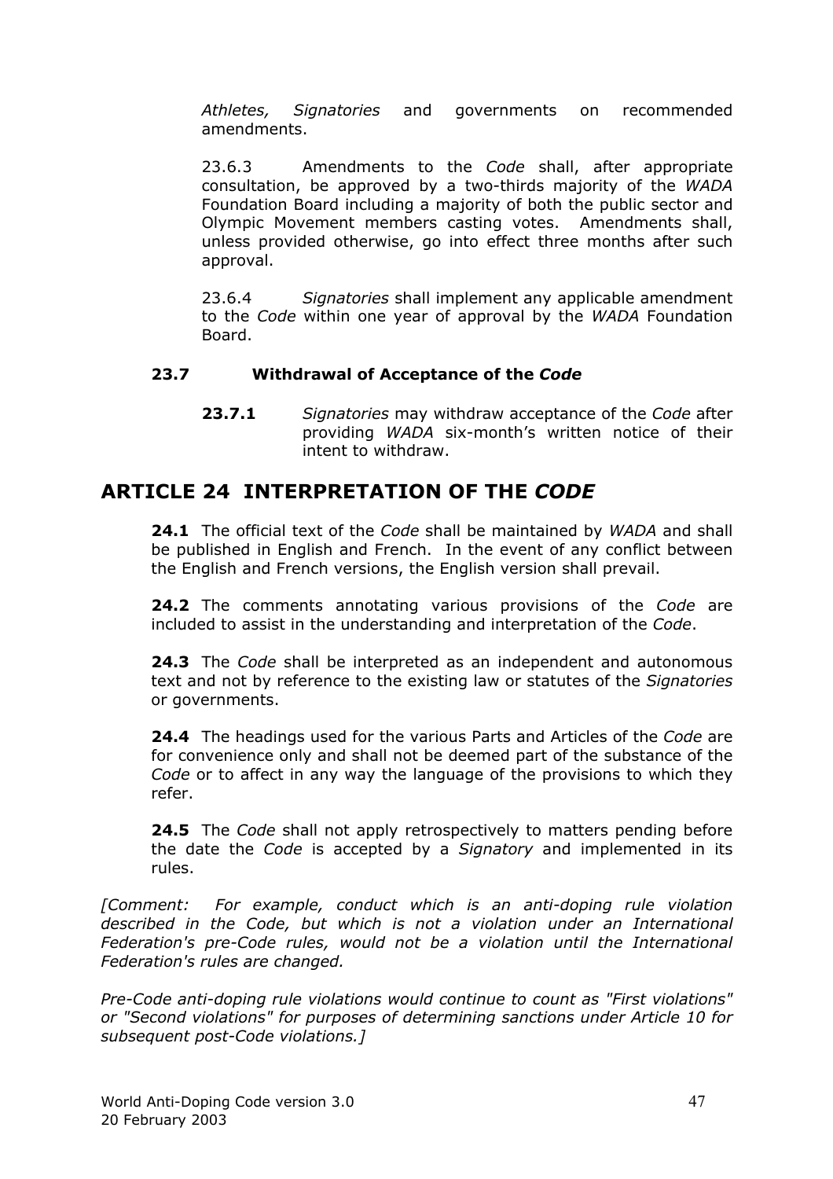*Athletes, Signatories* and governments on recommended amendments.

23.6.3 Amendments to the *Code* shall, after appropriate consultation, be approved by a two-thirds majority of the *WADA* Foundation Board including a majority of both the public sector and Olympic Movement members casting votes. Amendments shall, unless provided otherwise, go into effect three months after such approval.

23.6.4 *Signatories* shall implement any applicable amendment to the *Code* within one year of approval by the *WADA* Foundation Board.

### 23.7 Withdrawal of Acceptance of the *Code*

**23.7.1** *Signatories* may withdraw acceptance of the *Code* after providing *WADA* six-month's written notice of their intent to withdraw.

## ARTICLE 24 INTERPRETATION OF THE *CODE*

**24.1** The official text of the *Code* shall be maintained by *WADA* and shall be published in English and French. In the event of any conflict between the English and French versions, the English version shall prevail.

**24.2** The comments annotating various provisions of the *Code* are included to assist in the understanding and interpretation of the *Code*.

**24.3** The *Code* shall be interpreted as an independent and autonomous text and not by reference to the existing law or statutes of the *Signatories* or governments.

**24.4** The headings used for the various Parts and Articles of the *Code* are for convenience only and shall not be deemed part of the substance of the *Code* or to affect in any way the language of the provisions to which they refer.

**24.5** The *Code* shall not apply retrospectively to matters pending before the date the *Code* is accepted by a *Signatory* and implemented in its rules.

*[Comment: For example, conduct which is an anti-doping rule violation described in the Code, but which is not a violation under an International Federation's pre-Code rules, would not be a violation until the International Federation's rules are changed.*

*Pre-Code anti-doping rule violations would continue to count as "First violations" or "Second violations" for purposes of determining sanctions under Article 10 for subsequent post-Code violations.]*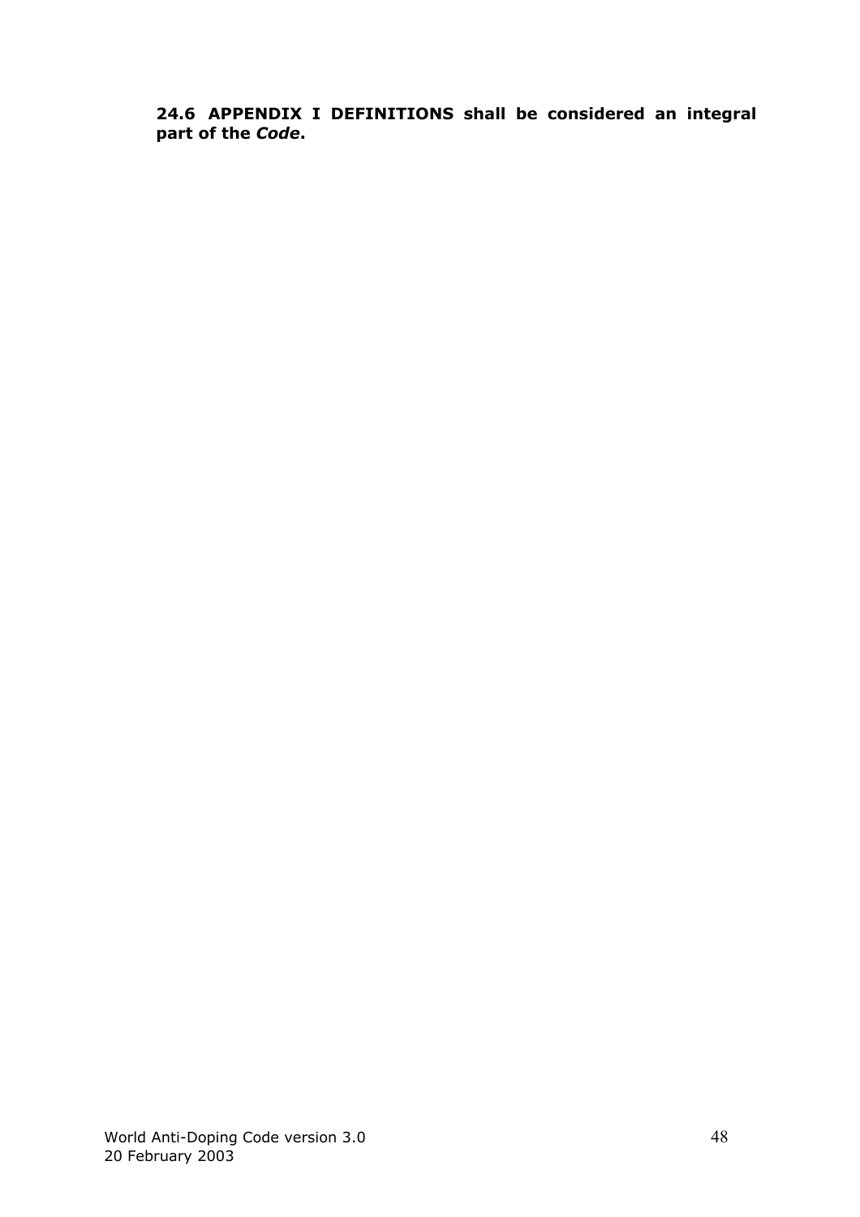**24.6 APPENDIX I DEFINITIONS shall be considered an integral part of the *Code*.**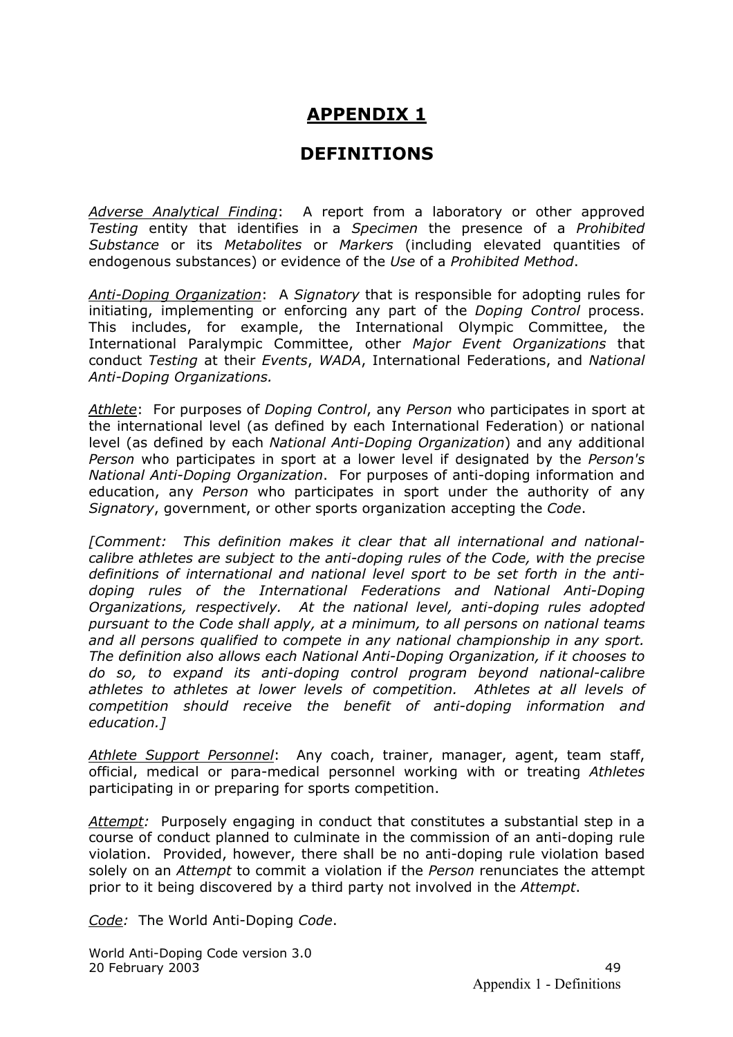# APPENDIX 1

# DEFINITIONS

*Adverse Analytical Finding*: A report from a laboratory or other approved *Testing* entity that identifies in a *Specimen* the presence of a *Prohibited Substance* or its *Metabolites* or *Markers* (including elevated quantities of endogenous substances) or evidence of the *Use* of a *Prohibited Method*.

*Anti-Doping Organization*: A *Signatory* that is responsible for adopting rules for initiating, implementing or enforcing any part of the *Doping Control* process. This includes, for example, the International Olympic Committee, the International Paralympic Committee, other *Major Event Organizations* that conduct *Testing* at their *Events*, *WADA*, International Federations, and *National Anti-Doping Organizations.*

*Athlete*: For purposes of *Doping Control*, any *Person* who participates in sport at the international level (as defined by each International Federation) or national level (as defined by each *National Anti-Doping Organization*) and any additional *Person* who participates in sport at a lower level if designated by the *Person's National Anti-Doping Organization*. For purposes of anti-doping information and education, any *Person* who participates in sport under the authority of any *Signatory*, government, or other sports organization accepting the *Code*.

*[Comment: This definition makes it clear that all international and national-calibre athletes are subject to the anti-doping rules of the Code, with the precise definitions of international and national level sport to be set forth in the anti-doping rules of the International Federations and National Anti-Doping Organizations, respectively. At the national level, anti-doping rules adopted pursuant to the Code shall apply, at a minimum, to all persons on national teams and all persons qualified to compete in any national championship in any sport. The definition also allows each National Anti-Doping Organization, if it chooses to do so, to expand its anti-doping control program beyond national-calibre athletes to athletes at lower levels of competition. Athletes at all levels of competition should receive the benefit of anti-doping information and education.]*

*Athlete Support Personnel*: Any coach, trainer, manager, agent, team staff, official, medical or para-medical personnel working with or treating *Athletes* participating in or preparing for sports competition.

*Attempt:* Purposely engaging in conduct that constitutes a substantial step in a course of conduct planned to culminate in the commission of an anti-doping rule violation. Provided, however, there shall be no anti-doping rule violation based solely on an *Attempt* to commit a violation if the *Person* renunciates the attempt prior to it being discovered by a third party not involved in the *Attempt*.

*Code:* The World Anti-Doping *Code*.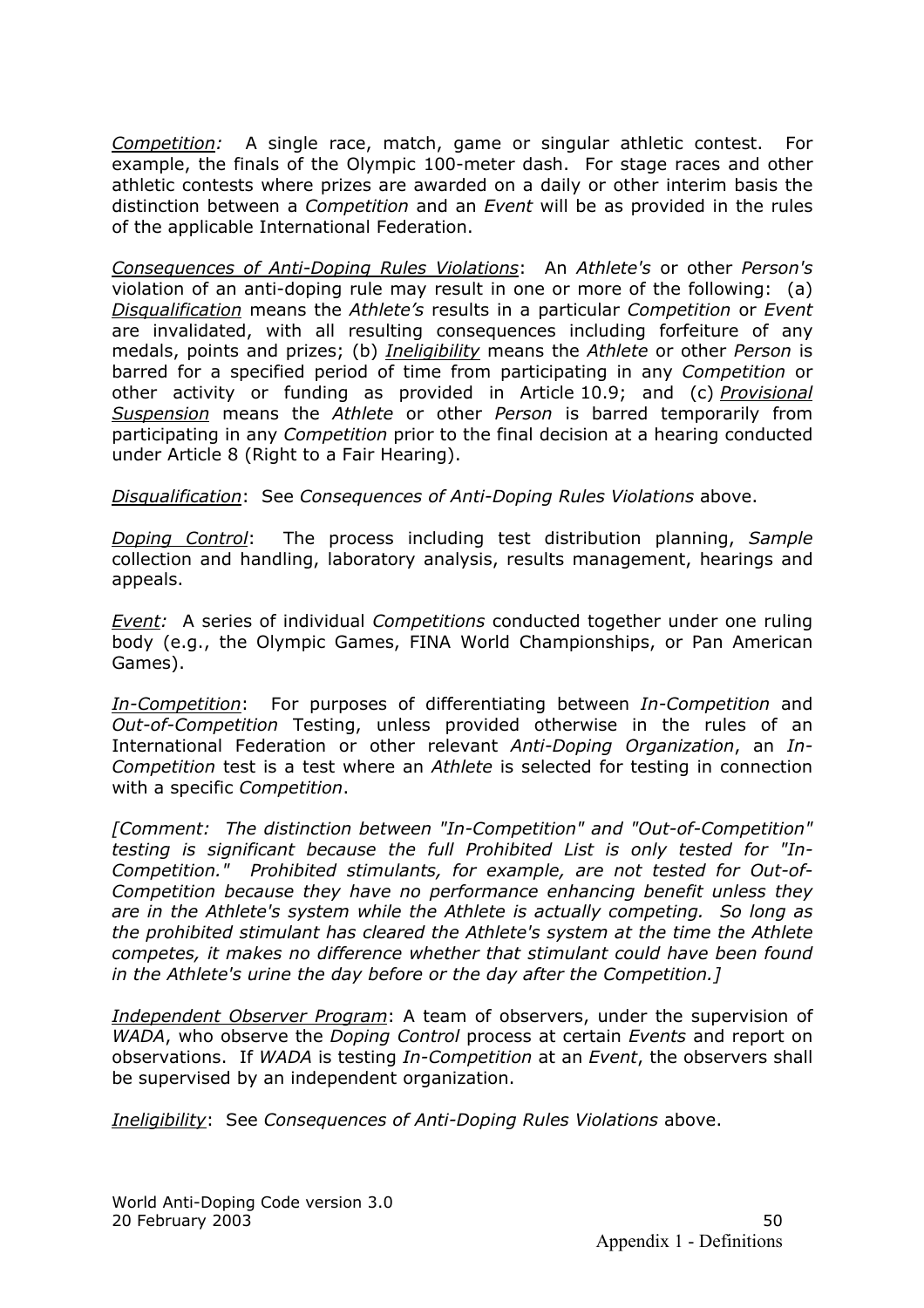*Competition:* A single race, match, game or singular athletic contest. For example, the finals of the Olympic 100-meter dash. For stage races and other athletic contests where prizes are awarded on a daily or other interim basis the distinction between a *Competition* and an *Event* will be as provided in the rules of the applicable International Federation.

*Consequences of Anti-Doping Rules Violations*: An *Athlete's* or other *Person's* violation of an anti-doping rule may result in one or more of the following: (a) *Disqualification* means the *Athlete's* results in a particular *Competition* or *Event* are invalidated, with all resulting consequences including forfeiture of any medals, points and prizes; (b) *Ineligibility* means the *Athlete* or other *Person* is barred for a specified period of time from participating in any *Competition* or other activity or funding as provided in Article 10.9; and (c) *Provisional Suspension* means the *Athlete* or other *Person* is barred temporarily from participating in any *Competition* prior to the final decision at a hearing conducted under Article 8 (Right to a Fair Hearing).

*Disqualification*: See *Consequences of Anti-Doping Rules Violations* above.

*Doping Control*: The process including test distribution planning, *Sample* collection and handling, laboratory analysis, results management, hearings and appeals.

*Event:* A series of individual *Competitions* conducted together under one ruling body (e.g., the Olympic Games, FINA World Championships, or Pan American Games).

*In-Competition*: For purposes of differentiating between *In-Competition* and *Out-of-Competition* Testing, unless provided otherwise in the rules of an International Federation or other relevant *Anti-Doping Organization*, an *In-Competition* test is a test where an *Athlete* is selected for testing in connection with a specific *Competition*.

*[Comment: The distinction between "In-Competition" and "Out-of-Competition" testing is significant because the full Prohibited List is only tested for "In-Competition." Prohibited stimulants, for example, are not tested for Out-of-Competition because they have no performance enhancing benefit unless they are in the Athlete's system while the Athlete is actually competing. So long as the prohibited stimulant has cleared the Athlete's system at the time the Athlete competes, it makes no difference whether that stimulant could have been found in the Athlete's urine the day before or the day after the Competition.]*

*Independent Observer Program*: A team of observers, under the supervision of *WADA*, who observe the *Doping Control* process at certain *Events* and report on observations. If *WADA* is testing *In-Competition* at an *Event*, the observers shall be supervised by an independent organization.

*Ineligibility*: See *Consequences of Anti-Doping Rules Violations* above.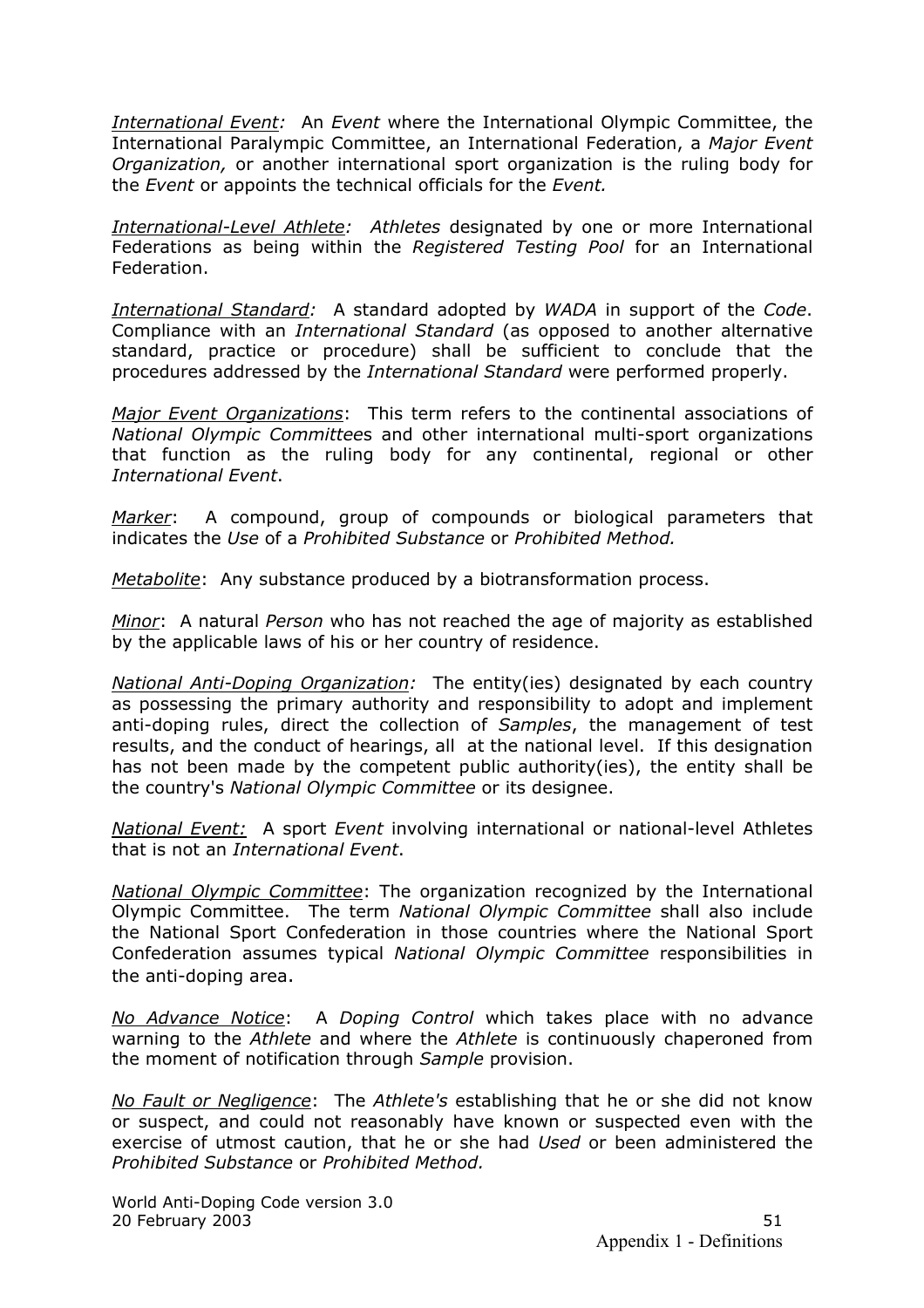*International Event:* An *Event* where the International Olympic Committee, the International Paralympic Committee, an International Federation, a *Major Event Organization,* or another international sport organization is the ruling body for the *Event* or appoints the technical officials for the *Event.*

*International-Level Athlete:* *Athletes* designated by one or more International Federations as being within the *Registered Testing Pool* for an International Federation.

*International Standard:* A standard adopted by *WADA* in support of the *Code*. Compliance with an *International Standard* (as opposed to another alternative standard, practice or procedure) shall be sufficient to conclude that the procedures addressed by the *International Standard* were performed properly.

*Major Event Organizations*: This term refers to the continental associations of *National Olympic Committee*s and other international multi-sport organizations that function as the ruling body for any continental, regional or other *International Event*.

*Marker*: A compound, group of compounds or biological parameters that indicates the *Use* of a *Prohibited Substance* or *Prohibited Method.*

*Metabolite*: Any substance produced by a biotransformation process.

*Minor*: A natural *Person* who has not reached the age of majority as established by the applicable laws of his or her country of residence.

*National Anti-Doping Organization:* The entity(ies) designated by each country as possessing the primary authority and responsibility to adopt and implement anti-doping rules, direct the collection of *Samples*, the management of test results, and the conduct of hearings, all at the national level. If this designation has not been made by the competent public authority(ies), the entity shall be the country's *National Olympic Committee* or its designee.

*National Event:* A sport *Event* involving international or national-level Athletes that is not an *International Event*.

*National Olympic Committee*: The organization recognized by the International Olympic Committee. The term *National Olympic Committee* shall also include the National Sport Confederation in those countries where the National Sport Confederation assumes typical *National Olympic Committee* responsibilities in the anti-doping area.

*No Advance Notice*: A *Doping Control* which takes place with no advance warning to the *Athlete* and where the *Athlete* is continuously chaperoned from the moment of notification through *Sample* provision.

*No Fault or Negligence*: The *Athlete's* establishing that he or she did not know or suspect, and could not reasonably have known or suspected even with the exercise of utmost caution, that he or she had *Used* or been administered the *Prohibited Substance* or *Prohibited Method.*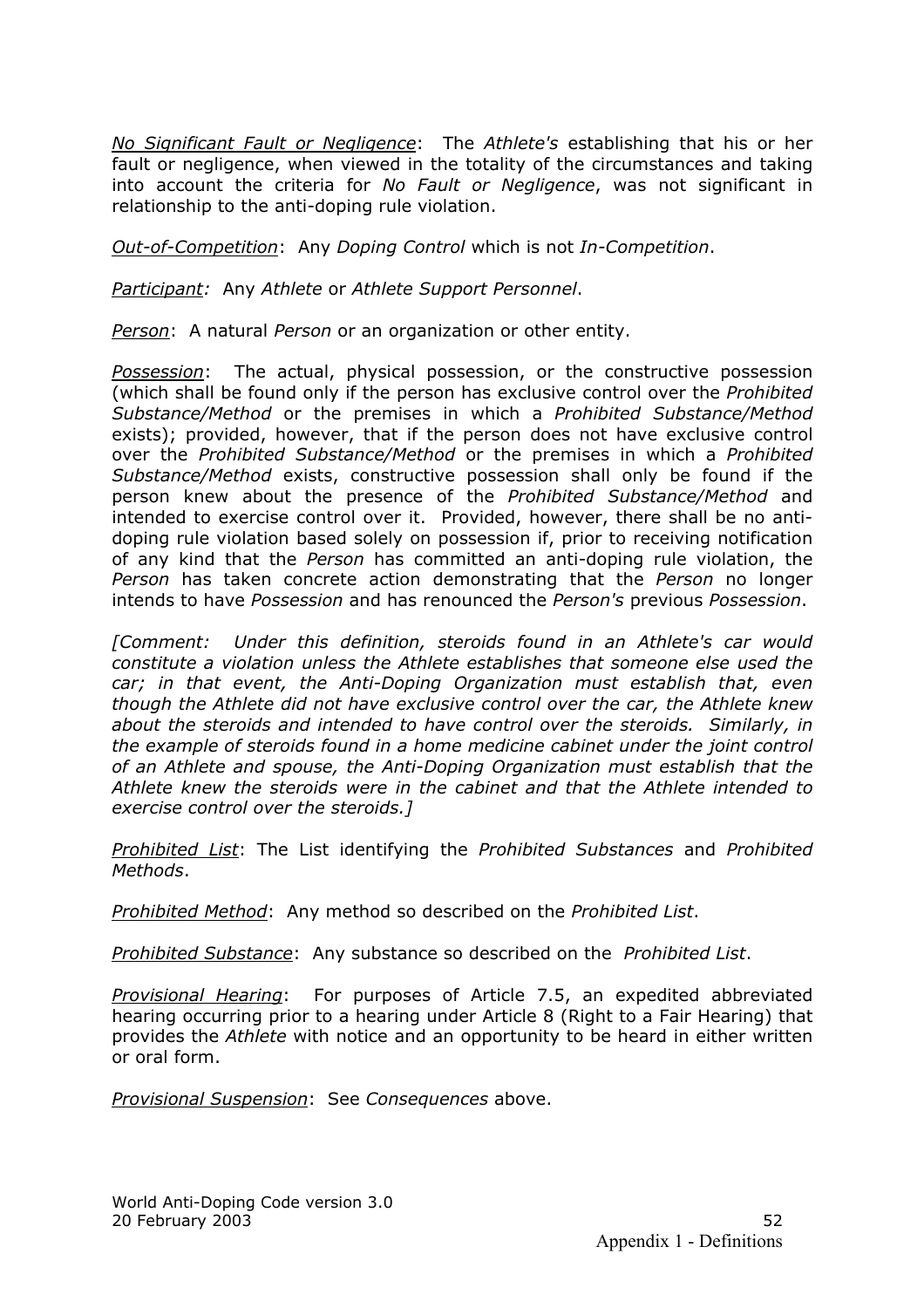*No Significant Fault or Negligence*: The *Athlete's* establishing that his or her fault or negligence, when viewed in the totality of the circumstances and taking into account the criteria for *No Fault or Negligence*, was not significant in relationship to the anti-doping rule violation.

*Out-of-Competition*: Any *Doping Control* which is not *In-Competition*.

*Participant:* Any *Athlete* or *Athlete Support Personnel*.

*Person*: A natural *Person* or an organization or other entity.

*Possession*: The actual, physical possession, or the constructive possession (which shall be found only if the person has exclusive control over the *Prohibited Substance/Method* or the premises in which a *Prohibited Substance/Method* exists); provided, however, that if the person does not have exclusive control over the *Prohibited Substance/Method* or the premises in which a *Prohibited Substance/Method* exists, constructive possession shall only be found if the person knew about the presence of the *Prohibited Substance/Method* and intended to exercise control over it. Provided, however, there shall be no anti-doping rule violation based solely on possession if, prior to receiving notification of any kind that the *Person* has committed an anti-doping rule violation, the *Person* has taken concrete action demonstrating that the *Person* no longer intends to have *Possession* and has renounced the *Person's* previous *Possession*.

*[Comment: Under this definition, steroids found in an Athlete's car would constitute a violation unless the Athlete establishes that someone else used the car; in that event, the Anti-Doping Organization must establish that, even though the Athlete did not have exclusive control over the car, the Athlete knew about the steroids and intended to have control over the steroids. Similarly, in the example of steroids found in a home medicine cabinet under the joint control of an Athlete and spouse, the Anti-Doping Organization must establish that the Athlete knew the steroids were in the cabinet and that the Athlete intended to exercise control over the steroids.]*

*Prohibited List*: The List identifying the *Prohibited Substances* and *Prohibited Methods*.

*Prohibited Method*: Any method so described on the *Prohibited List*.

*Prohibited Substance*: Any substance so described on the *Prohibited List*.

*Provisional Hearing*: For purposes of Article 7.5, an expedited abbreviated hearing occurring prior to a hearing under Article 8 (Right to a Fair Hearing) that provides the *Athlete* with notice and an opportunity to be heard in either written or oral form.

*Provisional Suspension*: See *Consequences* above.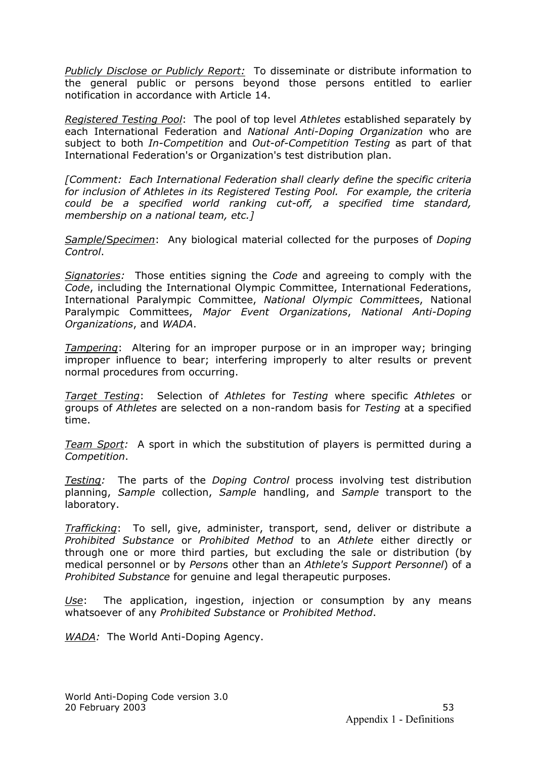*Publicly Disclose or Publicly Report:* To disseminate or distribute information to the general public or persons beyond those persons entitled to earlier notification in accordance with Article 14.

*Registered Testing Pool*: The pool of top level *Athletes* established separately by each International Federation and *National Anti-Doping Organization* who are subject to both *In-Competition* and *Out-of-Competition Testing* as part of that International Federation's or Organization's test distribution plan.

*[Comment: Each International Federation shall clearly define the specific criteria for inclusion of Athletes in its Registered Testing Pool. For example, the criteria could be a specified world ranking cut-off, a specified time standard, membership on a national team, etc.]*

*Sample/Specimen*: Any biological material collected for the purposes of *Doping Control*.

*Signatories:* Those entities signing the *Code* and agreeing to comply with the *Code*, including the International Olympic Committee, International Federations, International Paralympic Committee, *National Olympic Committee*s, National Paralympic Committees, *Major Event Organizations*, *National Anti-Doping Organizations*, and *WADA*.

*Tampering*: Altering for an improper purpose or in an improper way; bringing improper influence to bear; interfering improperly to alter results or prevent normal procedures from occurring.

*Target Testing*: Selection of *Athletes* for *Testing* where specific *Athletes* or groups of *Athletes* are selected on a non-random basis for *Testing* at a specified time.

*Team Sport:* A sport in which the substitution of players is permitted during a *Competition*.

*Testing:* The parts of the *Doping Control* process involving test distribution planning, *Sample* collection, *Sample* handling, and *Sample* transport to the laboratory.

*Trafficking*: To sell, give, administer, transport, send, deliver or distribute a *Prohibited Substance* or *Prohibited Method* to an *Athlete* either directly or through one or more third parties, but excluding the sale or distribution (by medical personnel or by *Person*s other than an *Athlete's Support Personnel*) of a *Prohibited Substance* for genuine and legal therapeutic purposes.

*Use*: The application, ingestion, injection or consumption by any means whatsoever of any *Prohibited Substance* or *Prohibited Method*.

*WADA:* The World Anti-Doping Agency.